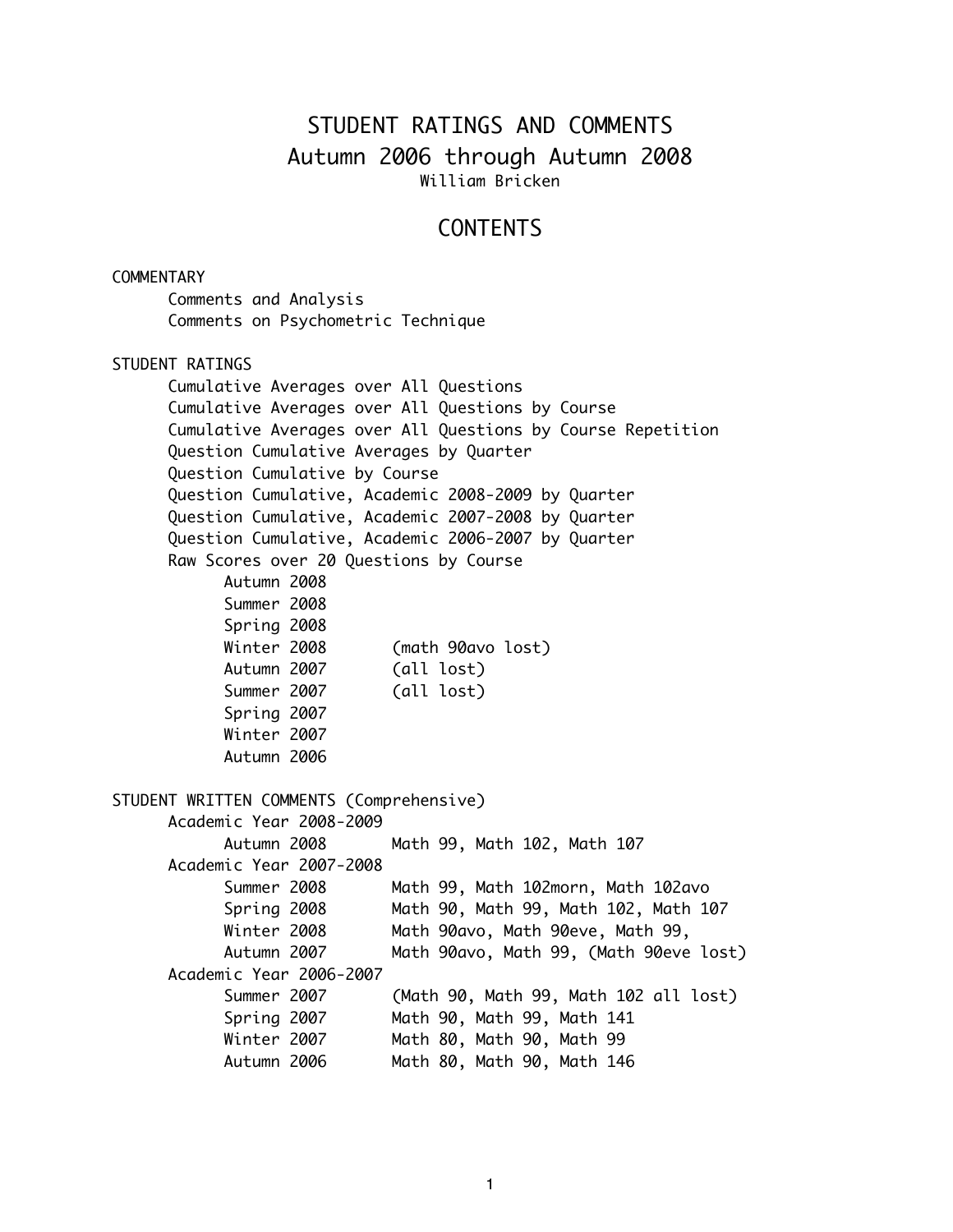# STUDENT RATINGS AND COMMENTS

## Autumn 2006 through Autumn 2008

William Bricken

## CONTENTS

COMMENTARY

- Comments and Analysis
- Comments on Psychometric Technique

STUDENT RATINGS

- Cumulative Averages over All Questions
- Cumulative Averages over All Questions by Course
- Cumulative Averages over All Questions by Course Repetition
- Question Cumulative Averages by Quarter
- Question Cumulative by Course
- Question Cumulative, Academic 2008-2009 by Quarter
- Question Cumulative, Academic 2007-2008 by Quarter
- Question Cumulative, Academic 2006-2007 by Quarter
- Raw Scores over 20 Questions by Course
  - Autumn 2008
  - Summer 2008
  - Spring 2008
  - Winter 2008 (math 90avo lost)
  - Autumn 2007 (all lost)
  - Summer 2007 (all lost)
  - Spring 2007
  - Winter 2007
  - Autumn 2006

STUDENT WRITTEN COMMENTS (Comprehensive)

- Academic Year 2008-2009
  - Autumn 2008 Math 99, Math 102, Math 107
- Academic Year 2007-2008
  - Summer 2008 Math 99, Math 102morn, Math 102avo
  - Spring 2008 Math 90, Math 99, Math 102, Math 107
  - Winter 2008 Math 90avo, Math 90eve, Math 99,
  - Autumn 2007 Math 90avo, Math 99, (Math 90eve lost)
- Academic Year 2006-2007
  - Summer 2007 (Math 90, Math 99, Math 102 all lost)
  - Spring 2007 Math 90, Math 99, Math 141
  - Winter 2007 Math 80, Math 90, Math 99
  - Autumn 2006 Math 80, Math 90, Math 146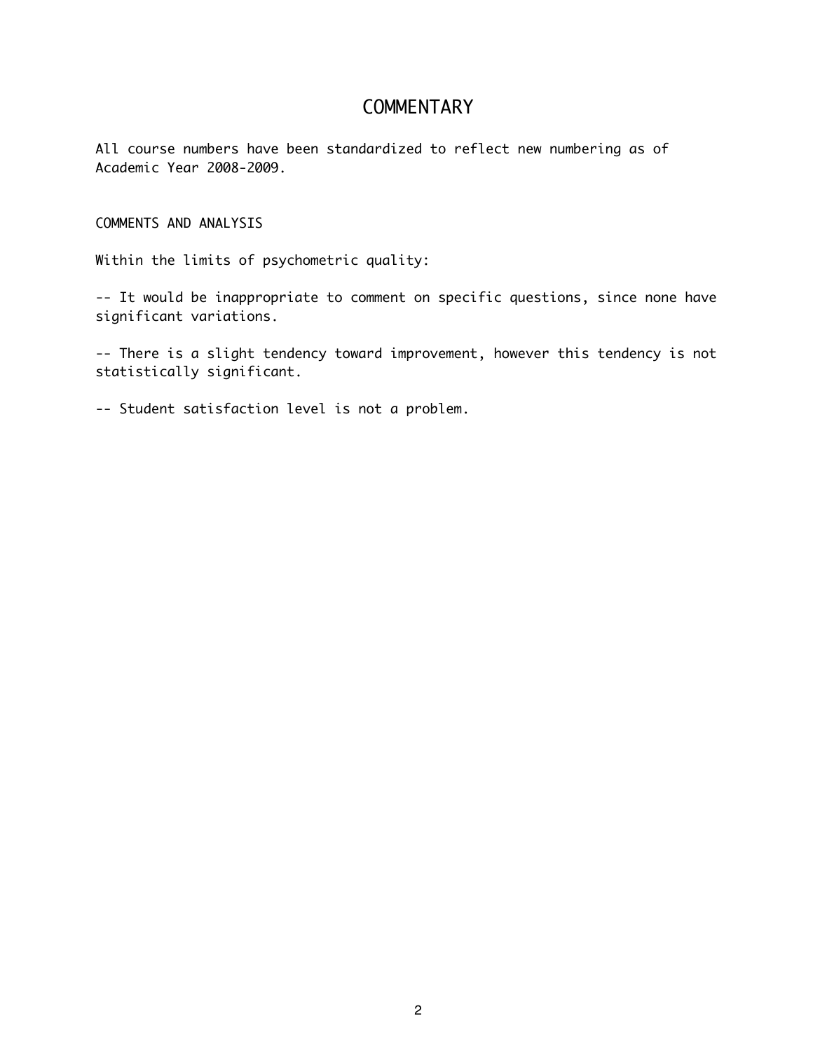# COMMENTARY

All course numbers have been standardized to reflect new numbering as of Academic Year 2008-2009.

COMMENTS AND ANALYSIS

Within the limits of psychometric quality:

-- It would be inappropriate to comment on specific questions, since none have significant variations.

-- There is a slight tendency toward improvement, however this tendency is not statistically significant.

-- Student satisfaction level is not a problem.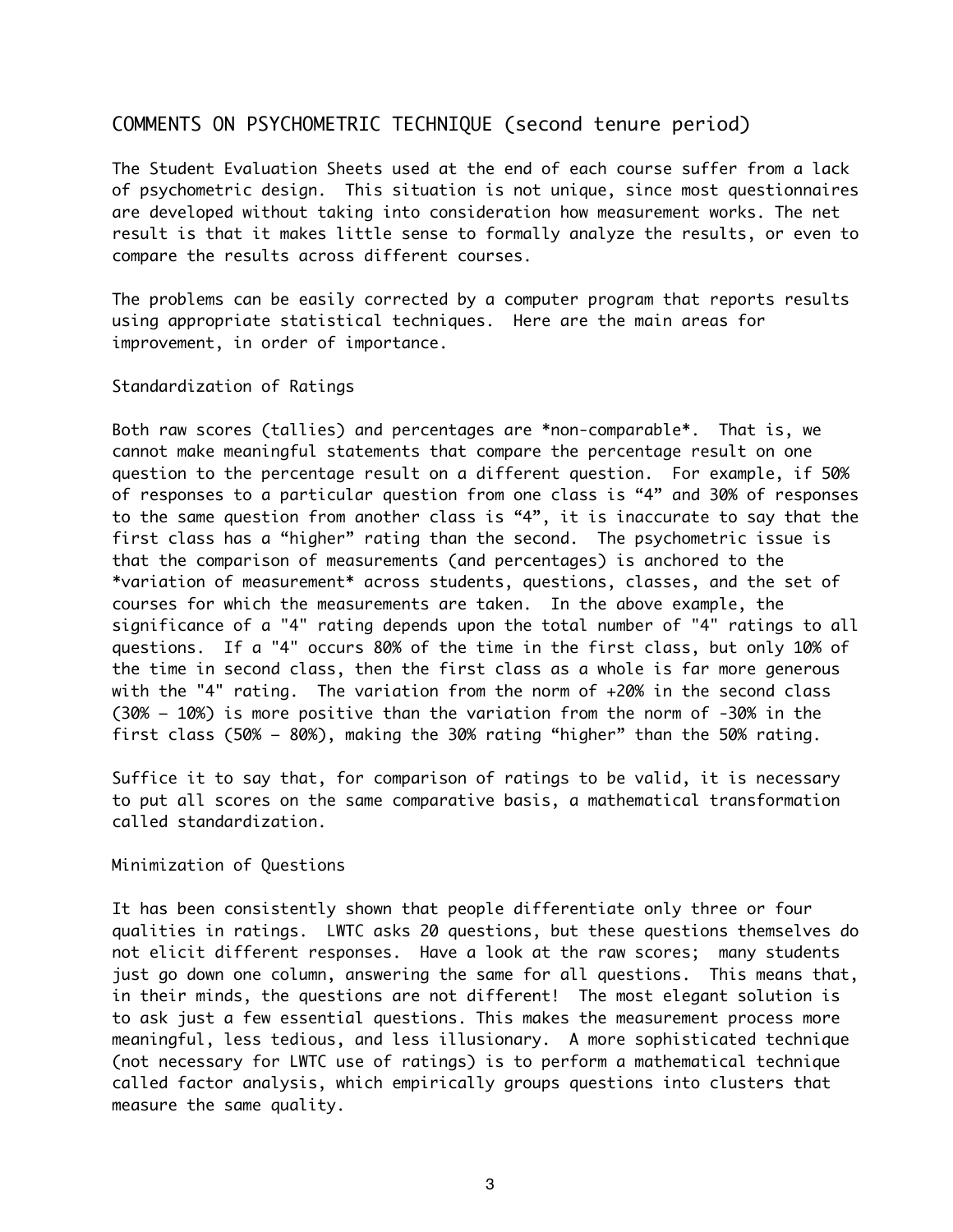# COMMENTS ON PSYCHOMETRIC TECHNIQUE (second tenure period)

The Student Evaluation Sheets used at the end of each course suffer from a lack of psychometric design. This situation is not unique, since most questionnaires are developed without taking into consideration how measurement works. The net result is that it makes little sense to formally analyze the results, or even to compare the results across different courses.

The problems can be easily corrected by a computer program that reports results using appropriate statistical techniques. Here are the main areas for improvement, in order of importance.

## Standardization of Ratings

Both raw scores (tallies) and percentages are *non-comparable*. That is, we cannot make meaningful statements that compare the percentage result on one question to the percentage result on a different question. For example, if 50% of responses to a particular question from one class is “4” and 30% of responses to the same question from another class is “4”, it is inaccurate to say that the first class has a “higher” rating than the second. The psychometric issue is that the comparison of measurements (and percentages) is anchored to the *variation of measurement* across students, questions, classes, and the set of courses for which the measurements are taken. In the above example, the significance of a "4" rating depends upon the total number of "4" ratings to all questions. If a "4" occurs 80% of the time in the first class, but only 10% of the time in second class, then the first class as a whole is far more generous with the "4" rating. The variation from the norm of +20% in the second class (30% – 10%) is more positive than the variation from the norm of -30% in the first class (50% – 80%), making the 30% rating “higher” than the 50% rating.

Suffice it to say that, for comparison of ratings to be valid, it is necessary to put all scores on the same comparative basis, a mathematical transformation called standardization.

## Minimization of Questions

It has been consistently shown that people differentiate only three or four qualities in ratings. LWTC asks 20 questions, but these questions themselves do not elicit different responses. Have a look at the raw scores; many students just go down one column, answering the same for all questions. This means that, in their minds, the questions are not different! The most elegant solution is to ask just a few essential questions. This makes the measurement process more meaningful, less tedious, and less illusionary. A more sophisticated technique (not necessary for LWTC use of ratings) is to perform a mathematical technique called factor analysis, which empirically groups questions into clusters that measure the same quality.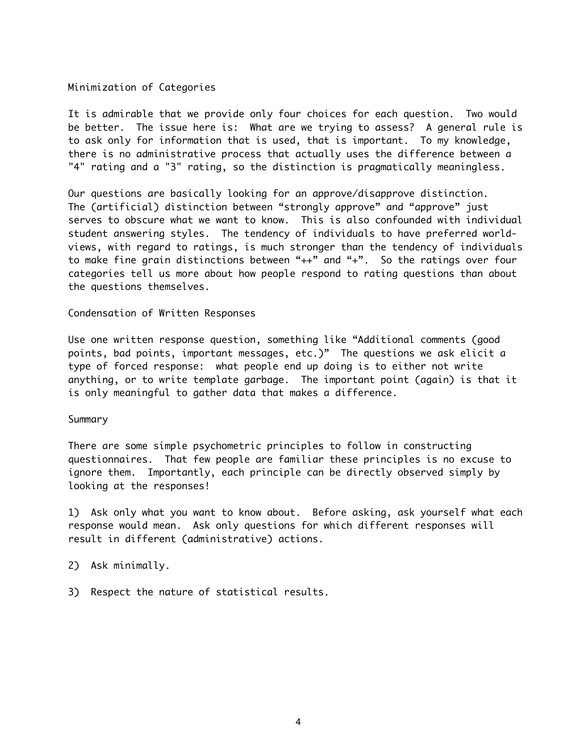## Minimization of Categories

It is admirable that we provide only four choices for each question. Two would be better. The issue here is: What are we trying to assess? A general rule is to ask only for information that is used, that is important. To my knowledge, there is no administrative process that actually uses the difference between a "4" rating and a "3" rating, so the distinction is pragmatically meaningless.

Our questions are basically looking for an approve/disapprove distinction. The (artificial) distinction between "strongly approve" and "approve" just serves to obscure what we want to know. This is also confounded with individual student answering styles. The tendency of individuals to have preferred world-views, with regard to ratings, is much stronger than the tendency of individuals to make fine grain distinctions between "++" and "+". So the ratings over four categories tell us more about how people respond to rating questions than about the questions themselves.

## Condensation of Written Responses

Use one written response question, something like "Additional comments (good points, bad points, important messages, etc.)" The questions we ask elicit a type of forced response: what people end up doing is to either not write anything, or to write template garbage. The important point (again) is that it is only meaningful to gather data that makes a difference.

## Summary

There are some simple psychometric principles to follow in constructing questionnaires. That few people are familiar these principles is no excuse to ignore them. Importantly, each principle can be directly observed simply by looking at the responses!

1) Ask only what you want to know about. Before asking, ask yourself what each response would mean. Ask only questions for which different responses will result in different (administrative) actions.

2) Ask minimally.

3) Respect the nature of statistical results.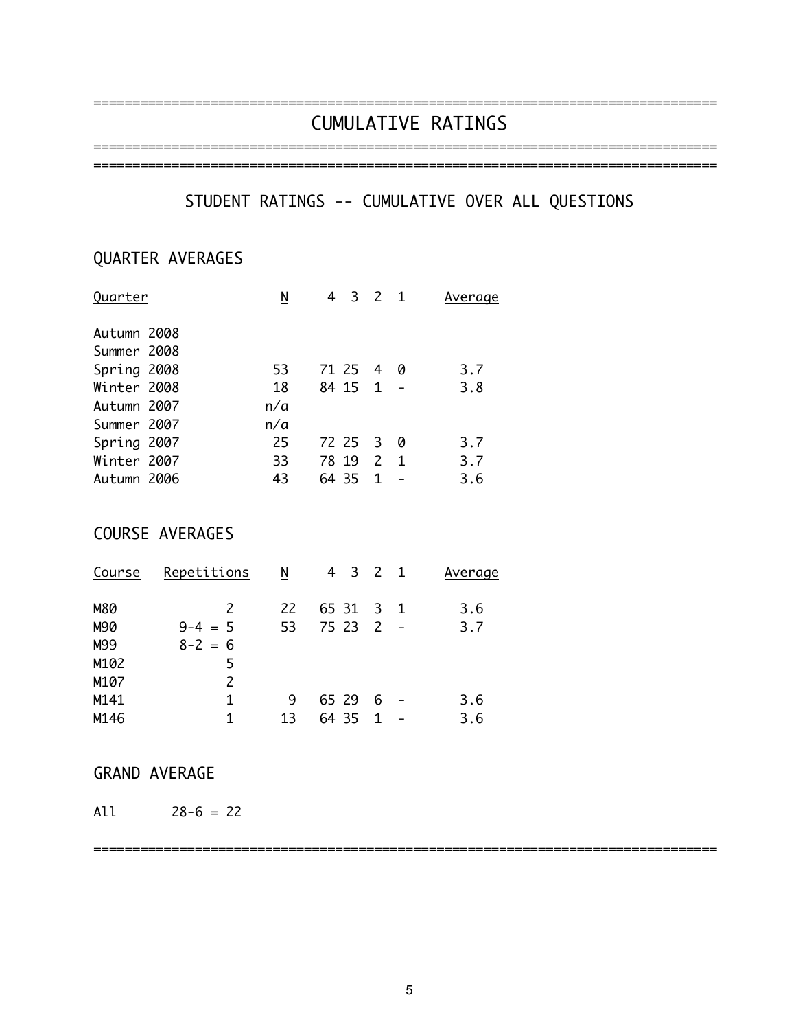# CUMULATIVE RATINGS

## STUDENT RATINGS -- CUMULATIVE OVER ALL QUESTIONS

### QUARTER AVERAGES

| Quarter | N | 4 | 3 | 2 | 1 | Average |
|---|---|---|---|---|---|---|
| Autumn 2008 | | | | | | |
| Summer 2008 | | | | | | |
| Spring 2008 | 53 | 71 | 25 | 4 | 0 | 3.7 |
| Winter 2008 | 18 | 84 | 15 | 1 | - | 3.8 |
| Autumn 2007 | n/a | | | | | |
| Summer 2007 | n/a | | | | | |
| Spring 2007 | 25 | 72 | 25 | 3 | 0 | 3.7 |
| Winter 2007 | 33 | 78 | 19 | 2 | 1 | 3.7 |
| Autumn 2006 | 43 | 64 | 35 | 1 | - | 3.6 |

### COURSE AVERAGES

| Course | Repetitions | N | 4 | 3 | 2 | 1 | Average |
|---|---|---|---|---|---|---|---|
| M80 | 2 | 22 | 65 | 31 | 3 | 1 | 3.6 |
| M90 | 9-4 = 5 | 53 | 75 | 23 | 2 | - | 3.7 |
| M99 | 8-2 = 6 | | | | | | |
| M102 | 5 | | | | | | |
| M107 | 2 | | | | | | |
| M141 | 1 | 9 | 65 | 29 | 6 | - | 3.6 |
| M146 | 1 | 13 | 64 | 35 | 1 | - | 3.6 |

### GRAND AVERAGE

All 28-6 = 22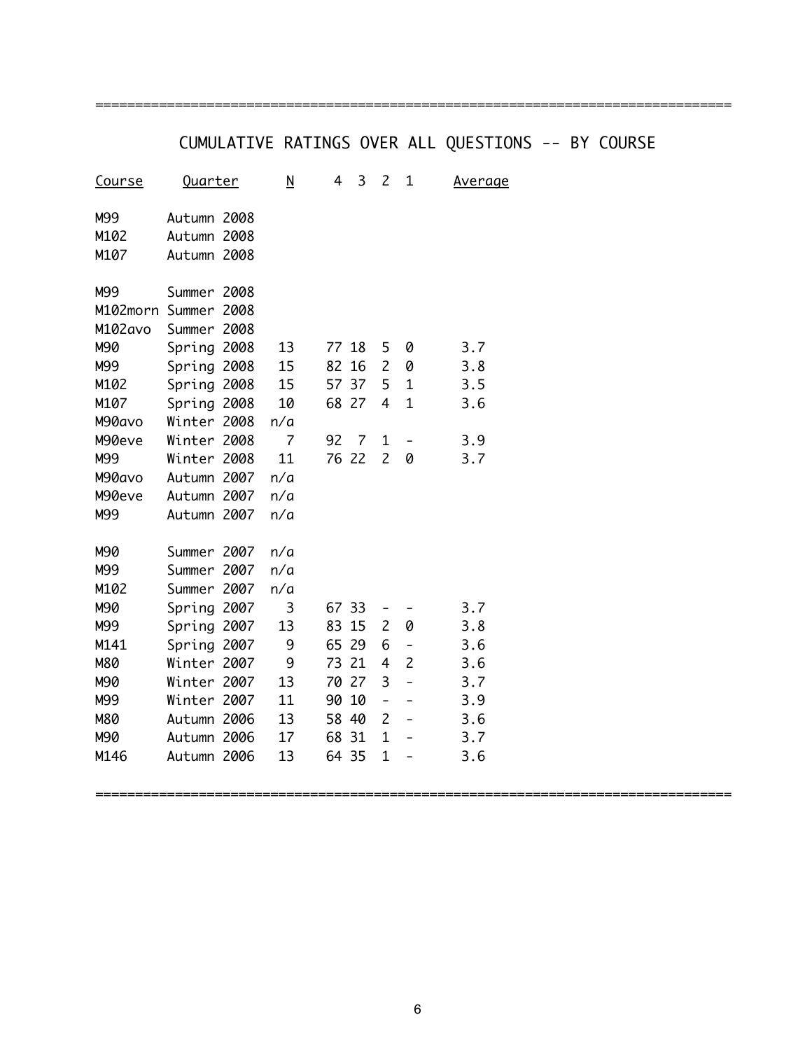## CUMULATIVE RATINGS OVER ALL QUESTIONS -- BY COURSE

| Course | Quarter | N | 4 | 3 | 2 | 1 | Average |
|---|---|---|---|---|---|---|---|
| M99 | Autumn 2008 | | | | | | |
| M102 | Autumn 2008 | | | | | | |
| M107 | Autumn 2008 | | | | | | |
| | | | | | | | |
| M99 | Summer 2008 | | | | | | |
| M102morn | Summer 2008 | | | | | | |
| M102avo | Summer 2008 | | | | | | |
| M90 | Spring 2008 | 13 | 77 | 18 | 5 | 0 | 3.7 |
| M99 | Spring 2008 | 15 | 82 | 16 | 2 | 0 | 3.8 |
| M102 | Spring 2008 | 15 | 57 | 37 | 5 | 1 | 3.5 |
| M107 | Spring 2008 | 10 | 68 | 27 | 4 | 1 | 3.6 |
| M90avo | Winter 2008 | n/a | | | | | |
| M90eve | Winter 2008 | 7 | 92 | 7 | 1 | - | 3.9 |
| M99 | Winter 2008 | 11 | 76 | 22 | 2 | 0 | 3.7 |
| M90avo | Autumn 2007 | n/a | | | | | |
| M90eve | Autumn 2007 | n/a | | | | | |
| M99 | Autumn 2007 | n/a | | | | | |
| | | | | | | | |
| M90 | Summer 2007 | n/a | | | | | |
| M99 | Summer 2007 | n/a | | | | | |
| M102 | Summer 2007 | n/a | | | | | |
| M90 | Spring 2007 | 3 | 67 | 33 | - | - | 3.7 |
| M99 | Spring 2007 | 13 | 83 | 15 | 2 | 0 | 3.8 |
| M141 | Spring 2007 | 9 | 65 | 29 | 6 | - | 3.6 |
| M80 | Winter 2007 | 9 | 73 | 21 | 4 | 2 | 3.6 |
| M90 | Winter 2007 | 13 | 70 | 27 | 3 | - | 3.7 |
| M99 | Winter 2007 | 11 | 90 | 10 | - | - | 3.9 |
| M80 | Autumn 2006 | 13 | 58 | 40 | 2 | - | 3.6 |
| M90 | Autumn 2006 | 17 | 68 | 31 | 1 | - | 3.7 |
| M146 | Autumn 2006 | 13 | 64 | 35 | 1 | - | 3.6 |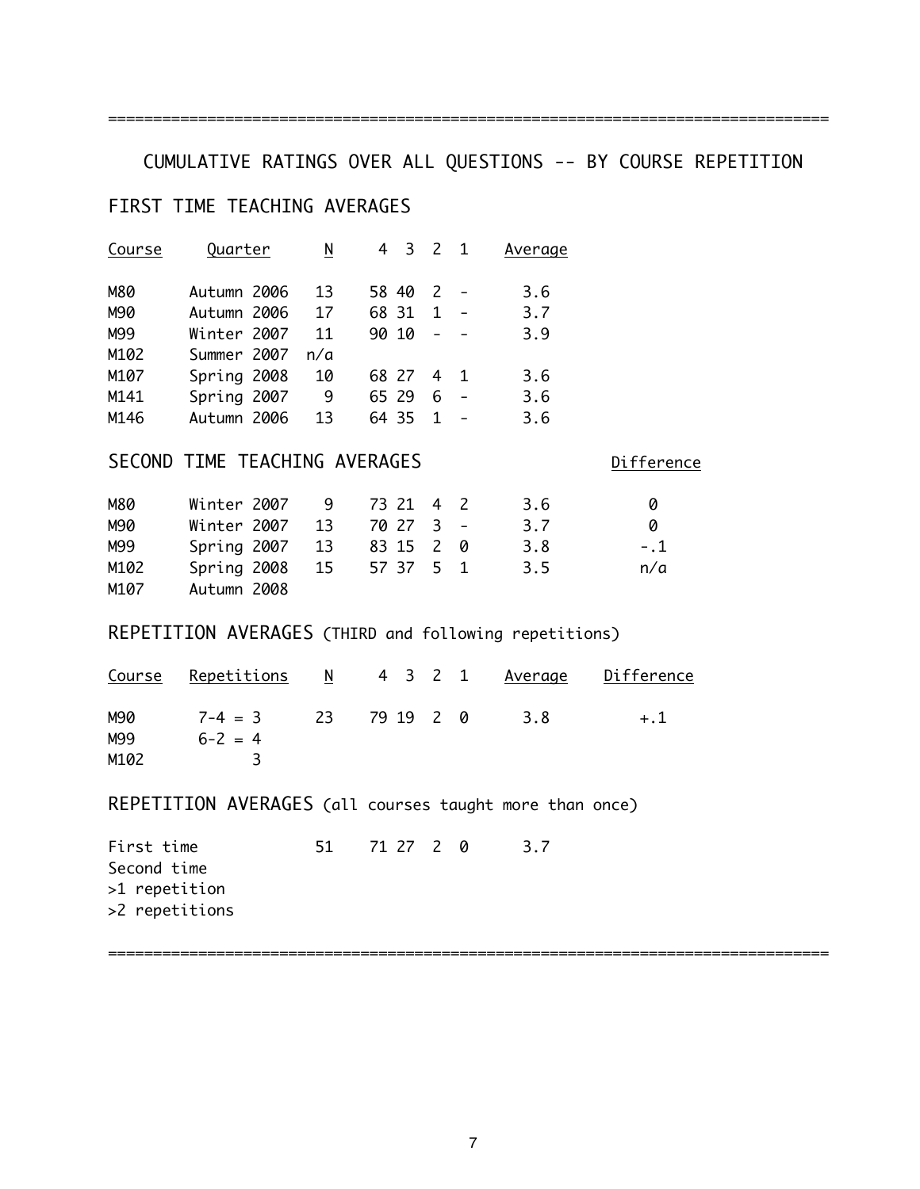================================================================================

## CUMULATIVE RATINGS OVER ALL QUESTIONS -- BY COURSE REPETITION

### FIRST TIME TEACHING AVERAGES

| Course | Quarter | N | 4 | 3 | 2 | 1 | Average |
|---|---|---|---|---|---|---|---|
| M80 | Autumn 2006 | 13 | 58 | 40 | 2 | - | 3.6 |
| M90 | Autumn 2006 | 17 | 68 | 31 | 1 | - | 3.7 |
| M99 | Winter 2007 | 11 | 90 | 10 | - | - | 3.9 |
| M102 | Summer 2007 | n/a | | | | | |
| M107 | Spring 2008 | 10 | 68 | 27 | 4 | 1 | 3.6 |
| M141 | Spring 2007 | 9 | 65 | 29 | 6 | - | 3.6 |
| M146 | Autumn 2006 | 13 | 64 | 35 | 1 | - | 3.6 |

### SECOND TIME TEACHING AVERAGES

| Course | Quarter | N | 4 | 3 | 2 | 1 | Average | Difference |
|---|---|---|---|---|---|---|---|---|
| M80 | Winter 2007 | 9 | 73 | 21 | 4 | 2 | 3.6 | 0 |
| M90 | Winter 2007 | 13 | 70 | 27 | 3 | - | 3.7 | 0 |
| M99 | Spring 2007 | 13 | 83 | 15 | 2 | 0 | 3.8 | -.1 |
| M102 | Spring 2008 | 15 | 57 | 37 | 5 | 1 | 3.5 | n/a |
| M107 | Autumn 2008 | | | | | | | |

### REPETITION AVERAGES (THIRD and following repetitions)

| Course | Repetitions | N | 4 | 3 | 2 | 1 | Average | Difference |
|---|---|---|---|---|---|---|---|---|
| M90 | 7-4 = 3 | 23 | 79 | 19 | 2 | 0 | 3.8 | +.1 |
| M99 | 6-2 = 4 | | | | | | | |
| M102 | 3 | | | | | | | |

### REPETITION AVERAGES (all courses taught more than once)

| | N | 4 | 3 | 2 | 1 | Average |
|---|---|---|---|---|---|---|
| First time | 51 | 71 | 27 | 2 | 0 | 3.7 |
| Second time | | | | | | |
| >1 repetition | | | | | | |
| >2 repetitions | | | | | | |

================================================================================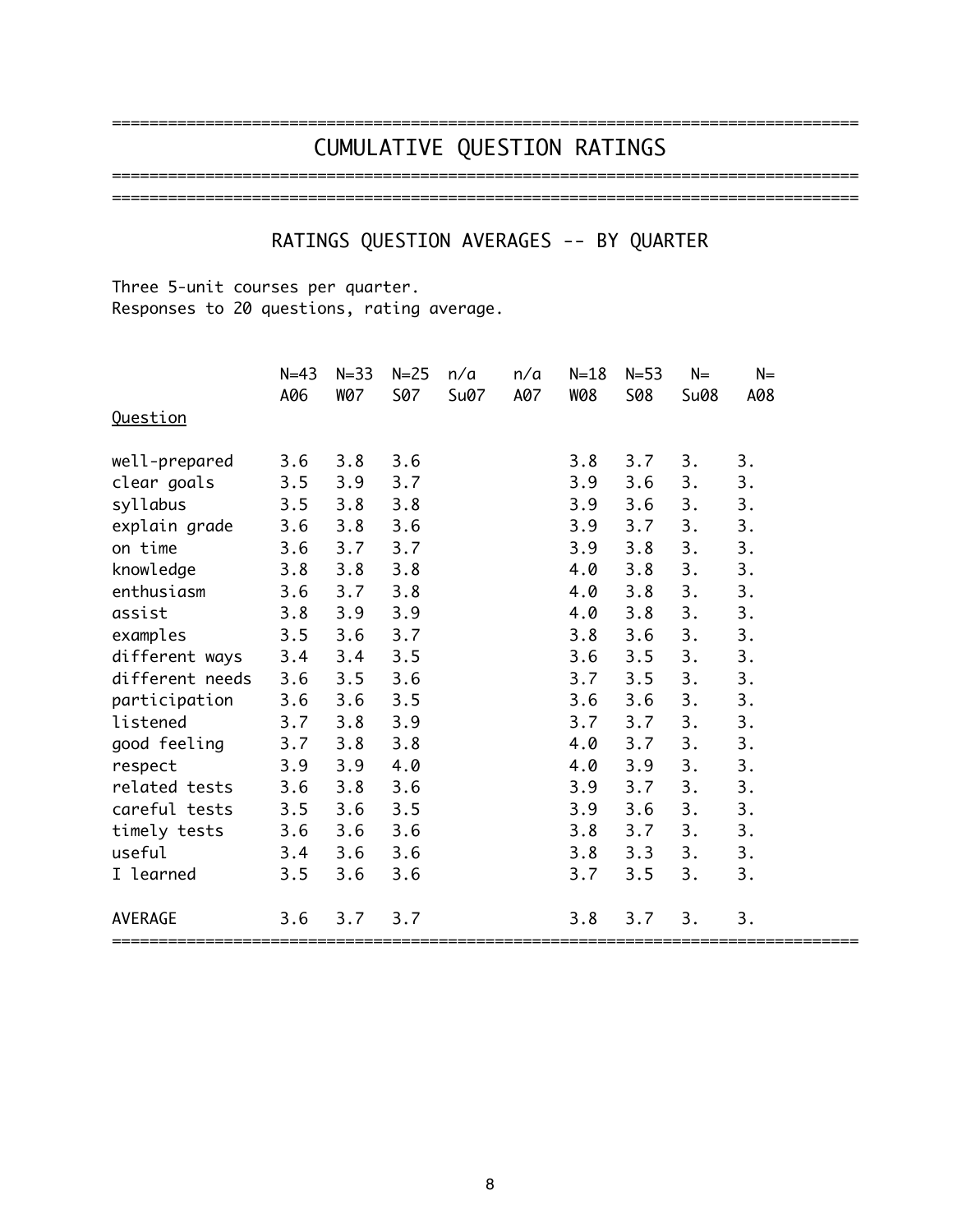# CUMULATIVE QUESTION RATINGS

## RATINGS QUESTION AVERAGES -- BY QUARTER

Three 5-unit courses per quarter.
Responses to 20 questions, rating average.

| Question | N=43<br>A06 | N=33<br>W07 | N=25<br>S07 | n/a<br>Su07 | n/a<br>A07 | N=18<br>W08 | N=53<br>S08 | N=<br>Su08 | N=<br>A08 |
|---|---|---|---|---|---|---|---|---|---|
| well-prepared | 3.6 | 3.8 | 3.6 | | | 3.8 | 3.7 | 3. | 3. |
| clear goals | 3.5 | 3.9 | 3.7 | | | 3.9 | 3.6 | 3. | 3. |
| syllabus | 3.5 | 3.8 | 3.8 | | | 3.9 | 3.6 | 3. | 3. |
| explain grade | 3.6 | 3.8 | 3.6 | | | 3.9 | 3.7 | 3. | 3. |
| on time | 3.6 | 3.7 | 3.7 | | | 3.9 | 3.8 | 3. | 3. |
| knowledge | 3.8 | 3.8 | 3.8 | | | 4.0 | 3.8 | 3. | 3. |
| enthusiasm | 3.6 | 3.7 | 3.8 | | | 4.0 | 3.8 | 3. | 3. |
| assist | 3.8 | 3.9 | 3.9 | | | 4.0 | 3.8 | 3. | 3. |
| examples | 3.5 | 3.6 | 3.7 | | | 3.8 | 3.6 | 3. | 3. |
| different ways | 3.4 | 3.4 | 3.5 | | | 3.6 | 3.5 | 3. | 3. |
| different needs | 3.6 | 3.5 | 3.6 | | | 3.7 | 3.5 | 3. | 3. |
| participation | 3.6 | 3.6 | 3.5 | | | 3.6 | 3.6 | 3. | 3. |
| listened | 3.7 | 3.8 | 3.9 | | | 3.7 | 3.7 | 3. | 3. |
| good feeling | 3.7 | 3.8 | 3.8 | | | 4.0 | 3.7 | 3. | 3. |
| respect | 3.9 | 3.9 | 4.0 | | | 4.0 | 3.9 | 3. | 3. |
| related tests | 3.6 | 3.8 | 3.6 | | | 3.9 | 3.7 | 3. | 3. |
| careful tests | 3.5 | 3.6 | 3.5 | | | 3.9 | 3.6 | 3. | 3. |
| timely tests | 3.6 | 3.6 | 3.6 | | | 3.8 | 3.7 | 3. | 3. |
| useful | 3.4 | 3.6 | 3.6 | | | 3.8 | 3.3 | 3. | 3. |
| I learned | 3.5 | 3.6 | 3.6 | | | 3.7 | 3.5 | 3. | 3. |
| AVERAGE | 3.6 | 3.7 | 3.7 | | | 3.8 | 3.7 | 3. | 3. |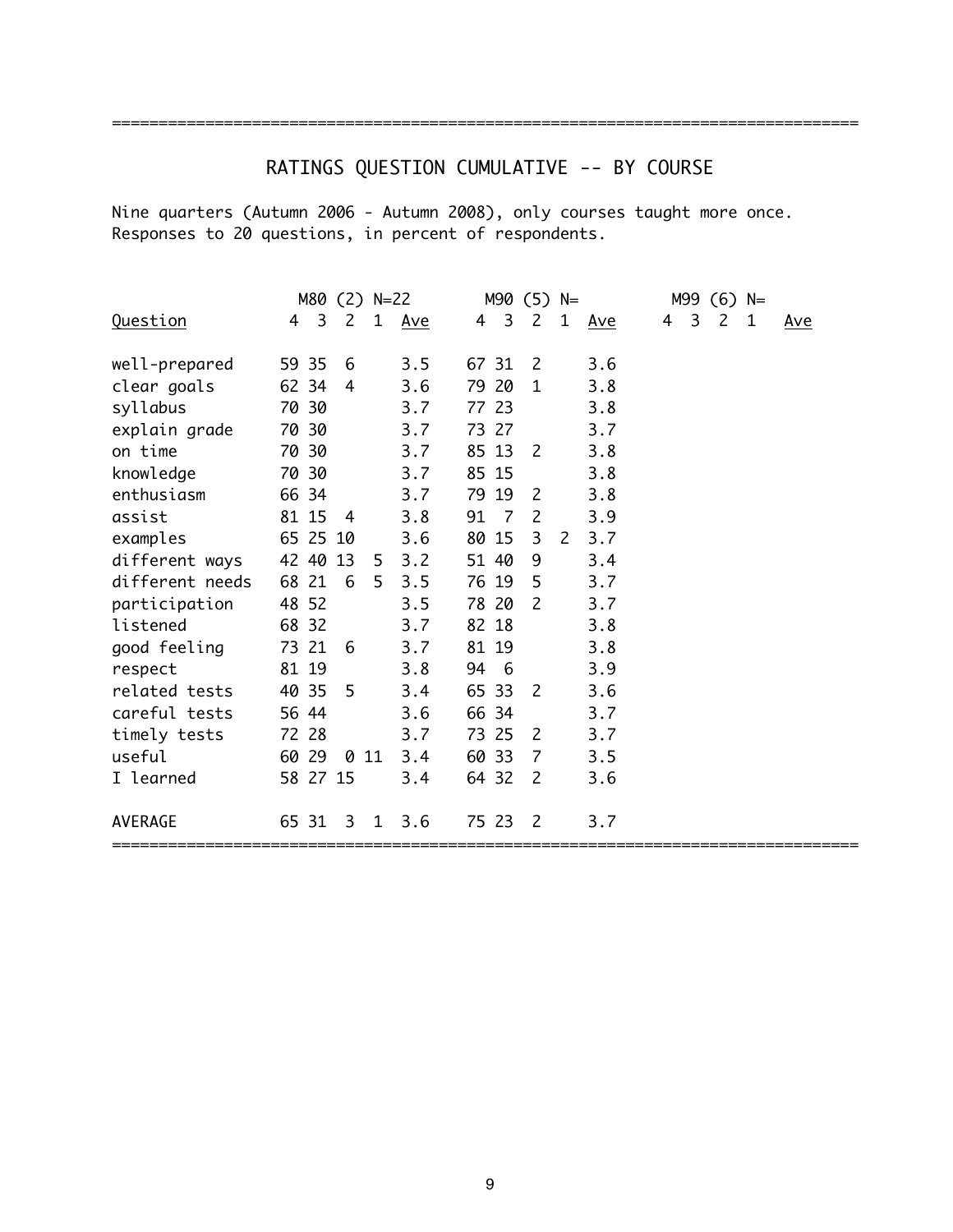# RATINGS QUESTION CUMULATIVE -- BY COURSE

Nine quarters (Autumn 2006 - Autumn 2008), only courses taught more once.
Responses to 20 questions, in percent of respondents.

| | M80 (2) N=22 | | | | | M90 (5) N= | | | | | M99 (6) N= | | | | |
|---|---|---|---|---|---|---|---|---|---|---|---|---|---|---|---|
| Question | 4 | 3 | 2 | 1 | Ave | 4 | 3 | 2 | 1 | Ave | 4 | 3 | 2 | 1 | Ave |
| well-prepared | 59 | 35 | 6 | | 3.5 | 67 | 31 | 2 | | 3.6 | | | | | |
| clear goals | 62 | 34 | 4 | | 3.6 | 79 | 20 | 1 | | 3.8 | | | | | |
| syllabus | 70 | 30 | | | 3.7 | 77 | 23 | | | 3.8 | | | | | |
| explain grade | 70 | 30 | | | 3.7 | 73 | 27 | | | 3.7 | | | | | |
| on time | 70 | 30 | | | 3.7 | 85 | 13 | 2 | | 3.8 | | | | | |
| knowledge | 70 | 30 | | | 3.7 | 85 | 15 | | | 3.8 | | | | | |
| enthusiasm | 66 | 34 | | | 3.7 | 79 | 19 | 2 | | 3.8 | | | | | |
| assist | 81 | 15 | 4 | | 3.8 | 91 | 7 | 2 | | 3.9 | | | | | |
| examples | 65 | 25 | 10 | | 3.6 | 80 | 15 | 3 | 2 | 3.7 | | | | | |
| different ways | 42 | 40 | 13 | 5 | 3.2 | 51 | 40 | 9 | | 3.4 | | | | | |
| different needs | 68 | 21 | 6 | 5 | 3.5 | 76 | 19 | 5 | | 3.7 | | | | | |
| participation | 48 | 52 | | | 3.5 | 78 | 20 | 2 | | 3.7 | | | | | |
| listened | 68 | 32 | | | 3.7 | 82 | 18 | | | 3.8 | | | | | |
| good feeling | 73 | 21 | 6 | | 3.7 | 81 | 19 | | | 3.8 | | | | | |
| respect | 81 | 19 | | | 3.8 | 94 | 6 | | | 3.9 | | | | | |
| related tests | 40 | 35 | 5 | | 3.4 | 65 | 33 | 2 | | 3.6 | | | | | |
| careful tests | 56 | 44 | | | 3.6 | 66 | 34 | | | 3.7 | | | | | |
| timely tests | 72 | 28 | | | 3.7 | 73 | 25 | 2 | | 3.7 | | | | | |
| useful | 60 | 29 | 0 | 11 | 3.4 | 60 | 33 | 7 | | 3.5 | | | | | |
| I learned | 58 | 27 | 15 | | 3.4 | 64 | 32 | 2 | | 3.6 | | | | | |
| AVERAGE | 65 | 31 | 3 | 1 | 3.6 | 75 | 23 | 2 | | 3.7 | | | | | |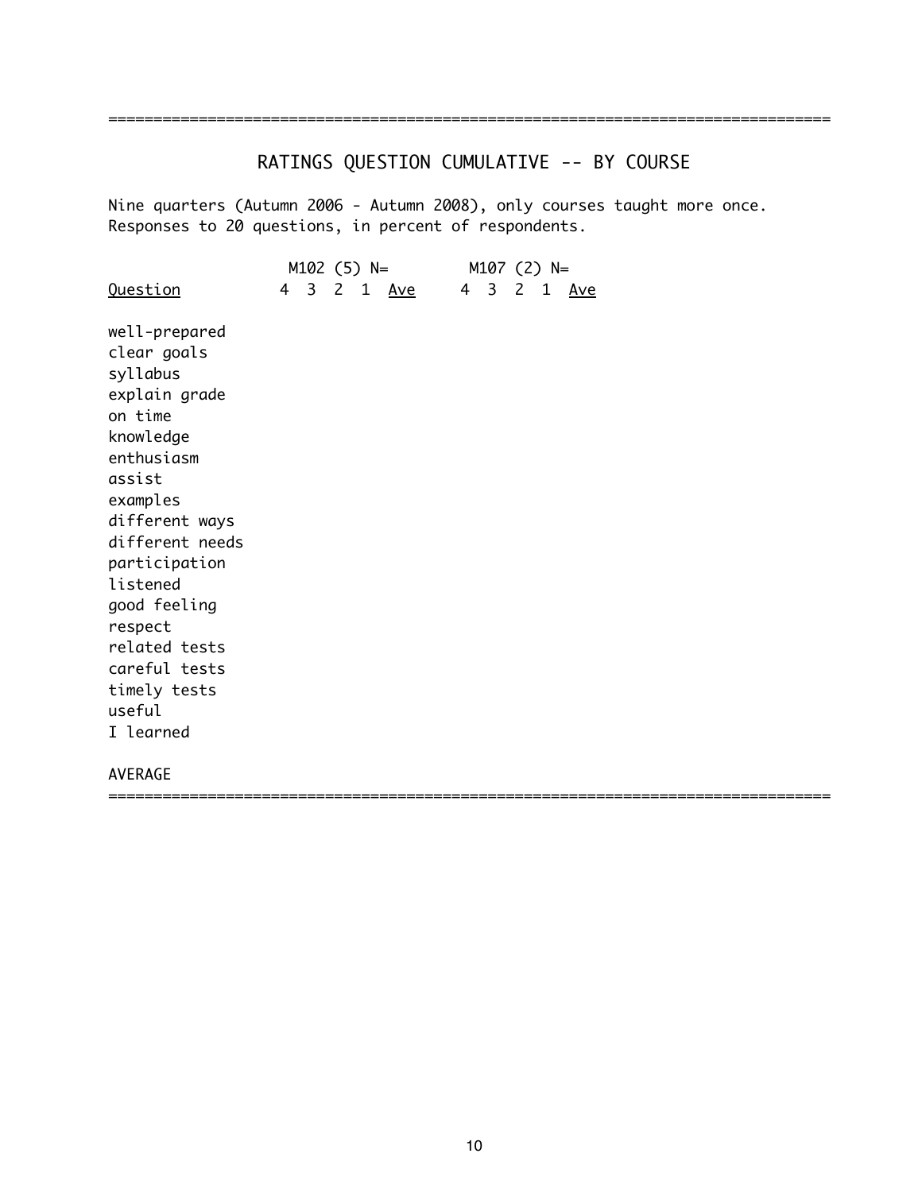# RATINGS QUESTION CUMULATIVE -- BY COURSE

Nine quarters (Autumn 2006 - Autumn 2008), only courses taught more once.
Responses to 20 questions, in percent of respondents.

| | M102 (5) N= | | | | | M107 (2) N= | | | | |
|---|---|---|---|---|---|---|---|---|---|---|
| Question | 4 | 3 | 2 | 1 | Ave | 4 | 3 | 2 | 1 | Ave |
| well-prepared | | | | | | | | | | |
| clear goals | | | | | | | | | | |
| syllabus | | | | | | | | | | |
| explain grade | | | | | | | | | | |
| on time | | | | | | | | | | |
| knowledge | | | | | | | | | | |
| enthusiasm | | | | | | | | | | |
| assist | | | | | | | | | | |
| examples | | | | | | | | | | |
| different ways | | | | | | | | | | |
| different needs | | | | | | | | | | |
| participation | | | | | | | | | | |
| listened | | | | | | | | | | |
| good feeling | | | | | | | | | | |
| respect | | | | | | | | | | |
| related tests | | | | | | | | | | |
| careful tests | | | | | | | | | | |
| timely tests | | | | | | | | | | |
| useful | | | | | | | | | | |
| I learned | | | | | | | | | | |
| AVERAGE | | | | | | | | | | |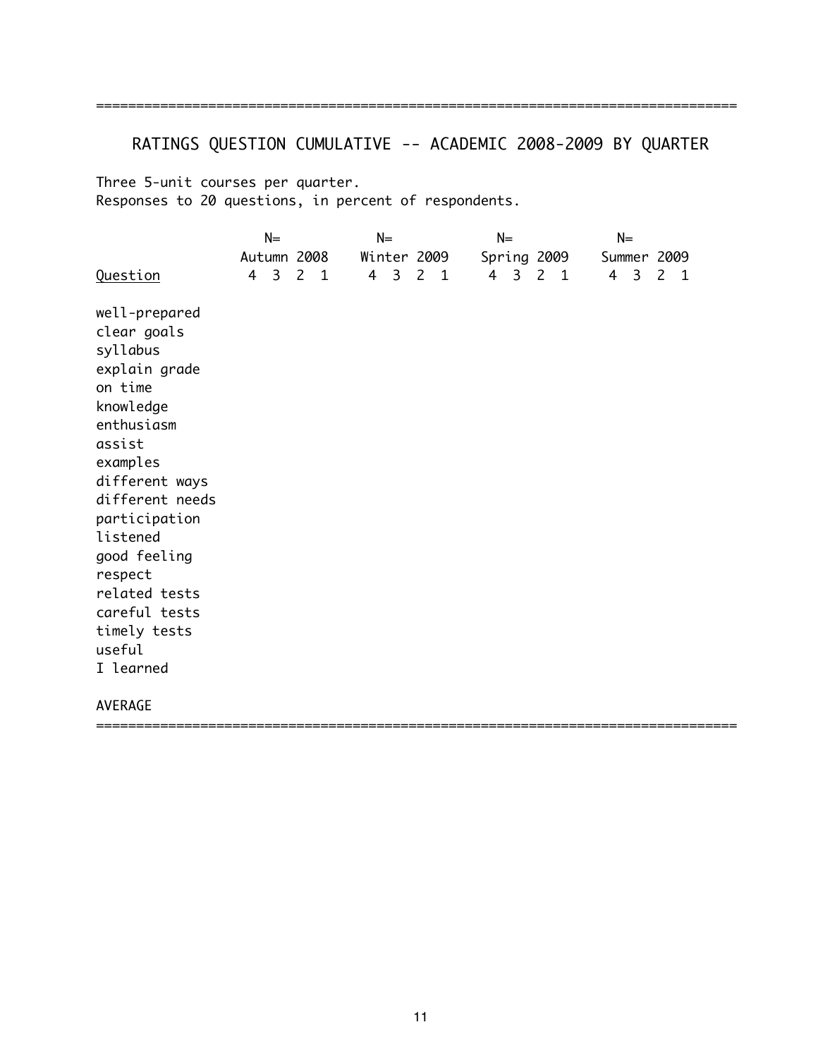## RATINGS QUESTION CUMULATIVE -- ACADEMIC 2008-2009 BY QUARTER

Three 5-unit courses per quarter.
Responses to 20 questions, in percent of respondents.

| | N= | | | | N= | | | | N= | | | | N= | | | |
|---|---|---|---|---|---|---|---|---|---|---|---|---|---|---|---|---|
| | Autumn 2008 | | | | Winter 2009 | | | | Spring 2009 | | | | Summer 2009 | | | |
| Question | 4 | 3 | 2 | 1 | 4 | 3 | 2 | 1 | 4 | 3 | 2 | 1 | 4 | 3 | 2 | 1 |
| well-prepared | | | | | | | | | | | | | | | | |
| clear goals | | | | | | | | | | | | | | | | |
| syllabus | | | | | | | | | | | | | | | | |
| explain grade | | | | | | | | | | | | | | | | |
| on time | | | | | | | | | | | | | | | | |
| knowledge | | | | | | | | | | | | | | | | |
| enthusiasm | | | | | | | | | | | | | | | | |
| assist | | | | | | | | | | | | | | | | |
| examples | | | | | | | | | | | | | | | | |
| different ways | | | | | | | | | | | | | | | | |
| different needs | | | | | | | | | | | | | | | | |
| participation | | | | | | | | | | | | | | | | |
| listened | | | | | | | | | | | | | | | | |
| good feeling | | | | | | | | | | | | | | | | |
| respect | | | | | | | | | | | | | | | | |
| related tests | | | | | | | | | | | | | | | | |
| careful tests | | | | | | | | | | | | | | | | |
| timely tests | | | | | | | | | | | | | | | | |
| useful | | | | | | | | | | | | | | | | |
| I learned | | | | | | | | | | | | | | | | |
| AVERAGE | | | | | | | | | | | | | | | | |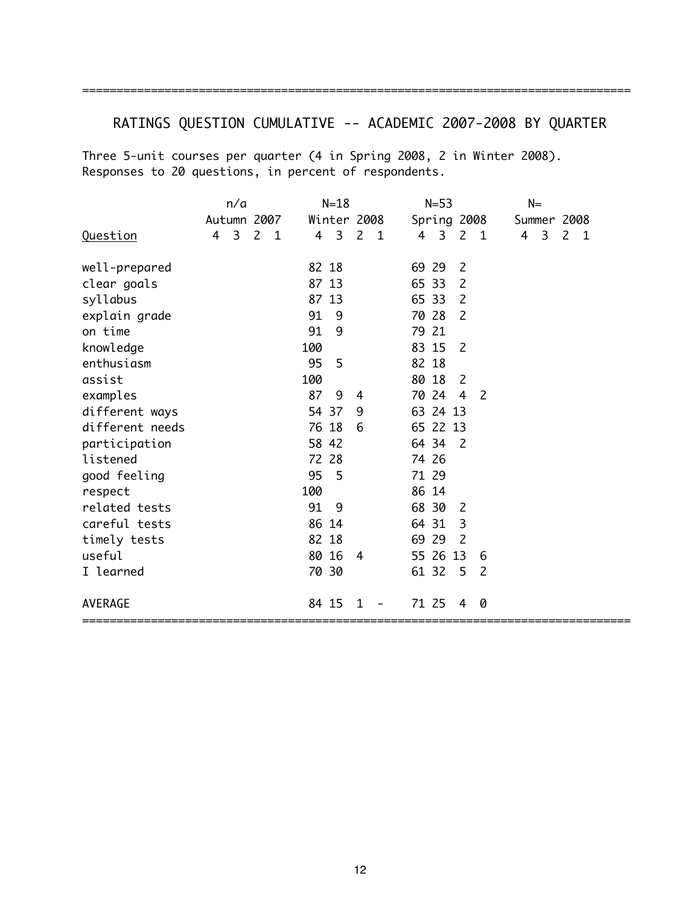## RATINGS QUESTION CUMULATIVE -- ACADEMIC 2007-2008 BY QUARTER

Three 5-unit courses per quarter (4 in Spring 2008, 2 in Winter 2008).
Responses to 20 questions, in percent of respondents.

| | n/a | | | | N=18 | | | | N=53 | | | | N= | | | |
|---|---|---|---|---|---|---|---|---|---|---|---|---|---|---|---|---|
| | Autumn 2007 | | | | Winter 2008 | | | | Spring 2008 | | | | Summer 2008 | | | |
| Question | 4 | 3 | 2 | 1 | 4 | 3 | 2 | 1 | 4 | 3 | 2 | 1 | 4 | 3 | 2 | 1 |
| well-prepared | | | | | 82 | 18 | | | 69 | 29 | 2 | | | | | |
| clear goals | | | | | 87 | 13 | | | 65 | 33 | 2 | | | | | |
| syllabus | | | | | 87 | 13 | | | 65 | 33 | 2 | | | | | |
| explain grade | | | | | 91 | 9 | | | 70 | 28 | 2 | | | | | |
| on time | | | | | 91 | 9 | | | 79 | 21 | | | | | | |
| knowledge | | | | | 100 | | | | 83 | 15 | 2 | | | | | |
| enthusiasm | | | | | 95 | 5 | | | 82 | 18 | | | | | | |
| assist | | | | | 100 | | | | 80 | 18 | 2 | | | | | |
| examples | | | | | 87 | 9 | 4 | | 70 | 24 | 4 | 2 | | | | |
| different ways | | | | | 54 | 37 | 9 | | 63 | 24 | 13 | | | | | |
| different needs | | | | | 76 | 18 | 6 | | 65 | 22 | 13 | | | | | |
| participation | | | | | 58 | 42 | | | 64 | 34 | 2 | | | | | |
| listened | | | | | 72 | 28 | | | 74 | 26 | | | | | | |
| good feeling | | | | | 95 | 5 | | | 71 | 29 | | | | | | |
| respect | | | | | 100 | | | | 86 | 14 | | | | | | |
| related tests | | | | | 91 | 9 | | | 68 | 30 | 2 | | | | | |
| careful tests | | | | | 86 | 14 | | | 64 | 31 | 3 | | | | | |
| timely tests | | | | | 82 | 18 | | | 69 | 29 | 2 | | | | | |
| useful | | | | | 80 | 16 | 4 | | 55 | 26 | 13 | 6 | | | | |
| I learned | | | | | 70 | 30 | | | 61 | 32 | 5 | 2 | | | | |
| AVERAGE | | | | | 84 | 15 | 1 | - | 71 | 25 | 4 | 0 | | | | |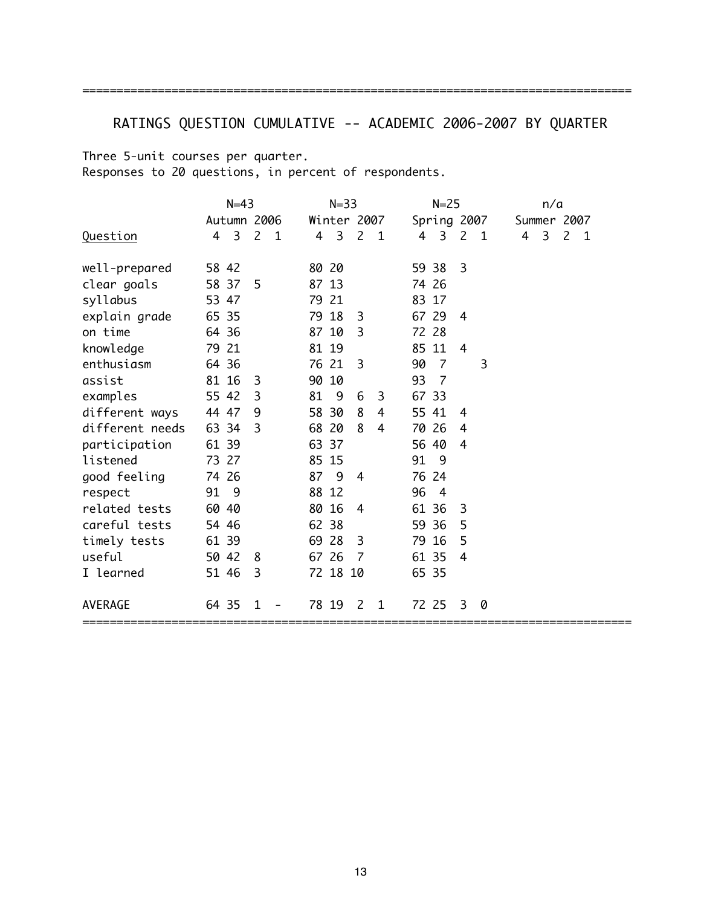## RATINGS QUESTION CUMULATIVE -- ACADEMIC 2006-2007 BY QUARTER

Three 5-unit courses per quarter.
Responses to 20 questions, in percent of respondents.

| | N=43 | | | | N=33 | | | | N=25 | | | | n/a | | | |
|---|---|---|---|---|---|---|---|---|---|---|---|---|---|---|---|---|
| | Autumn 2006 | | | | Winter 2007 | | | | Spring 2007 | | | | Summer 2007 | | | |
| Question | 4 | 3 | 2 | 1 | 4 | 3 | 2 | 1 | 4 | 3 | 2 | 1 | 4 | 3 | 2 | 1 |
| well-prepared | 58 | 42 | | | 80 | 20 | | | 59 | 38 | 3 | | | | | |
| clear goals | 58 | 37 | 5 | | 87 | 13 | | | 74 | 26 | | | | | | |
| syllabus | 53 | 47 | | | 79 | 21 | | | 83 | 17 | | | | | | |
| explain grade | 65 | 35 | | | 79 | 18 | 3 | | 67 | 29 | 4 | | | | | |
| on time | 64 | 36 | | | 87 | 10 | 3 | | 72 | 28 | | | | | | |
| knowledge | 79 | 21 | | | 81 | 19 | | | 85 | 11 | 4 | | | | | |
| enthusiasm | 64 | 36 | | | 76 | 21 | 3 | | 90 | 7 | | 3 | | | | |
| assist | 81 | 16 | 3 | | 90 | 10 | | | 93 | 7 | | | | | | |
| examples | 55 | 42 | 3 | | 81 | 9 | 6 | 3 | 67 | 33 | | | | | | |
| different ways | 44 | 47 | 9 | | 58 | 30 | 8 | 4 | 55 | 41 | 4 | | | | | |
| different needs | 63 | 34 | 3 | | 68 | 20 | 8 | 4 | 70 | 26 | 4 | | | | | |
| participation | 61 | 39 | | | 63 | 37 | | | 56 | 40 | 4 | | | | | |
| listened | 73 | 27 | | | 85 | 15 | | | 91 | 9 | | | | | | |
| good feeling | 74 | 26 | | | 87 | 9 | 4 | | 76 | 24 | | | | | | |
| respect | 91 | 9 | | | 88 | 12 | | | 96 | 4 | | | | | | |
| related tests | 60 | 40 | | | 80 | 16 | 4 | | 61 | 36 | 3 | | | | | |
| careful tests | 54 | 46 | | | 62 | 38 | | | 59 | 36 | 5 | | | | | |
| timely tests | 61 | 39 | | | 69 | 28 | 3 | | 79 | 16 | 5 | | | | | |
| useful | 50 | 42 | 8 | | 67 | 26 | 7 | | 61 | 35 | 4 | | | | | |
| I learned | 51 | 46 | 3 | | 72 | 18 | 10 | | 65 | 35 | | | | | | |
| AVERAGE | 64 | 35 | 1 | - | 78 | 19 | 2 | 1 | 72 | 25 | 3 | 0 | | | | |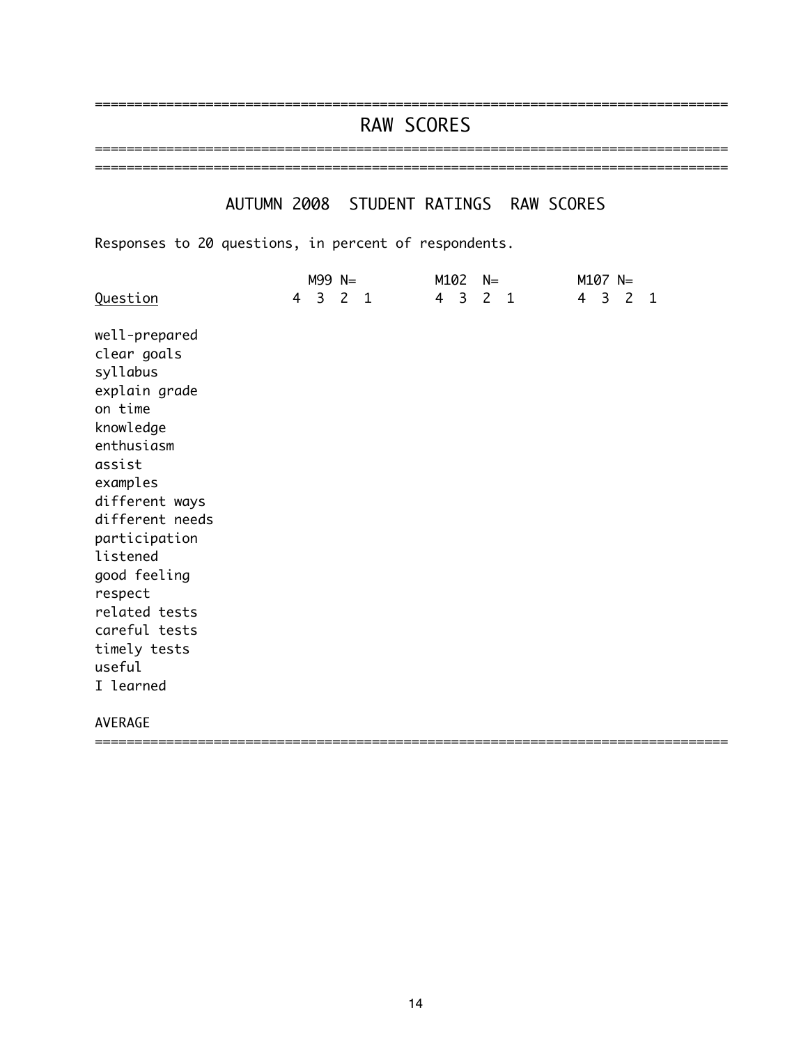# RAW SCORES

## AUTUMN 2008 STUDENT RATINGS RAW SCORES

Responses to 20 questions, in percent of respondents.

| | M99 N= | | | | M102 N= | | | | M107 N= | | | |
|---|---|---|---|---|---|---|---|---|---|---|---|---|
| Question | 4 | 3 | 2 | 1 | 4 | 3 | 2 | 1 | 4 | 3 | 2 | 1 |
| well-prepared | | | | | | | | | | | | |
| clear goals | | | | | | | | | | | | |
| syllabus | | | | | | | | | | | | |
| explain grade | | | | | | | | | | | | |
| on time | | | | | | | | | | | | |
| knowledge | | | | | | | | | | | | |
| enthusiasm | | | | | | | | | | | | |
| assist | | | | | | | | | | | | |
| examples | | | | | | | | | | | | |
| different ways | | | | | | | | | | | | |
| different needs | | | | | | | | | | | | |
| participation | | | | | | | | | | | | |
| listened | | | | | | | | | | | | |
| good feeling | | | | | | | | | | | | |
| respect | | | | | | | | | | | | |
| related tests | | | | | | | | | | | | |
| careful tests | | | | | | | | | | | | |
| timely tests | | | | | | | | | | | | |
| useful | | | | | | | | | | | | |
| I learned | | | | | | | | | | | | |
| AVERAGE | | | | | | | | | | | | |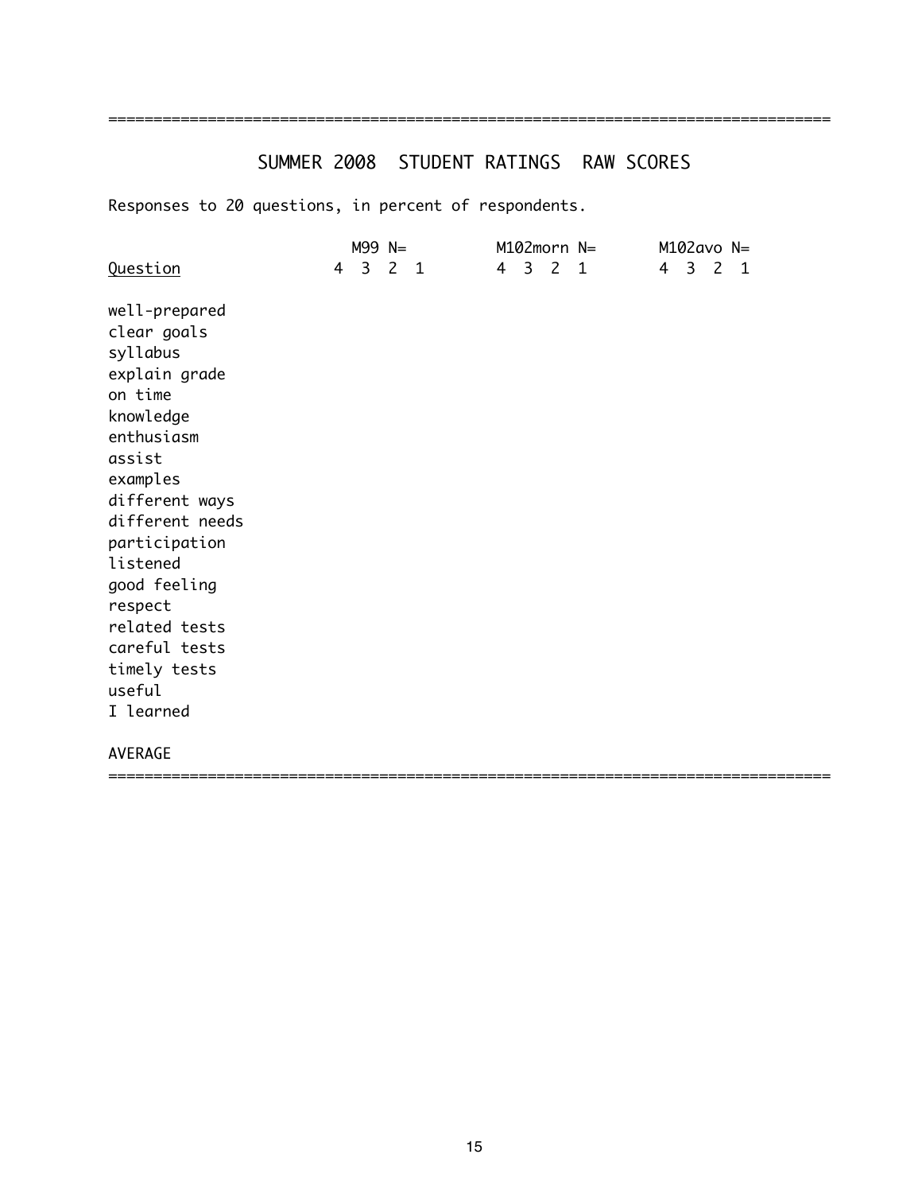# SUMMER 2008 STUDENT RATINGS RAW SCORES

Responses to 20 questions, in percent of respondents.

| Question | M99 N= | | | | M102morn N= | | | | M102avo N= | | | |
|---|---|---|---|---|---|---|---|---|---|---|---|---|
| | 4 | 3 | 2 | 1 | 4 | 3 | 2 | 1 | 4 | 3 | 2 | 1 |
| well-prepared | | | | | | | | | | | | |
| clear goals | | | | | | | | | | | | |
| syllabus | | | | | | | | | | | | |
| explain grade | | | | | | | | | | | | |
| on time | | | | | | | | | | | | |
| knowledge | | | | | | | | | | | | |
| enthusiasm | | | | | | | | | | | | |
| assist | | | | | | | | | | | | |
| examples | | | | | | | | | | | | |
| different ways | | | | | | | | | | | | |
| different needs | | | | | | | | | | | | |
| participation | | | | | | | | | | | | |
| listened | | | | | | | | | | | | |
| good feeling | | | | | | | | | | | | |
| respect | | | | | | | | | | | | |
| related tests | | | | | | | | | | | | |
| careful tests | | | | | | | | | | | | |
| timely tests | | | | | | | | | | | | |
| useful | | | | | | | | | | | | |
| I learned | | | | | | | | | | | | |
| AVERAGE | | | | | | | | | | | | |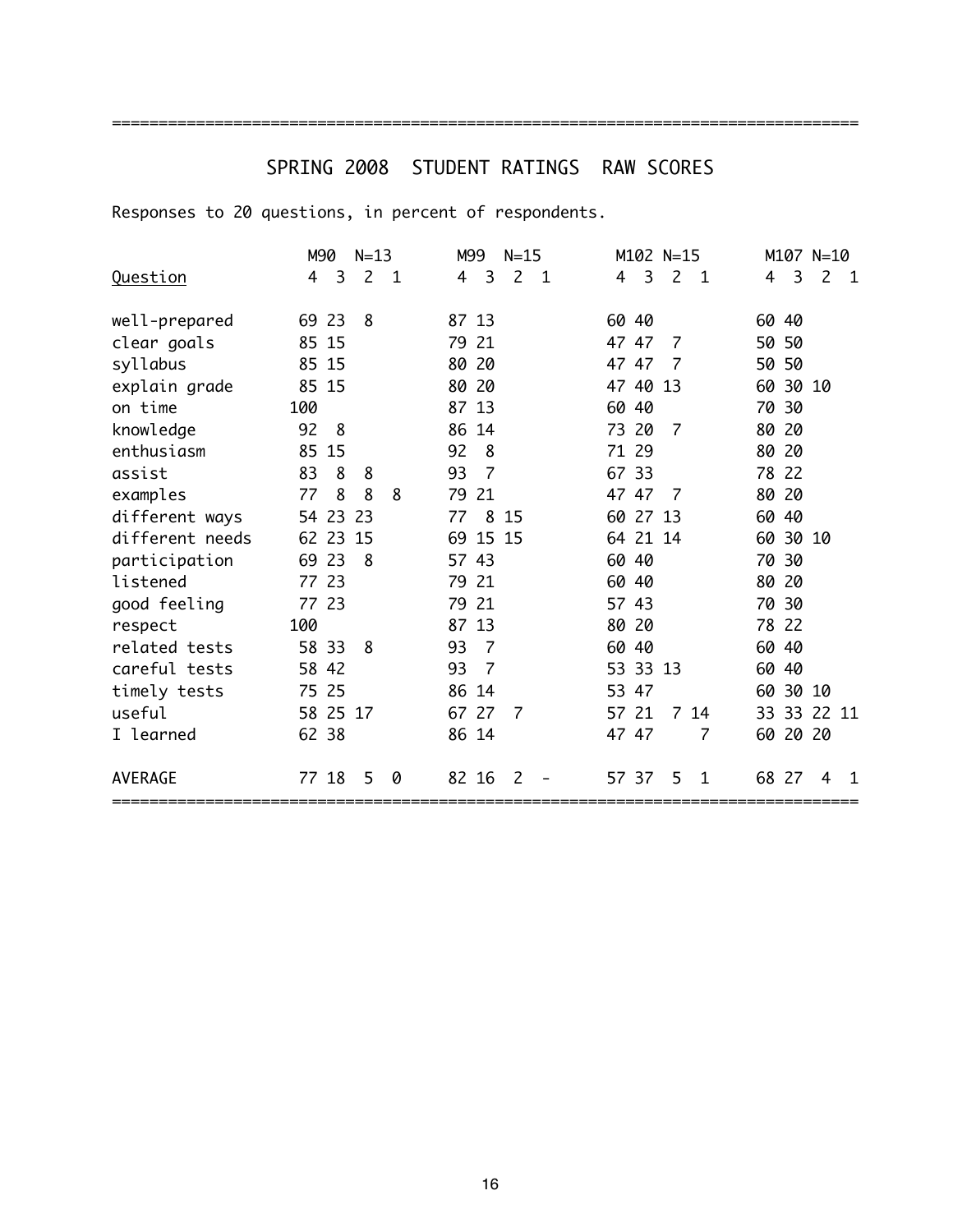# SPRING 2008 STUDENT RATINGS RAW SCORES

Responses to 20 questions, in percent of respondents.

| | M90 N=13 | | | | M99 N=15 | | | | M102 N=15 | | | | M107 N=10 | | | |
|---|---|---|---|---|---|---|---|---|---|---|---|---|---|---|---|---|
| Question | 4 | 3 | 2 | 1 | 4 | 3 | 2 | 1 | 4 | 3 | 2 | 1 | 4 | 3 | 2 | 1 |
| well-prepared | 69 | 23 | 8 | | 87 | 13 | | | 60 | 40 | | | 60 | 40 | | |
| clear goals | 85 | 15 | | | 79 | 21 | | | 47 | 47 | 7 | | 50 | 50 | | |
| syllabus | 85 | 15 | | | 80 | 20 | | | 47 | 47 | 7 | | 50 | 50 | | |
| explain grade | 85 | 15 | | | 80 | 20 | | | 47 | 40 | 13 | | 60 | 30 | 10 | |
| on time | 100 | | | | 87 | 13 | | | 60 | 40 | | | 70 | 30 | | |
| knowledge | 92 | 8 | | | 86 | 14 | | | 73 | 20 | 7 | | 80 | 20 | | |
| enthusiasm | 85 | 15 | | | 92 | 8 | | | 71 | 29 | | | 80 | 20 | | |
| assist | 83 | 8 | 8 | | 93 | 7 | | | 67 | 33 | | | 78 | 22 | | |
| examples | 77 | 8 | 8 | 8 | 79 | 21 | | | 47 | 47 | 7 | | 80 | 20 | | |
| different ways | 54 | 23 | 23 | | 77 | 8 | 15 | | 60 | 27 | 13 | | 60 | 40 | | |
| different needs | 62 | 23 | 15 | | 69 | 15 | 15 | | 64 | 21 | 14 | | 60 | 30 | 10 | |
| participation | 69 | 23 | 8 | | 57 | 43 | | | 60 | 40 | | | 70 | 30 | | |
| listened | 77 | 23 | | | 79 | 21 | | | 60 | 40 | | | 80 | 20 | | |
| good feeling | 77 | 23 | | | 79 | 21 | | | 57 | 43 | | | 70 | 30 | | |
| respect | 100 | | | | 87 | 13 | | | 80 | 20 | | | 78 | 22 | | |
| related tests | 58 | 33 | 8 | | 93 | 7 | | | 60 | 40 | | | 60 | 40 | | |
| careful tests | 58 | 42 | | | 93 | 7 | | | 53 | 33 | 13 | | 60 | 40 | | |
| timely tests | 75 | 25 | | | 86 | 14 | | | 53 | 47 | | | 60 | 30 | 10 | |
| useful | 58 | 25 | 17 | | 67 | 27 | 7 | | 57 | 21 | 7 | 14 | 33 | 33 | 22 | 11 |
| I learned | 62 | 38 | | | 86 | 14 | | | 47 | 47 | | 7 | 60 | 20 | 20 | |
| AVERAGE | 77 | 18 | 5 | 0 | 82 | 16 | 2 | - | 57 | 37 | 5 | 1 | 68 | 27 | 4 | 1 |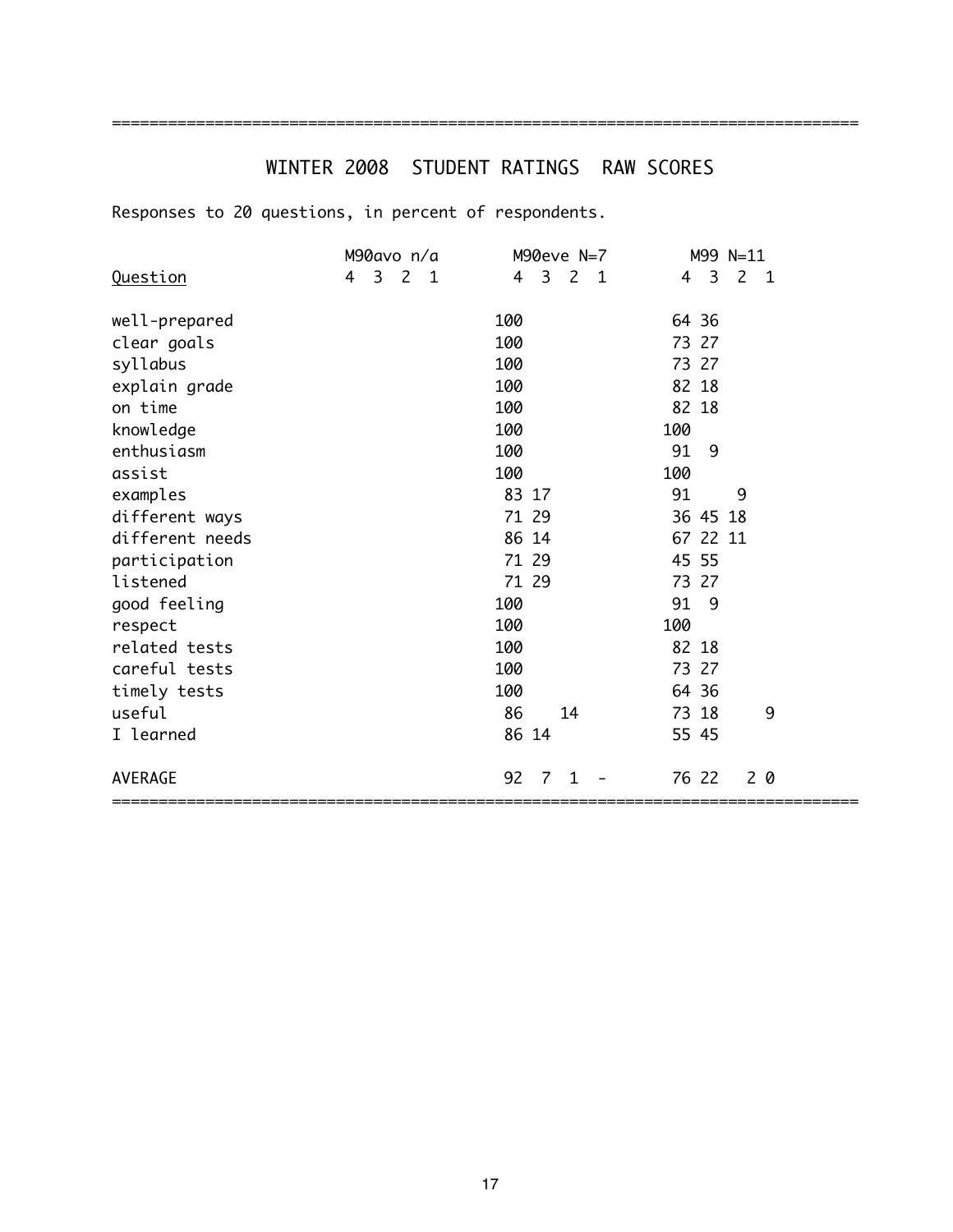# WINTER 2008 STUDENT RATINGS RAW SCORES

Responses to 20 questions, in percent of respondents.

| Question | M90avo n/a | | | | M90eve N=7 | | | | M99 N=11 | | | |
|---|---|---|---|---|---|---|---|---|---|---|---|---|
| | 4 | 3 | 2 | 1 | 4 | 3 | 2 | 1 | 4 | 3 | 2 | 1 |
| well-prepared | | | | | 100 | | | | 64 | 36 | | |
| clear goals | | | | | 100 | | | | 73 | 27 | | |
| syllabus | | | | | 100 | | | | 73 | 27 | | |
| explain grade | | | | | 100 | | | | 82 | 18 | | |
| on time | | | | | 100 | | | | 82 | 18 | | |
| knowledge | | | | | 100 | | | | 100 | | | |
| enthusiasm | | | | | 100 | | | | 91 | 9 | | |
| assist | | | | | 100 | | | | 100 | | | |
| examples | | | | | 83 | 17 | | | 91 | | 9 | |
| different ways | | | | | 71 | 29 | | | 36 | 45 | 18 | |
| different needs | | | | | 86 | 14 | | | 67 | 22 | 11 | |
| participation | | | | | 71 | 29 | | | 45 | 55 | | |
| listened | | | | | 71 | 29 | | | 73 | 27 | | |
| good feeling | | | | | 100 | | | | 91 | 9 | | |
| respect | | | | | 100 | | | | 100 | | | |
| related tests | | | | | 100 | | | | 82 | 18 | | |
| careful tests | | | | | 100 | | | | 73 | 27 | | |
| timely tests | | | | | 100 | | | | 64 | 36 | | |
| useful | | | | | 86 | | 14 | | 73 | 18 | | 9 |
| I learned | | | | | 86 | 14 | | | 55 | 45 | | |
| AVERAGE | | | | | 92 | 7 | 1 | - | 76 | 22 | 2 | 0 |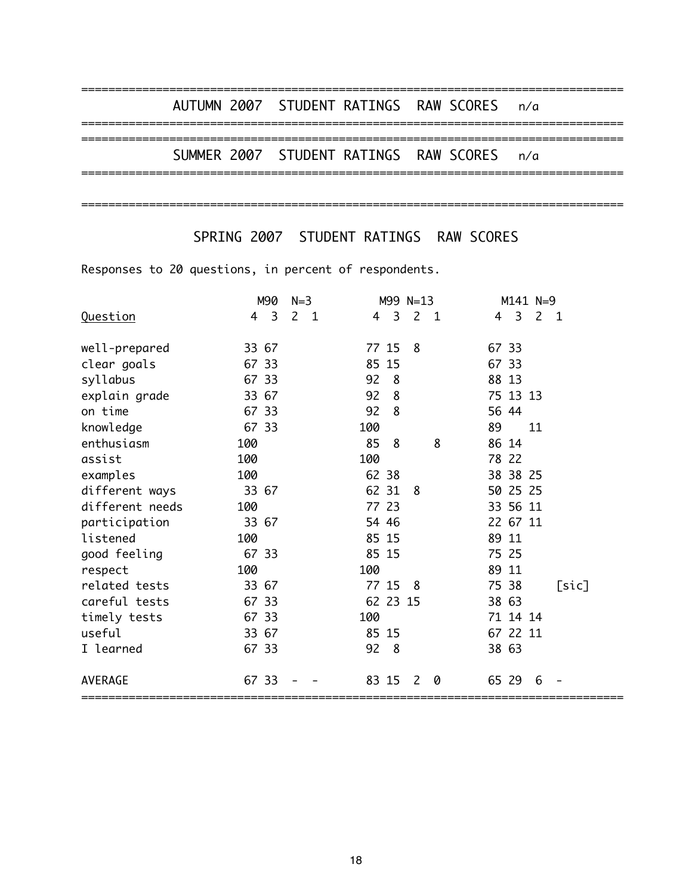# AUTUMN 2007 STUDENT RATINGS RAW SCORES n/a

# SUMMER 2007 STUDENT RATINGS RAW SCORES n/a

# SPRING 2007 STUDENT RATINGS RAW SCORES

Responses to 20 questions, in percent of respondents.

| | M90 N=3 | | | | M99 N=13 | | | | M141 N=9 | | | | |
|---|---|---|---|---|---|---|---|---|---|---|---|---|---|
| Question | 4 | 3 | 2 | 1 | 4 | 3 | 2 | 1 | 4 | 3 | 2 | 1 | |
| well-prepared | 33 | 67 | | | 77 | 15 | 8 | | 67 | 33 | | | |
| clear goals | 67 | 33 | | | 85 | 15 | | | 67 | 33 | | | |
| syllabus | 67 | 33 | | | 92 | 8 | | | 88 | 13 | | | |
| explain grade | 33 | 67 | | | 92 | 8 | | | 75 | 13 | 13 | | |
| on time | 67 | 33 | | | 92 | 8 | | | 56 | 44 | | | |
| knowledge | 67 | 33 | | | 100 | | | | 89 | | 11 | | |
| enthusiasm | 100 | | | | 85 | 8 | | 8 | 86 | 14 | | | |
| assist | 100 | | | | 100 | | | | 78 | 22 | | | |
| examples | 100 | | | | 62 | 38 | | | 38 | 38 | 25 | | |
| different ways | 33 | 67 | | | 62 | 31 | 8 | | 50 | 25 | 25 | | |
| different needs | 100 | | | | 77 | 23 | | | 33 | 56 | 11 | | |
| participation | 33 | 67 | | | 54 | 46 | | | 22 | 67 | 11 | | |
| listened | 100 | | | | 85 | 15 | | | 89 | 11 | | | |
| good feeling | 67 | 33 | | | 85 | 15 | | | 75 | 25 | | | |
| respect | 100 | | | | 100 | | | | 89 | 11 | | | |
| related tests | 33 | 67 | | | 77 | 15 | 8 | | 75 | 38 | | | [sic] |
| careful tests | 67 | 33 | | | 62 | 23 | 15 | | 38 | 63 | | | |
| timely tests | 67 | 33 | | | 100 | | | | 71 | 14 | 14 | | |
| useful | 33 | 67 | | | 85 | 15 | | | 67 | 22 | 11 | | |
| I learned | 67 | 33 | | | 92 | 8 | | | 38 | 63 | | | |
| AVERAGE | 67 | 33 | - | - | 83 | 15 | 2 | 0 | 65 | 29 | 6 | - | |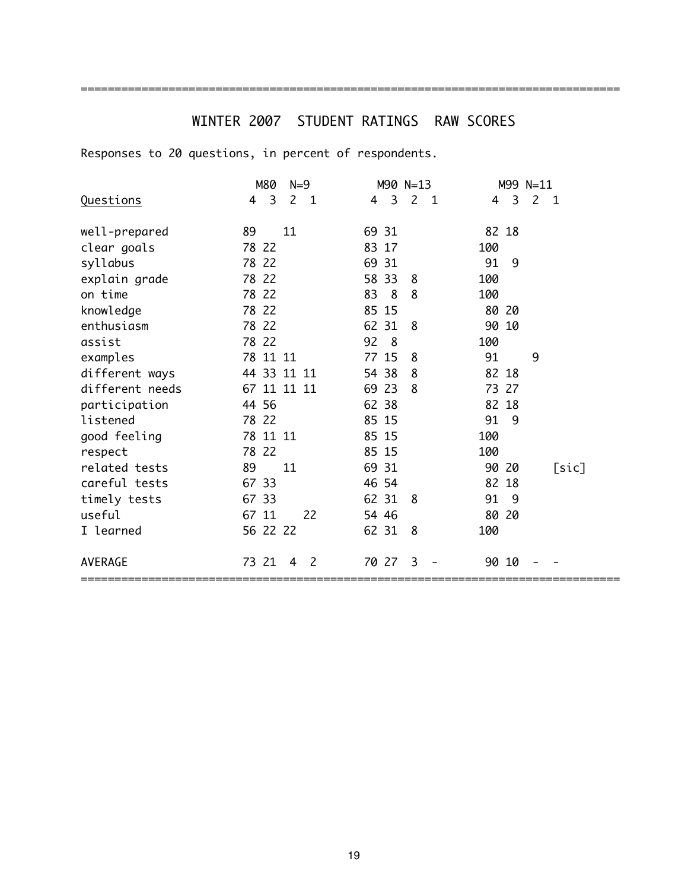# WINTER 2007 STUDENT RATINGS RAW SCORES

Responses to 20 questions, in percent of respondents.

| | M80 N=9 | | | | M90 N=13 | | | | M99 N=11 | | | | |
|---|---|---|---|---|---|---|---|---|---|---|---|---|---|
| Questions | 4 | 3 | 2 | 1 | 4 | 3 | 2 | 1 | 4 | 3 | 2 | 1 | |
| well-prepared | 89 | | 11 | | 69 | 31 | | | 82 | 18 | | | |
| clear goals | 78 | 22 | | | 83 | 17 | | | 100 | | | | |
| syllabus | 78 | 22 | | | 69 | 31 | | | 91 | 9 | | | |
| explain grade | 78 | 22 | | | 58 | 33 | 8 | | 100 | | | | |
| on time | 78 | 22 | | | 83 | 8 | 8 | | 100 | | | | |
| knowledge | 78 | 22 | | | 85 | 15 | | | 80 | 20 | | | |
| enthusiasm | 78 | 22 | | | 62 | 31 | 8 | | 90 | 10 | | | |
| assist | 78 | 22 | | | 92 | 8 | | | 100 | | | | |
| examples | 78 | 11 | 11 | | 77 | 15 | 8 | | 91 | | 9 | | |
| different ways | 44 | 33 | 11 | 11 | 54 | 38 | 8 | | 82 | 18 | | | |
| different needs | 67 | 11 | 11 | 11 | 69 | 23 | 8 | | 73 | 27 | | | |
| participation | 44 | 56 | | | 62 | 38 | | | 82 | 18 | | | |
| listened | 78 | 22 | | | 85 | 15 | | | 91 | 9 | | | |
| good feeling | 78 | 11 | 11 | | 85 | 15 | | | 100 | | | | |
| respect | 78 | 22 | | | 85 | 15 | | | 100 | | | | |
| related tests | 89 | | 11 | | 69 | 31 | | | 90 | 20 | | | [sic] |
| careful tests | 67 | 33 | | | 46 | 54 | | | 82 | 18 | | | |
| timely tests | 67 | 33 | | | 62 | 31 | 8 | | 91 | 9 | | | |
| useful | 67 | 11 | | 22 | 54 | 46 | | | 80 | 20 | | | |
| I learned | 56 | 22 | 22 | | 62 | 31 | 8 | | 100 | | | | |
| AVERAGE | 73 | 21 | 4 | 2 | 70 | 27 | 3 | - | 90 | 10 | - | - | |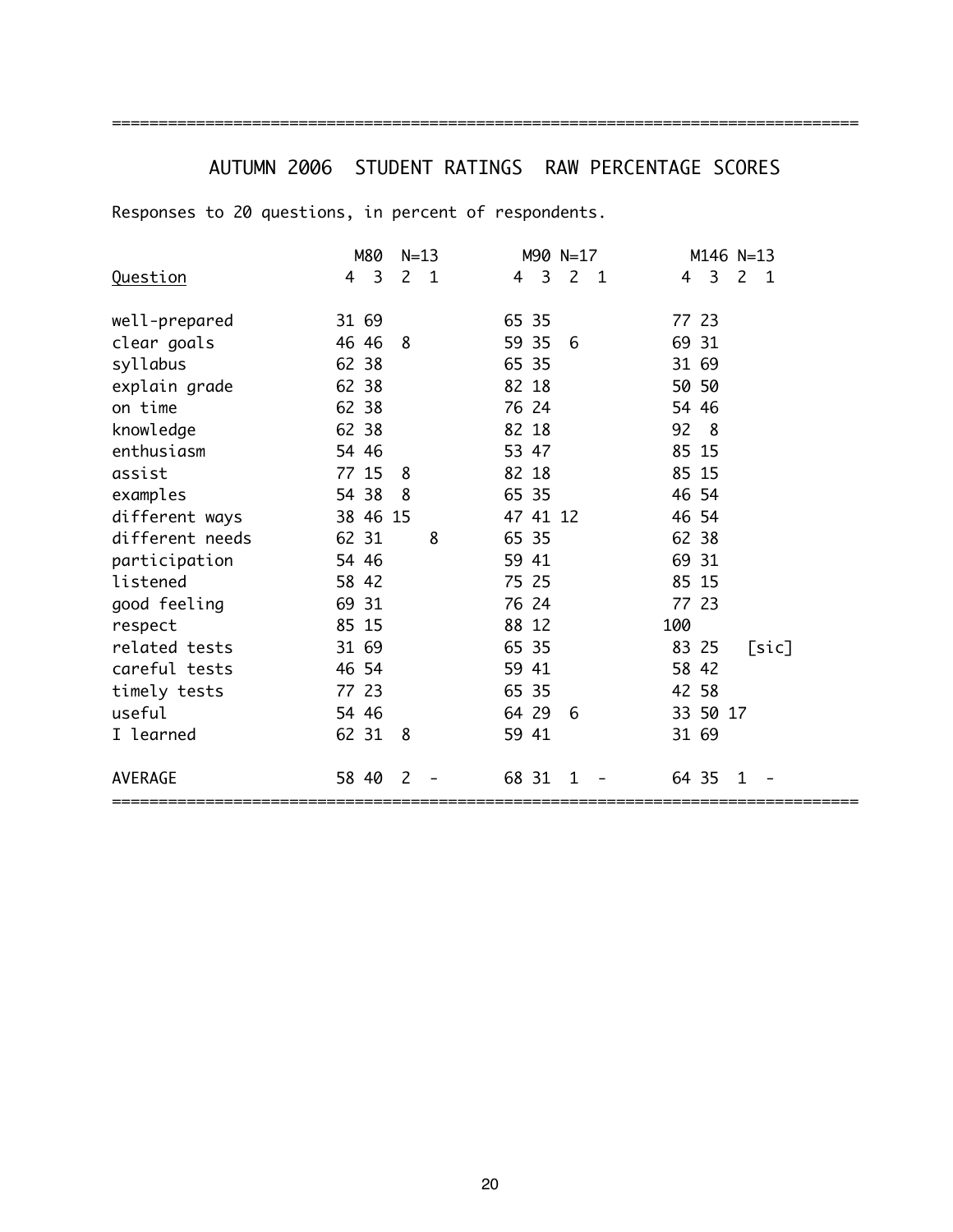# AUTUMN 2006 STUDENT RATINGS RAW PERCENTAGE SCORES

Responses to 20 questions, in percent of respondents.

| Question | M80 N=13 | | | | M90 N=17 | | | | M146 N=13 | | | |
|---|---|---|---|---|---|---|---|---|---|---|---|---|
| | 4 | 3 | 2 | 1 | 4 | 3 | 2 | 1 | 4 | 3 | 2 | 1 |
| well-prepared | 31 | 69 | | | 65 | 35 | | | 77 | 23 | | |
| clear goals | 46 | 46 | 8 | | 59 | 35 | 6 | | 69 | 31 | | |
| syllabus | 62 | 38 | | | 65 | 35 | | | 31 | 69 | | |
| explain grade | 62 | 38 | | | 82 | 18 | | | 50 | 50 | | |
| on time | 62 | 38 | | | 76 | 24 | | | 54 | 46 | | |
| knowledge | 62 | 38 | | | 82 | 18 | | | 92 | 8 | | |
| enthusiasm | 54 | 46 | | | 53 | 47 | | | 85 | 15 | | |
| assist | 77 | 15 | 8 | | 82 | 18 | | | 85 | 15 | | |
| examples | 54 | 38 | 8 | | 65 | 35 | | | 46 | 54 | | |
| different ways | 38 | 46 | 15 | | 47 | 41 | 12 | | 46 | 54 | | |
| different needs | 62 | 31 | | 8 | 65 | 35 | | | 62 | 38 | | |
| participation | 54 | 46 | | | 59 | 41 | | | 69 | 31 | | |
| listened | 58 | 42 | | | 75 | 25 | | | 85 | 15 | | |
| good feeling | 69 | 31 | | | 76 | 24 | | | 77 | 23 | | |
| respect | 85 | 15 | | | 88 | 12 | | | 100 | | | |
| related tests | 31 | 69 | | | 65 | 35 | | | 83 | 25 | | [sic] |
| careful tests | 46 | 54 | | | 59 | 41 | | | 58 | 42 | | |
| timely tests | 77 | 23 | | | 65 | 35 | | | 42 | 58 | | |
| useful | 54 | 46 | | | 64 | 29 | 6 | | 33 | 50 | 17 | |
| I learned | 62 | 31 | 8 | | 59 | 41 | | | 31 | 69 | | |
| AVERAGE | 58 | 40 | 2 | - | 68 | 31 | 1 | - | 64 | 35 | 1 | - |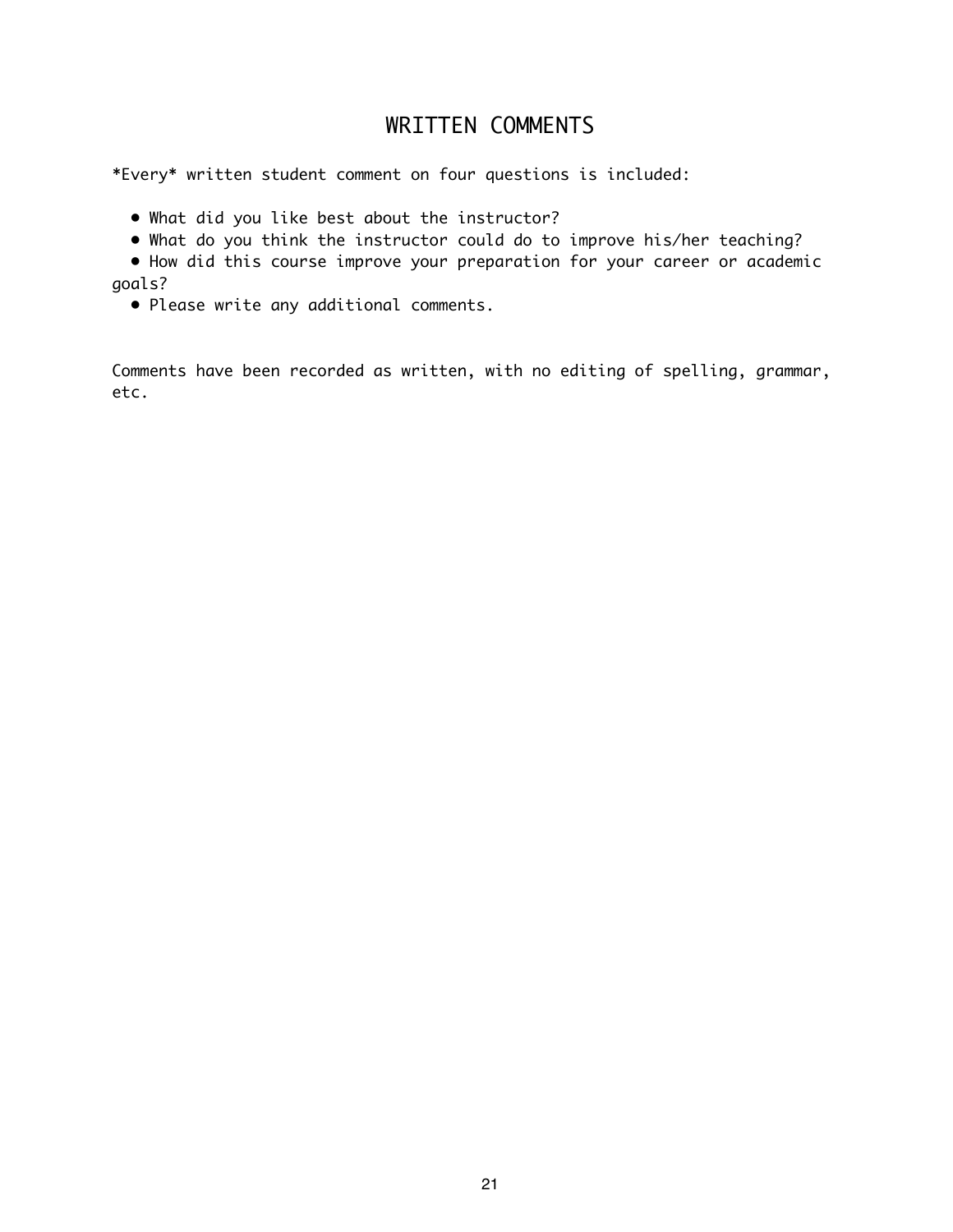# WRITTEN COMMENTS

*Every* written student comment on four questions is included:

- What did you like best about the instructor?
- What do you think the instructor could do to improve his/her teaching?
- How did this course improve your preparation for your career or academic goals?
- Please write any additional comments.

Comments have been recorded as written, with no editing of spelling, grammar, etc.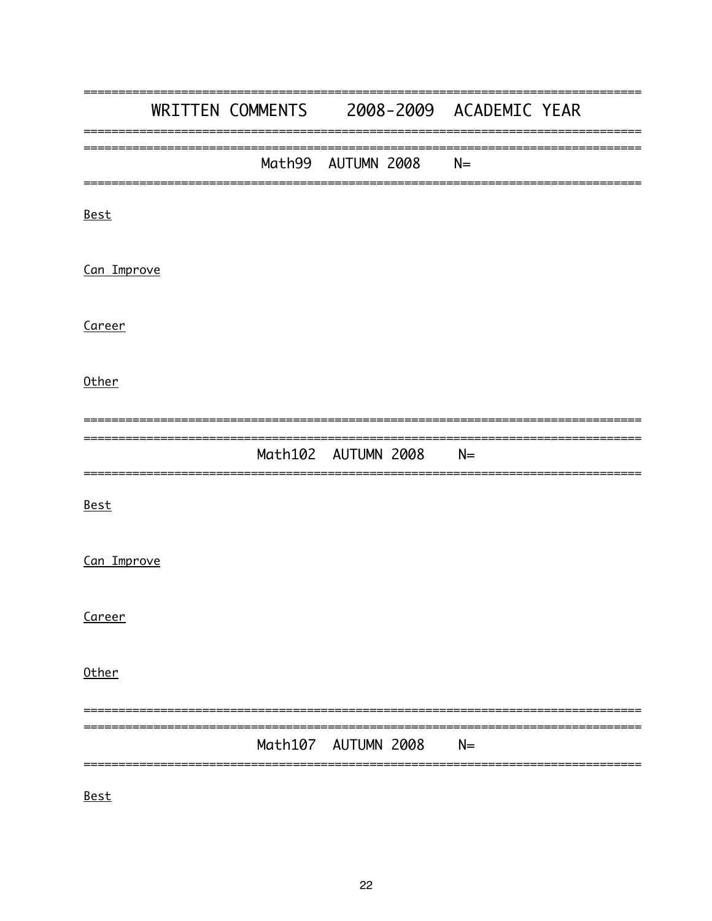# WRITTEN COMMENTS 2008-2009 ACADEMIC YEAR

## Math99 AUTUMN 2008 N=

Best

Can Improve

Career

Other

## Math102 AUTUMN 2008 N=

Best

Can Improve

Career

Other

## Math107 AUTUMN 2008 N=

Best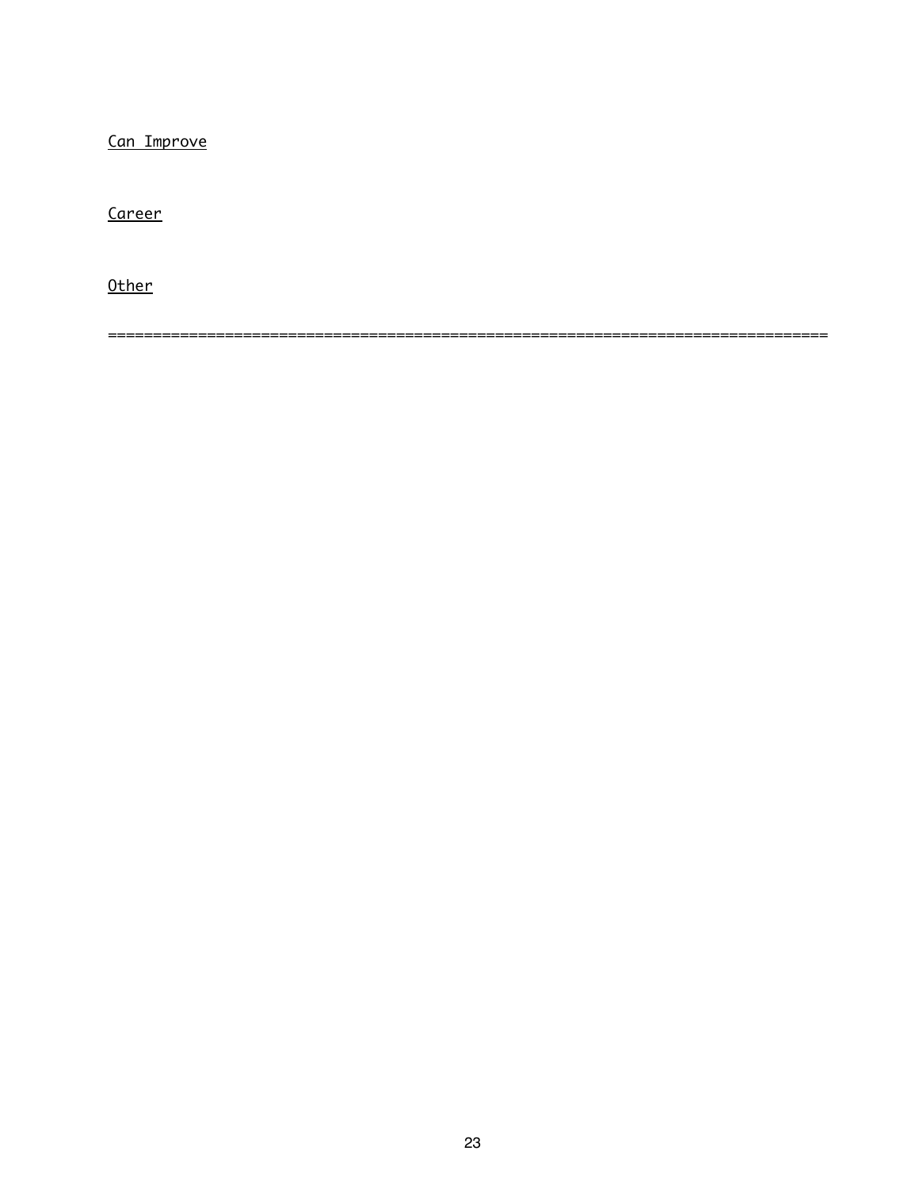<u>Can Improve</u>

<u>Career</u>

<u>Other</u>

================================================================================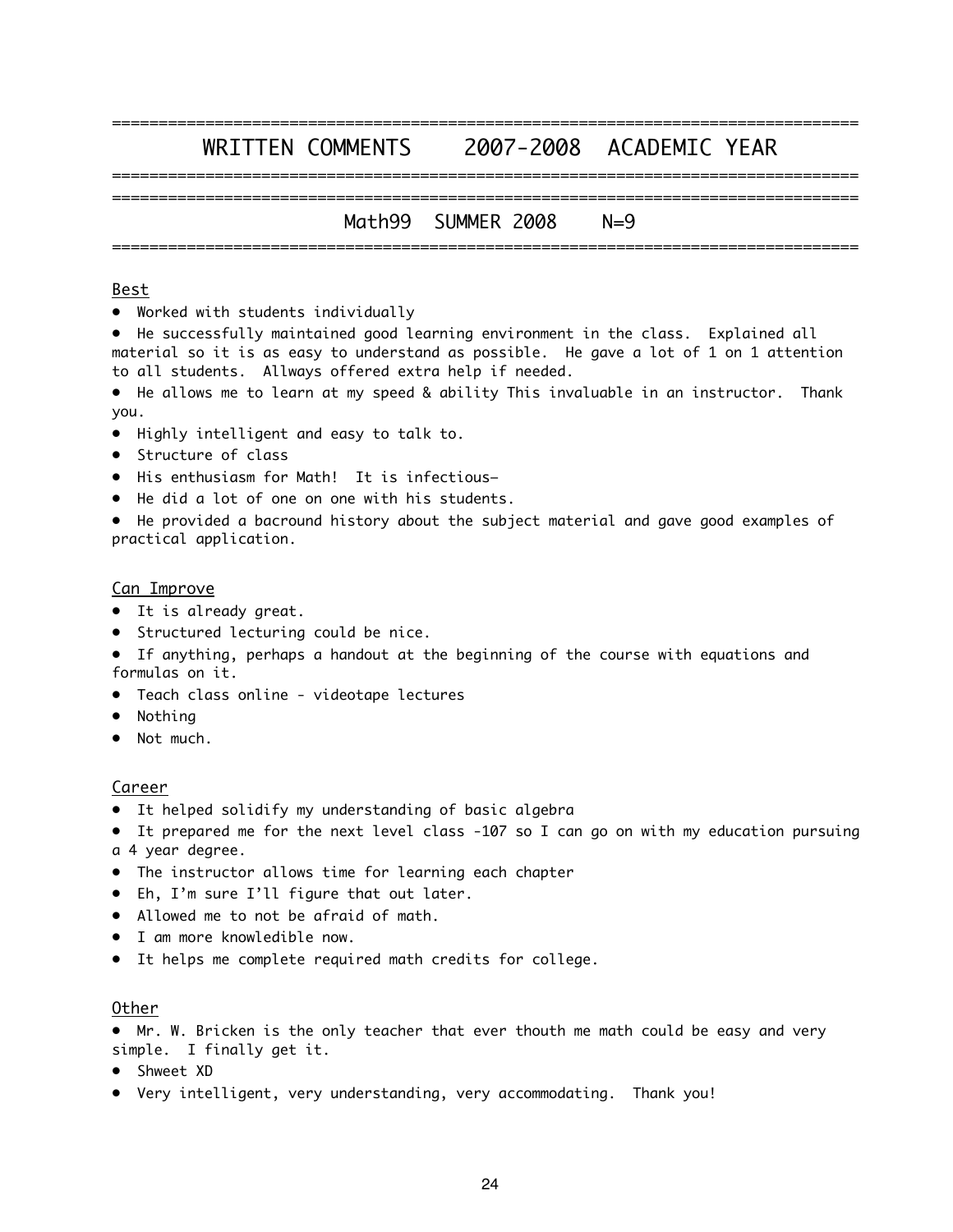# WRITTEN COMMENTS 2007-2008 ACADEMIC YEAR

## Math99 SUMMER 2008 N=9

### Best

- Worked with students individually
- He successfully maintained good learning environment in the class. Explained all material so it is as easy to understand as possible. He gave a lot of 1 on 1 attention to all students. Allways offered extra help if needed.
- He allows me to learn at my speed & ability This invaluable in an instructor. Thank you.
- Highly intelligent and easy to talk to.
- Structure of class
- His enthusiasm for Math! It is infectious—
- He did a lot of one on one with his students.
- He provided a bacround history about the subject material and gave good examples of practical application.

### Can Improve

- It is already great.
- Structured lecturing could be nice.
- If anything, perhaps a handout at the beginning of the course with equations and formulas on it.
- Teach class online - videotape lectures
- Nothing
- Not much.

### Career

- It helped solidify my understanding of basic algebra
- It prepared me for the next level class -107 so I can go on with my education pursuing a 4 year degree.
- The instructor allows time for learning each chapter
- Eh, I'm sure I'll figure that out later.
- Allowed me to not be afraid of math.
- I am more knowledible now.
- It helps me complete required math credits for college.

### Other

- Mr. W. Bricken is the only teacher that ever thouth me math could be easy and very simple. I finally get it.
- Shweet XD
- Very intelligent, very understanding, very accommodating. Thank you!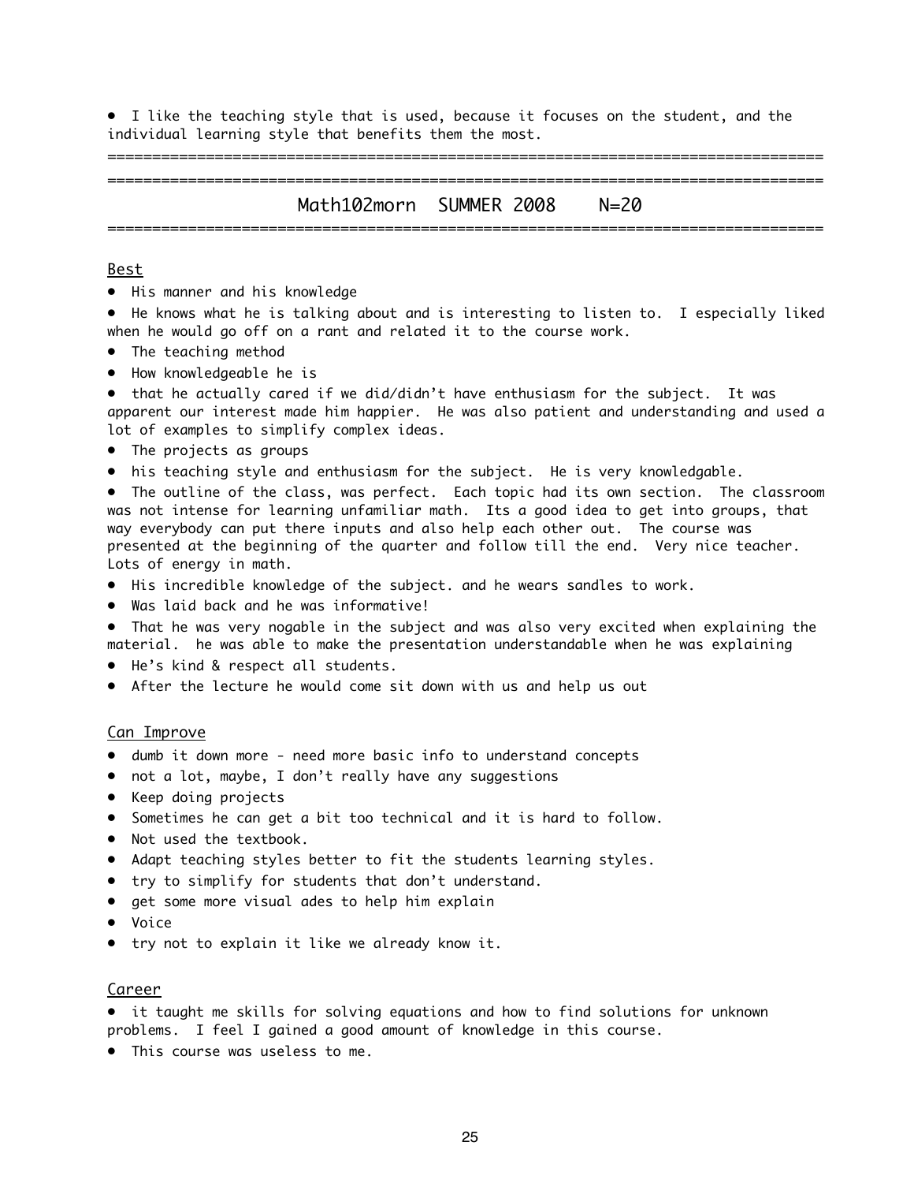- I like the teaching style that is used, because it focuses on the student, and the individual learning style that benefits them the most.

---

## Math102morn SUMMER 2008 N=20

---

Best

- His manner and his knowledge
- He knows what he is talking about and is interesting to listen to. I especially liked when he would go off on a rant and related it to the course work.
- The teaching method
- How knowledgeable he is
- that he actually cared if we did/didn't have enthusiasm for the subject. It was apparent our interest made him happier. He was also patient and understanding and used a lot of examples to simplify complex ideas.
- The projects as groups
- his teaching style and enthusiasm for the subject. He is very knowledgable.
- The outline of the class, was perfect. Each topic had its own section. The classroom was not intense for learning unfamiliar math. Its a good idea to get into groups, that way everybody can put there inputs and also help each other out. The course was presented at the beginning of the quarter and follow till the end. Very nice teacher. Lots of energy in math.
- His incredible knowledge of the subject. and he wears sandles to work.
- Was laid back and he was informative!
- That he was very nogable in the subject and was also very excited when explaining the material. he was able to make the presentation understandable when he was explaining
- He's kind & respect all students.
- After the lecture he would come sit down with us and help us out

Can Improve

- dumb it down more - need more basic info to understand concepts
- not a lot, maybe, I don't really have any suggestions
- Keep doing projects
- Sometimes he can get a bit too technical and it is hard to follow.
- Not used the textbook.
- Adapt teaching styles better to fit the students learning styles.
- try to simplify for students that don't understand.
- get some more visual ades to help him explain
- Voice
- try not to explain it like we already know it.

Career

- it taught me skills for solving equations and how to find solutions for unknown problems. I feel I gained a good amount of knowledge in this course.
- This course was useless to me.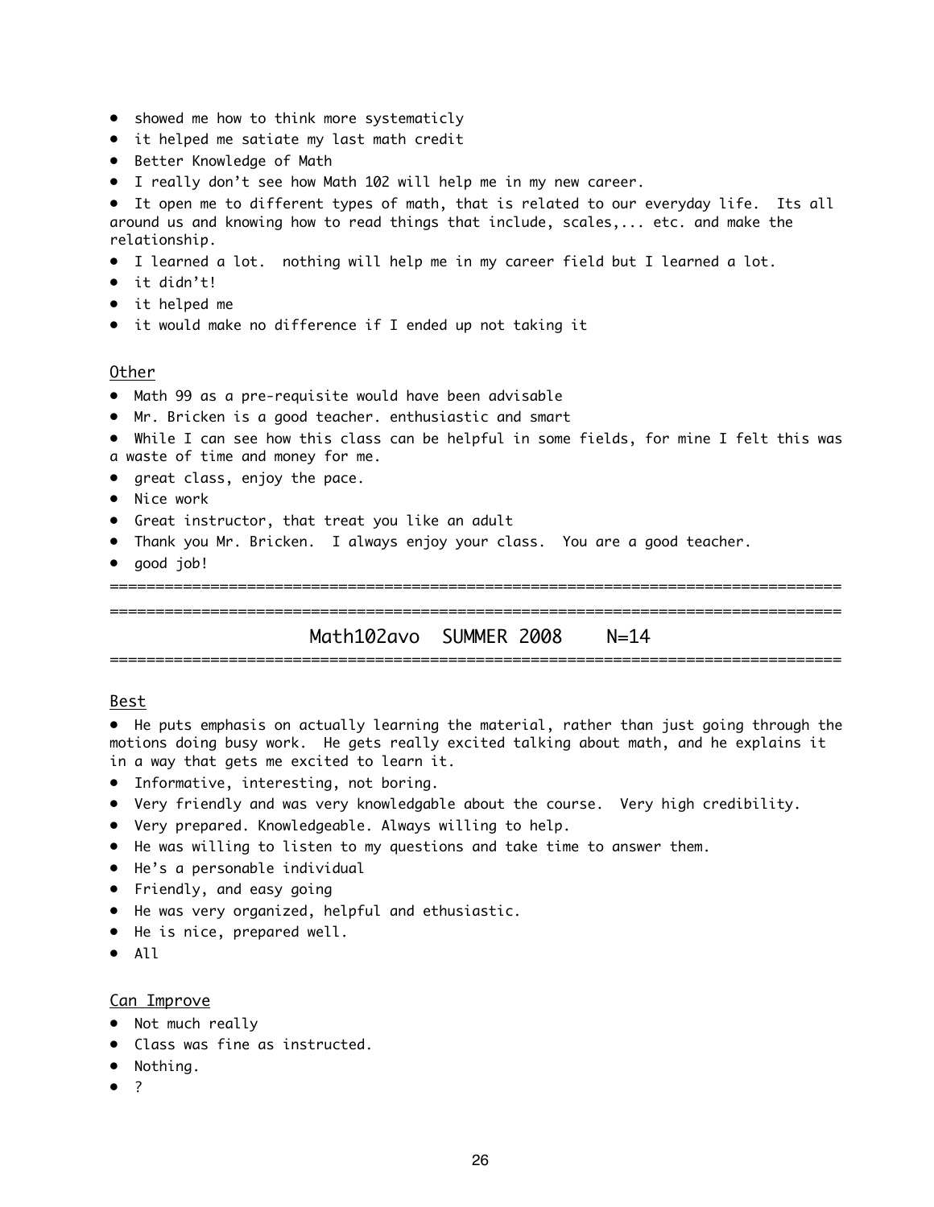- showed me how to think more systematicly
- it helped me satiate my last math credit
- Better Knowledge of Math
- I really don't see how Math 102 will help me in my new career.
- It open me to different types of math, that is related to our everyday life.  Its all around us and knowing how to read things that include, scales,... etc. and make the relationship.
- I learned a lot.  nothing will help me in my career field but I learned a lot.
- it didn't!
- it helped me
- it would make no difference if I ended up not taking it

Other

- Math 99 as a pre-requisite would have been advisable
- Mr. Bricken is a good teacher. enthusiastic and smart
- While I can see how this class can be helpful in some fields, for mine I felt this was a waste of time and money for me.
- great class, enjoy the pace.
- Nice work
- Great instructor, that treat you like an adult
- Thank you Mr. Bricken.  I always enjoy your class.  You are a good teacher.
- good job!

================================================================================

================================================================================

## Math102avo   SUMMER 2008    N=14

================================================================================

Best

- He puts emphasis on actually learning the material, rather than just going through the motions doing busy work.  He gets really excited talking about math, and he explains it in a way that gets me excited to learn it.
- Informative, interesting, not boring.
- Very friendly and was very knowledgable about the course.  Very high credibility.
- Very prepared. Knowledgeable. Always willing to help.
- He was willing to listen to my questions and take time to answer them.
- He's a personable individual
- Friendly, and easy going
- He was very organized, helpful and ethusiastic.
- He is nice, prepared well.
- All

Can Improve

- Not much really
- Class was fine as instructed.
- Nothing.
- ?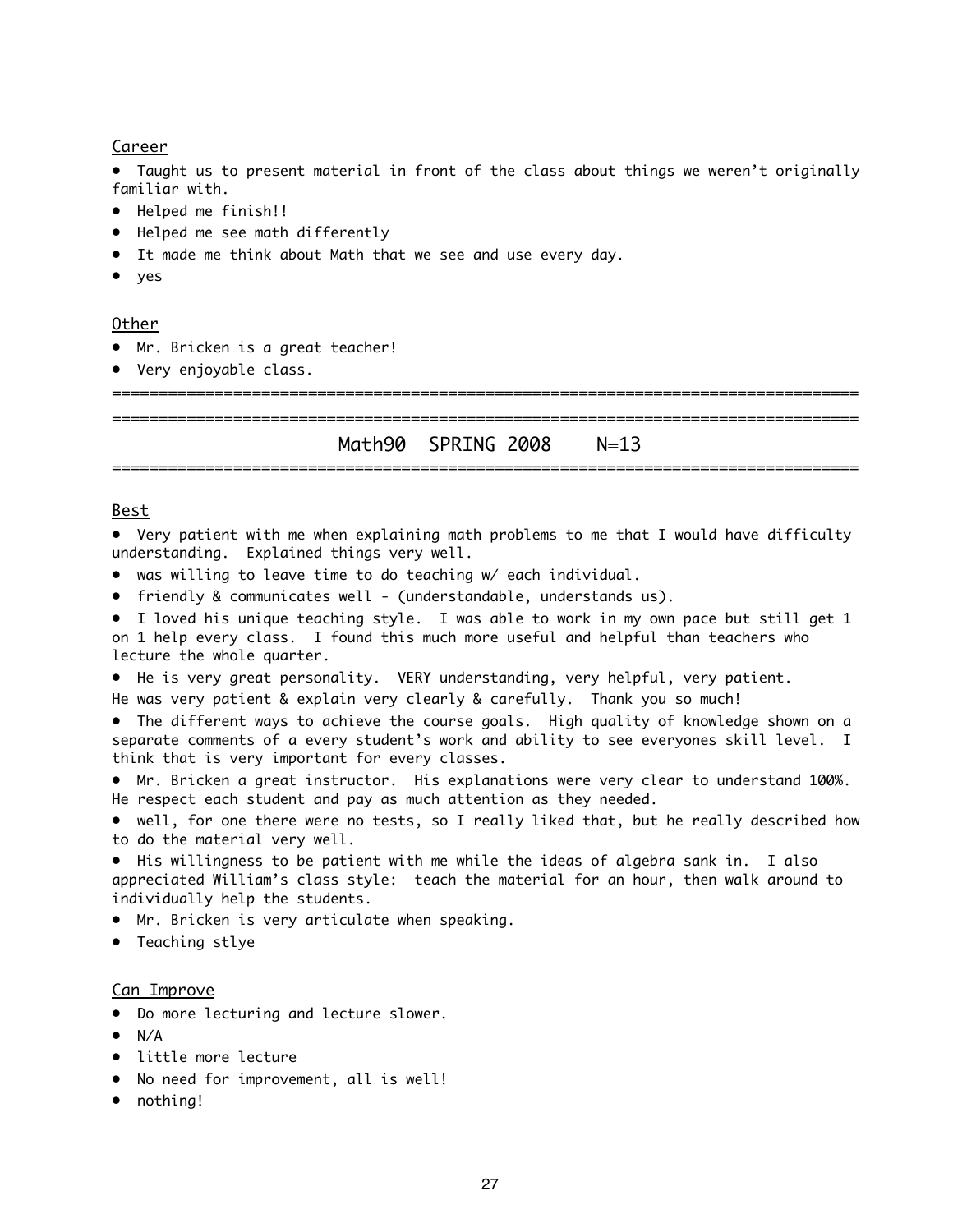Career

- Taught us to present material in front of the class about things we weren't originally familiar with.
- Helped me finish!!
- Helped me see math differently
- It made me think about Math that we see and use every day.
- yes

Other

- Mr. Bricken is a great teacher!
- Very enjoyable class.

================================================================================

================================================================================

## Math90 SPRING 2008 N=13

================================================================================

Best

- Very patient with me when explaining math problems to me that I would have difficulty understanding. Explained things very well.
- was willing to leave time to do teaching w/ each individual.
- friendly & communicates well - (understandable, understands us).
- I loved his unique teaching style. I was able to work in my own pace but still get 1 on 1 help every class. I found this much more useful and helpful than teachers who lecture the whole quarter.
- He is very great personality. VERY understanding, very helpful, very patient.

He was very patient & explain very clearly & carefully. Thank you so much!

- The different ways to achieve the course goals. High quality of knowledge shown on a separate comments of a every student's work and ability to see everyones skill level. I think that is very important for every classes.
- Mr. Bricken a great instructor. His explanations were very clear to understand 100%. He respect each student and pay as much attention as they needed.
- well, for one there were no tests, so I really liked that, but he really described how to do the material very well.
- His willingness to be patient with me while the ideas of algebra sank in. I also appreciated William's class style: teach the material for an hour, then walk around to individually help the students.
- Mr. Bricken is very articulate when speaking.
- Teaching stlye

Can Improve

- Do more lecturing and lecture slower.
- N/A
- little more lecture
- No need for improvement, all is well!
- nothing!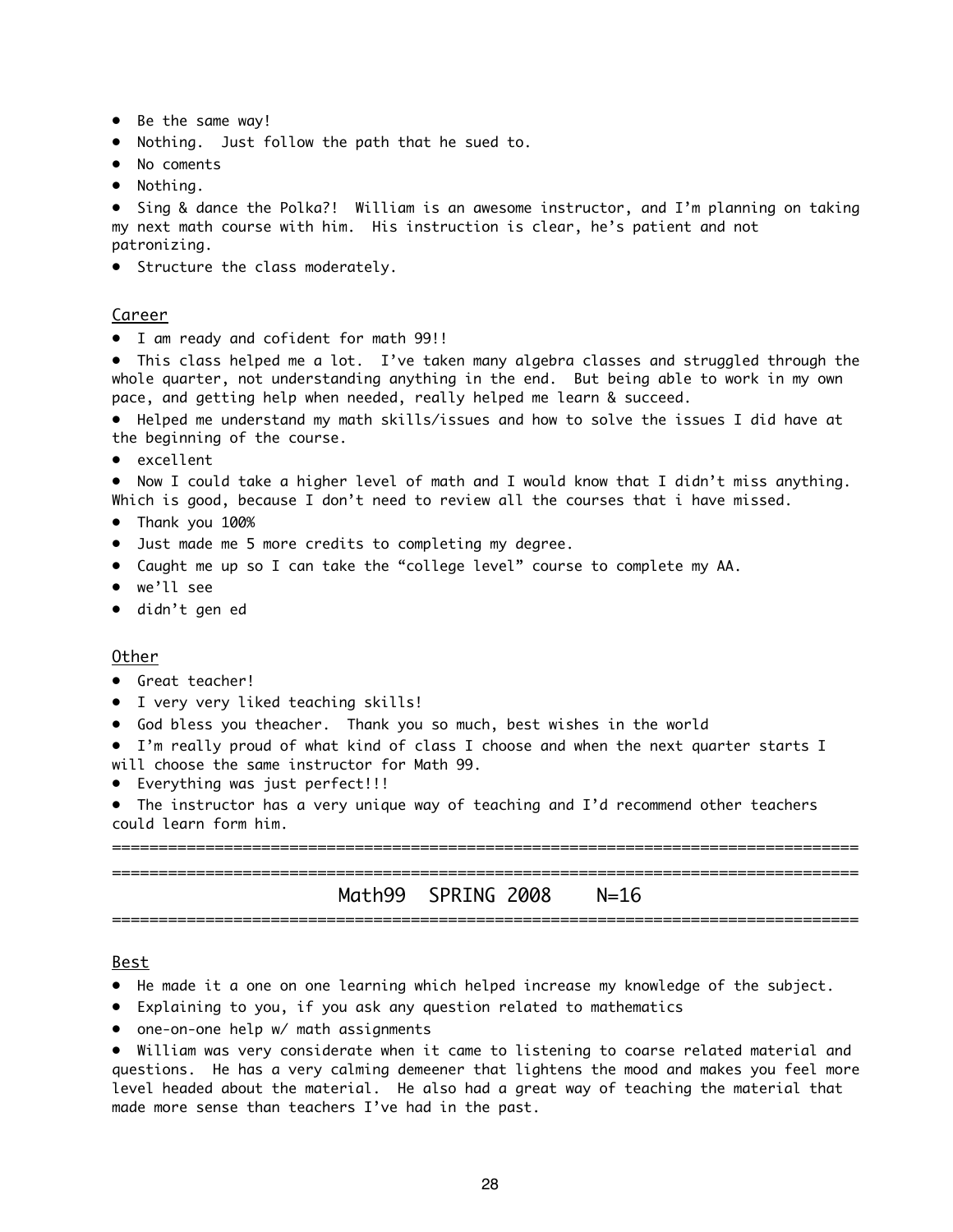- Be the same way!
- Nothing.  Just follow the path that he sued to.
- No coments
- Nothing.
- Sing & dance the Polka?!  William is an awesome instructor, and I'm planning on taking my next math course with him.  His instruction is clear, he's patient and not patronizing.
- Structure the class moderately.

Career

- I am ready and cofident for math 99!!
- This class helped me a lot.  I've taken many algebra classes and struggled through the whole quarter, not understanding anything in the end.  But being able to work in my own pace, and getting help when needed, really helped me learn & succeed.
- Helped me understand my math skills/issues and how to solve the issues I did have at the beginning of the course.
- excellent
- Now I could take a higher level of math and I would know that I didn't miss anything. Which is good, because I don't need to review all the courses that i have missed.
- Thank you 100%
- Just made me 5 more credits to completing my degree.
- Caught me up so I can take the "college level" course to complete my AA.
- we'll see
- didn't gen ed

Other

- Great teacher!
- I very very liked teaching skills!
- God bless you theacher.  Thank you so much, best wishes in the world
- I'm really proud of what kind of class I choose and when the next quarter starts I will choose the same instructor for Math 99.
- Everything was just perfect!!!
- The instructor has a very unique way of teaching and I'd recommend other teachers could learn form him.

================================================================================
================================================================================

## Math99   SPRING 2008     N=16

================================================================================

Best

- He made it a one on one learning which helped increase my knowledge of the subject.
- Explaining to you, if you ask any question related to mathematics
- one-on-one help w/ math assignments
- William was very considerate when it came to listening to coarse related material and questions.  He has a very calming demeener that lightens the mood and makes you feel more level headed about the material.  He also had a great way of teaching the material that made more sense than teachers I've had in the past.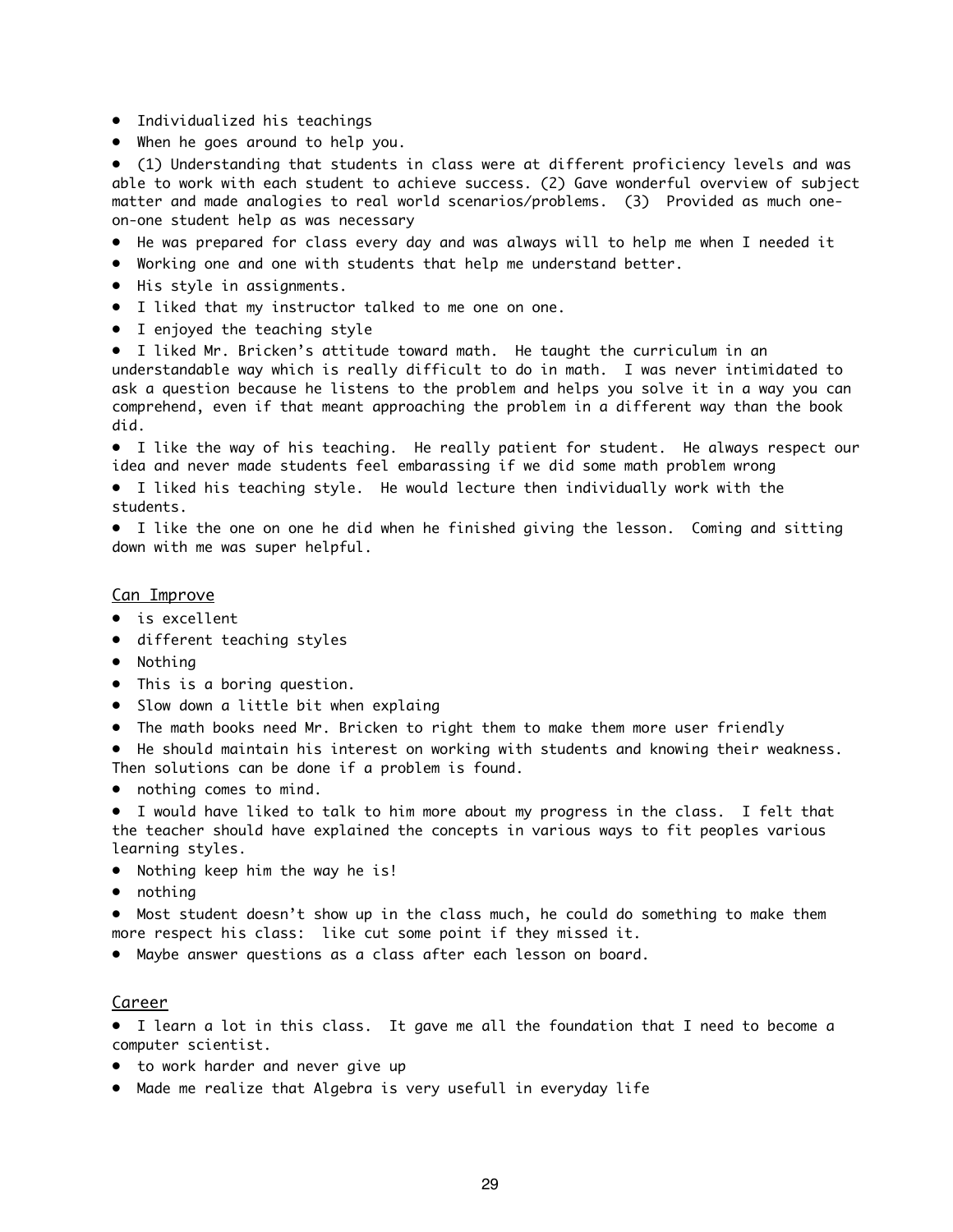- Individualized his teachings
- When he goes around to help you.
- (1) Understanding that students in class were at different proficiency levels and was able to work with each student to achieve success. (2) Gave wonderful overview of subject matter and made analogies to real world scenarios/problems. (3) Provided as much one-on-one student help as was necessary
- He was prepared for class every day and was always will to help me when I needed it
- Working one and one with students that help me understand better.
- His style in assignments.
- I liked that my instructor talked to me one on one.
- I enjoyed the teaching style
- I liked Mr. Bricken's attitude toward math. He taught the curriculum in an understandable way which is really difficult to do in math. I was never intimidated to ask a question because he listens to the problem and helps you solve it in a way you can comprehend, even if that meant approaching the problem in a different way than the book did.
- I like the way of his teaching. He really patient for student. He always respect our idea and never made students feel embarassing if we did some math problem wrong
- I liked his teaching style. He would lecture then individually work with the students.
- I like the one on one he did when he finished giving the lesson. Coming and sitting down with me was super helpful.

Can Improve

- is excellent
- different teaching styles
- Nothing
- This is a boring question.
- Slow down a little bit when explaing
- The math books need Mr. Bricken to right them to make them more user friendly
- He should maintain his interest on working with students and knowing their weakness. Then solutions can be done if a problem is found.
- nothing comes to mind.
- I would have liked to talk to him more about my progress in the class. I felt that the teacher should have explained the concepts in various ways to fit peoples various learning styles.
- Nothing keep him the way he is!
- nothing
- Most student doesn't show up in the class much, he could do something to make them more respect his class: like cut some point if they missed it.
- Maybe answer questions as a class after each lesson on board.

Career

- I learn a lot in this class. It gave me all the foundation that I need to become a computer scientist.
- to work harder and never give up
- Made me realize that Algebra is very usefull in everyday life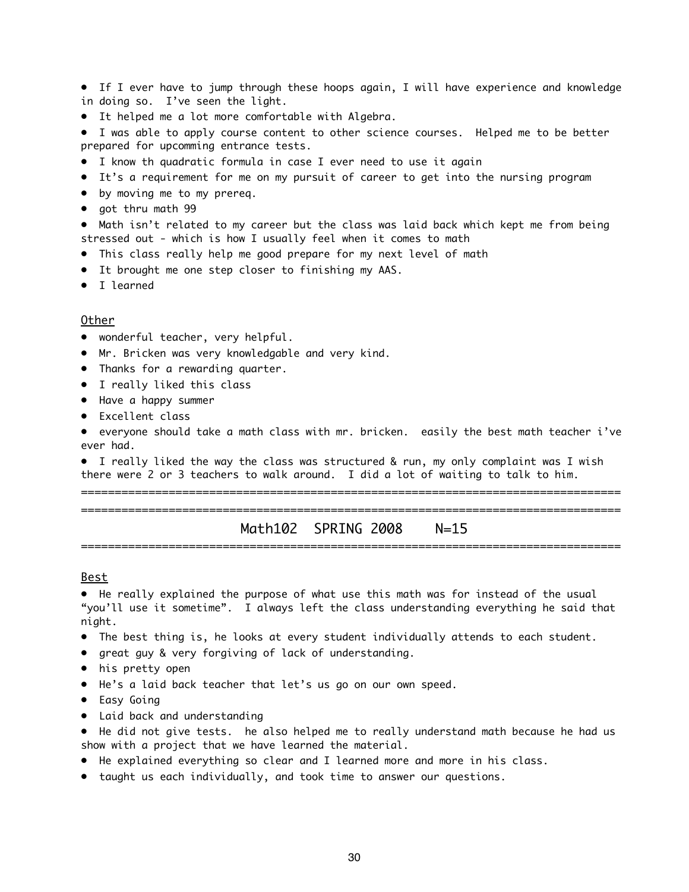- If I ever have to jump through these hoops again, I will have experience and knowledge in doing so.  I've seen the light.
- It helped me a lot more comfortable with Algebra.
- I was able to apply course content to other science courses.  Helped me to be better prepared for upcomming entrance tests.
- I know th quadratic formula in case I ever need to use it again
- It's a requirement for me on my pursuit of career to get into the nursing program
- by moving me to my prereq.
- got thru math 99
- Math isn't related to my career but the class was laid back which kept me from being stressed out - which is how I usually feel when it comes to math
- This class really help me good prepare for my next level of math
- It brought me one step closer to finishing my AAS.
- I learned

Other

- wonderful teacher, very helpful.
- Mr. Bricken was very knowledgable and very kind.
- Thanks for a rewarding quarter.
- I really liked this class
- Have a happy summer
- Excellent class
- everyone should take a math class with mr. bricken.  easily the best math teacher i've ever had.
- I really liked the way the class was structured & run, my only complaint was I wish there were 2 or 3 teachers to walk around.  I did a lot of waiting to talk to him.

==================================================================================

==================================================================================

## Math102  SPRING 2008    N=15

==================================================================================

Best

- He really explained the purpose of what use this math was for instead of the usual "you'll use it sometime".  I always left the class understanding everything he said that night.
- The best thing is, he looks at every student individually attends to each student.
- great guy & very forgiving of lack of understanding.
- his pretty open
- He's a laid back teacher that let's us go on our own speed.
- Easy Going
- Laid back and understanding
- He did not give tests.  he also helped me to really understand math because he had us show with a project that we have learned the material.
- He explained everything so clear and I learned more and more in his class.
- taught us each individually, and took time to answer our questions.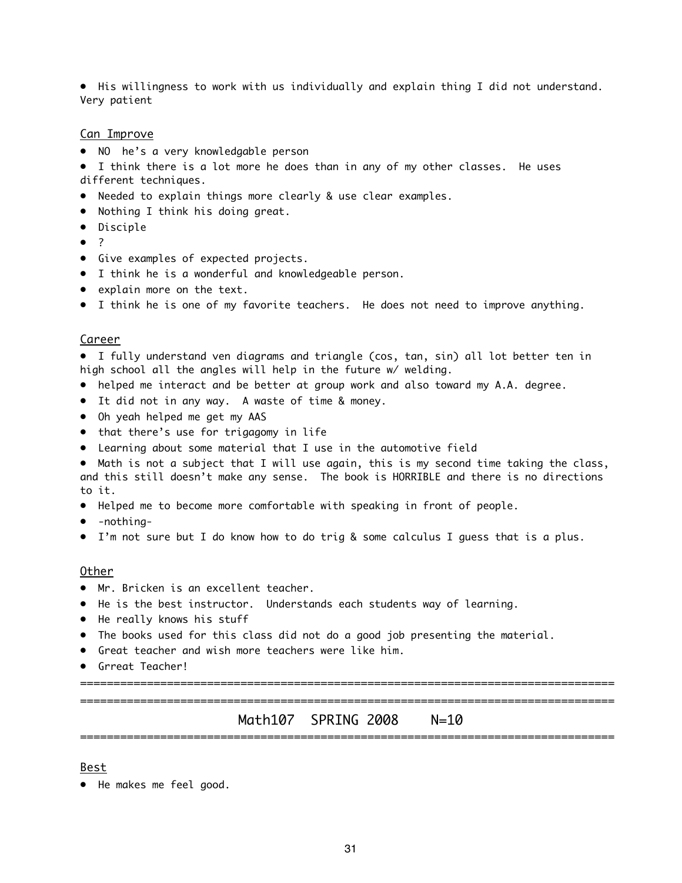- His willingness to work with us individually and explain thing I did not understand. Very patient

Can Improve

- NO  he's a very knowledgable person
- I think there is a lot more he does than in any of my other classes.  He uses different techniques.
- Needed to explain things more clearly & use clear examples.
- Nothing I think his doing great.
- Disciple
- ?
- Give examples of expected projects.
- I think he is a wonderful and knowledgeable person.
- explain more on the text.
- I think he is one of my favorite teachers.  He does not need to improve anything.

Career

- I fully understand ven diagrams and triangle (cos, tan, sin) all lot better ten in high school all the angles will help in the future w/ welding.
- helped me interact and be better at group work and also toward my A.A. degree.
- It did not in any way.  A waste of time & money.
- Oh yeah helped me get my AAS
- that there's use for trigagomy in life
- Learning about some material that I use in the automotive field
- Math is not a subject that I will use again, this is my second time taking the class, and this still doesn't make any sense.  The book is HORRIBLE and there is no directions to it.
- Helped me to become more comfortable with speaking in front of people.
- -nothing-
- I'm not sure but I do know how to do trig & some calculus I guess that is a plus.

Other

- Mr. Bricken is an excellent teacher.
- He is the best instructor.  Understands each students way of learning.
- He really knows his stuff
- The books used for this class did not do a good job presenting the material.
- Great teacher and wish more teachers were like him.
- Grreat Teacher!

================================================================================

================================================================================

## Math107   SPRING 2008     N=10

================================================================================

Best

- He makes me feel good.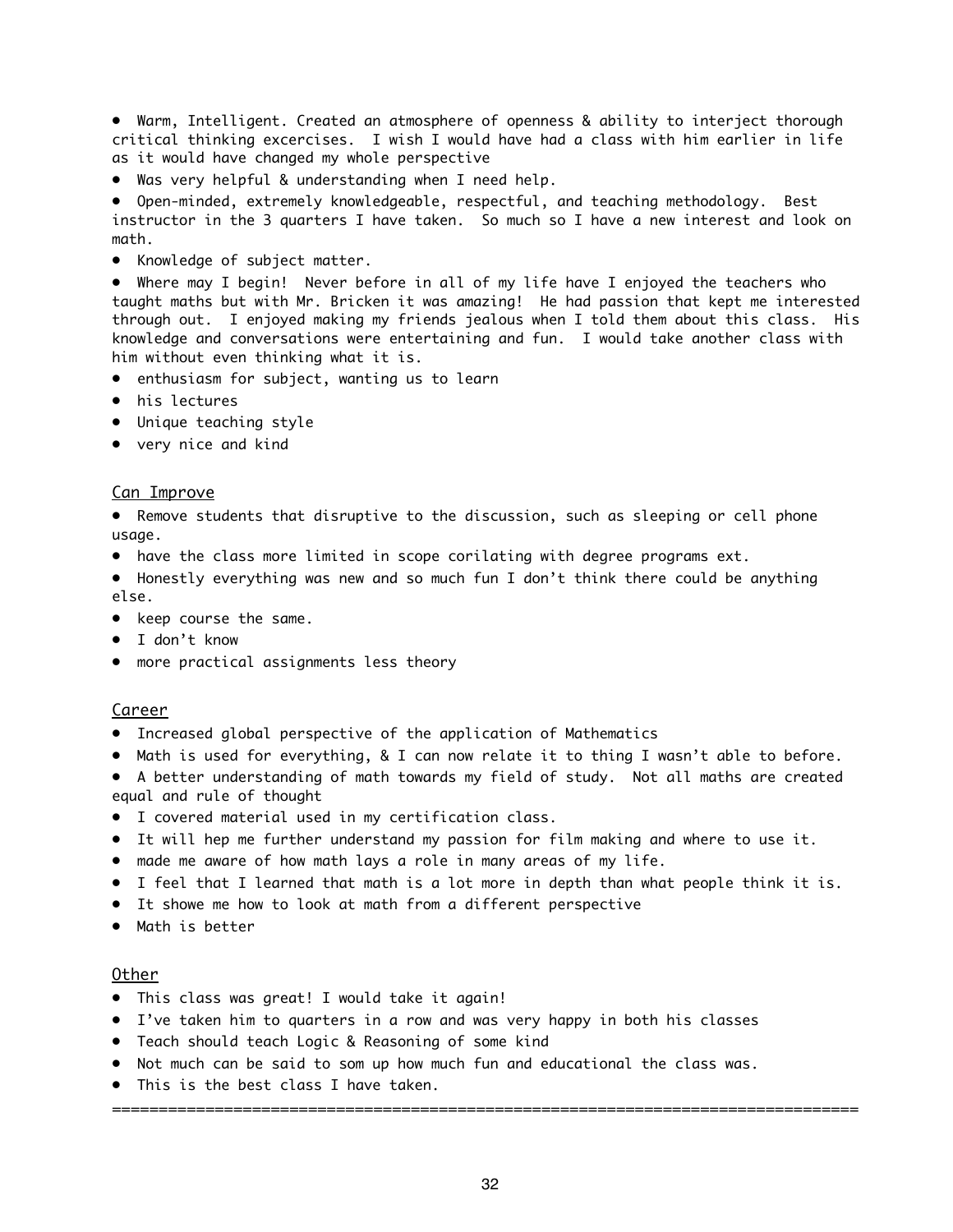- Warm, Intelligent. Created an atmosphere of openness & ability to interject thorough critical thinking excercises. I wish I would have had a class with him earlier in life as it would have changed my whole perspective
- Was very helpful & understanding when I need help.
- Open-minded, extremely knowledgeable, respectful, and teaching methodology. Best instructor in the 3 quarters I have taken. So much so I have a new interest and look on math.
- Knowledge of subject matter.
- Where may I begin! Never before in all of my life have I enjoyed the teachers who taught maths but with Mr. Bricken it was amazing! He had passion that kept me interested through out. I enjoyed making my friends jealous when I told them about this class. His knowledge and conversations were entertaining and fun. I would take another class with him without even thinking what it is.
- enthusiasm for subject, wanting us to learn
- his lectures
- Unique teaching style
- very nice and kind

<u>Can Improve</u>

- Remove students that disruptive to the discussion, such as sleeping or cell phone usage.
- have the class more limited in scope corilating with degree programs ext.
- Honestly everything was new and so much fun I don't think there could be anything else.
- keep course the same.
- I don't know
- more practical assignments less theory

<u>Career</u>

- Increased global perspective of the application of Mathematics
- Math is used for everything, & I can now relate it to thing I wasn't able to before.
- A better understanding of math towards my field of study. Not all maths are created equal and rule of thought
- I covered material used in my certification class.
- It will hep me further understand my passion for film making and where to use it.
- made me aware of how math lays a role in many areas of my life.
- I feel that I learned that math is a lot more in depth than what people think it is.
- It showe me how to look at math from a different perspective
- Math is better

<u>Other</u>

- This class was great! I would take it again!
- I've taken him to quarters in a row and was very happy in both his classes
- Teach should teach Logic & Reasoning of some kind
- Not much can be said to som up how much fun and educational the class was.
- This is the best class I have taken.

==============================================================================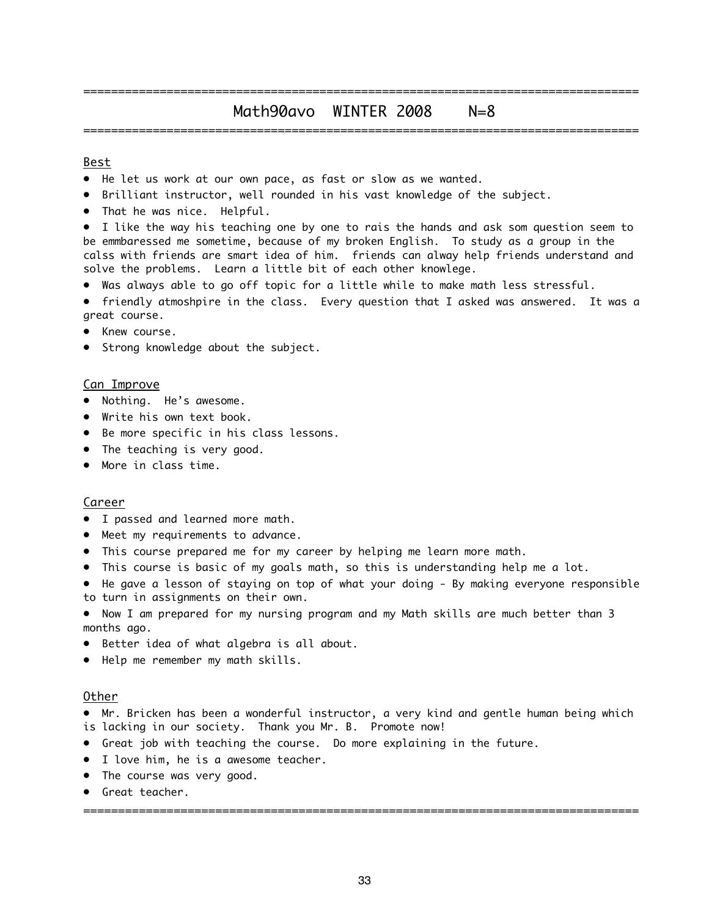## Math90avo WINTER 2008 N=8

**Best**

- He let us work at our own pace, as fast or slow as we wanted.
- Brilliant instructor, well rounded in his vast knowledge of the subject.
- That he was nice. Helpful.
- I like the way his teaching one by one to rais the hands and ask som question seem to be emmbaressed me sometime, because of my broken English. To study as a group in the calss with friends are smart idea of him. friends can alway help friends understand and solve the problems. Learn a little bit of each other knowlege.
- Was always able to go off topic for a little while to make math less stressful.
- friendly atmoshpire in the class. Every question that I asked was answered. It was a great course.
- Knew course.
- Strong knowledge about the subject.

**Can Improve**

- Nothing. He's awesome.
- Write his own text book.
- Be more specific in his class lessons.
- The teaching is very good.
- More in class time.

**Career**

- I passed and learned more math.
- Meet my requirements to advance.
- This course prepared me for my career by helping me learn more math.
- This course is basic of my goals math, so this is understanding help me a lot.
- He gave a lesson of staying on top of what your doing - By making everyone responsible to turn in assignments on their own.
- Now I am prepared for my nursing program and my Math skills are much better than 3 months ago.
- Better idea of what algebra is all about.
- Help me remember my math skills.

**Other**

- Mr. Bricken has been a wonderful instructor, a very kind and gentle human being which is lacking in our society. Thank you Mr. B. Promote now!
- Great job with teaching the course. Do more explaining in the future.
- I love him, he is a awesome teacher.
- The course was very good.
- Great teacher.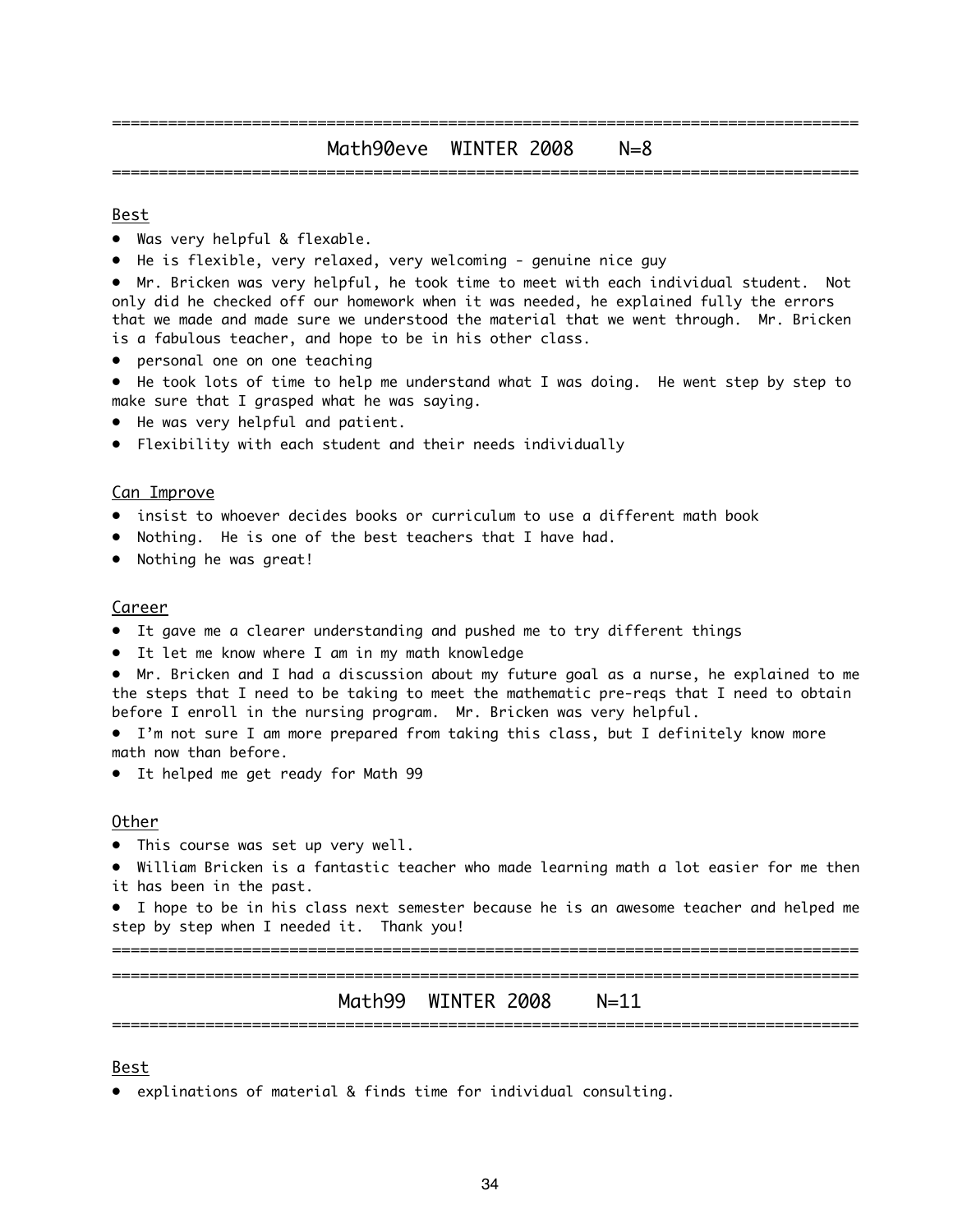## Math90eve WINTER 2008 N=8

Best

- Was very helpful & flexable.
- He is flexible, very relaxed, very welcoming - genuine nice guy
- Mr. Bricken was very helpful, he took time to meet with each individual student. Not only did he checked off our homework when it was needed, he explained fully the errors that we made and made sure we understood the material that we went through. Mr. Bricken is a fabulous teacher, and hope to be in his other class.
- personal one on one teaching
- He took lots of time to help me understand what I was doing. He went step by step to make sure that I grasped what he was saying.
- He was very helpful and patient.
- Flexibility with each student and their needs individually

Can Improve

- insist to whoever decides books or curriculum to use a different math book
- Nothing. He is one of the best teachers that I have had.
- Nothing he was great!

Career

- It gave me a clearer understanding and pushed me to try different things
- It let me know where I am in my math knowledge
- Mr. Bricken and I had a discussion about my future goal as a nurse, he explained to me the steps that I need to be taking to meet the mathematic pre-reqs that I need to obtain before I enroll in the nursing program. Mr. Bricken was very helpful.
- I'm not sure I am more prepared from taking this class, but I definitely know more math now than before.
- It helped me get ready for Math 99

Other

- This course was set up very well.
- William Bricken is a fantastic teacher who made learning math a lot easier for me then it has been in the past.
- I hope to be in his class next semester because he is an awesome teacher and helped me step by step when I needed it. Thank you!

## Math99 WINTER 2008 N=11

Best

- explinations of material & finds time for individual consulting.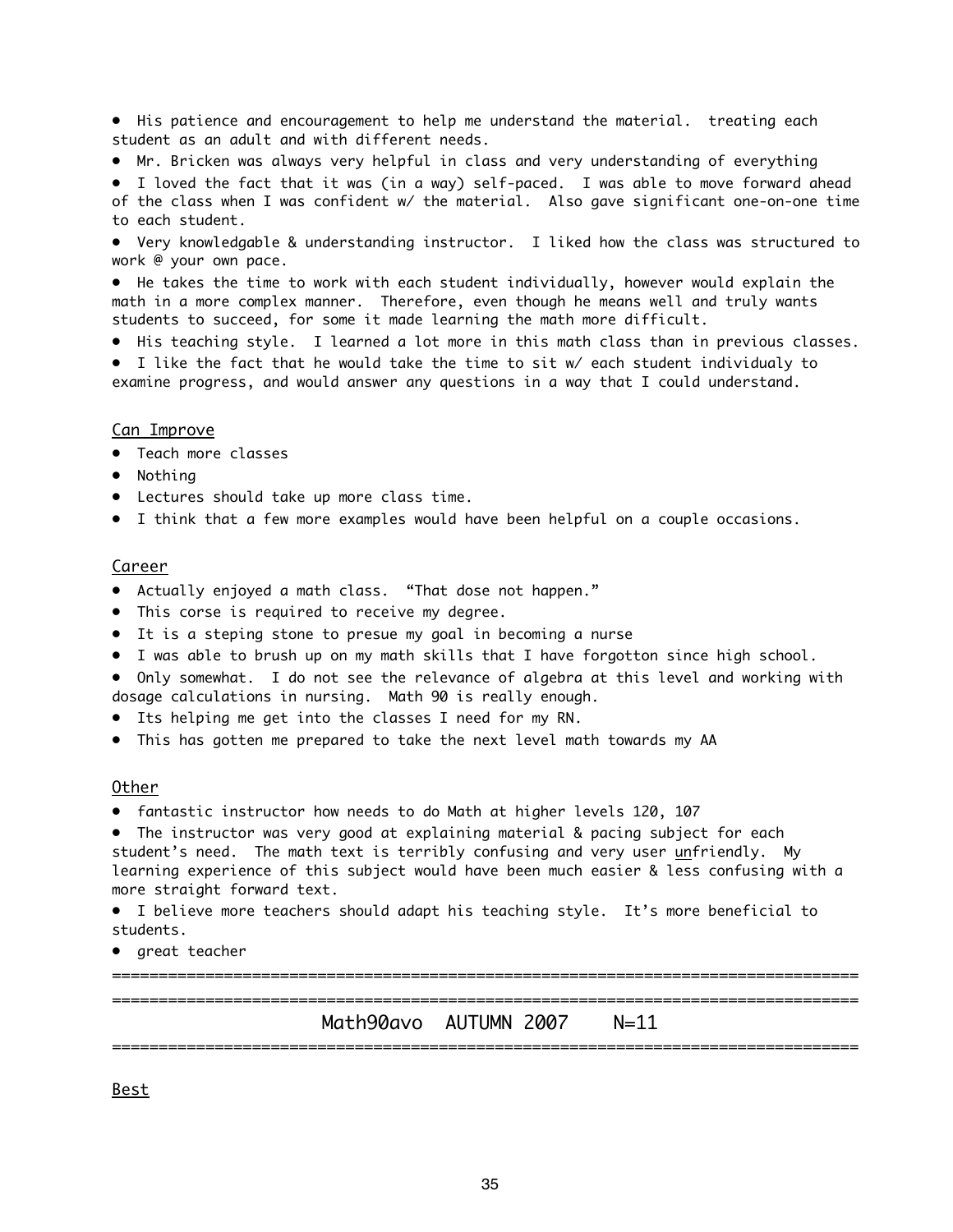- His patience and encouragement to help me understand the material. treating each student as an adult and with different needs.
- Mr. Bricken was always very helpful in class and very understanding of everything
- I loved the fact that it was (in a way) self-paced. I was able to move forward ahead of the class when I was confident w/ the material. Also gave significant one-on-one time to each student.
- Very knowledgable & understanding instructor. I liked how the class was structured to work @ your own pace.
- He takes the time to work with each student individually, however would explain the math in a more complex manner. Therefore, even though he means well and truly wants students to succeed, for some it made learning the math more difficult.
- His teaching style. I learned a lot more in this math class than in previous classes.
- I like the fact that he would take the time to sit w/ each student individualy to examine progress, and would answer any questions in a way that I could understand.

<u>Can Improve</u>

- Teach more classes
- Nothing
- Lectures should take up more class time.
- I think that a few more examples would have been helpful on a couple occasions.

<u>Career</u>

- Actually enjoyed a math class. "That dose not happen."
- This corse is required to receive my degree.
- It is a steping stone to presue my goal in becoming a nurse
- I was able to brush up on my math skills that I have forgotton since high school.
- Only somewhat. I do not see the relevance of algebra at this level and working with dosage calculations in nursing. Math 90 is really enough.
- Its helping me get into the classes I need for my RN.
- This has gotten me prepared to take the next level math towards my AA

<u>Other</u>

- fantastic instructor how needs to do Math at higher levels 120, 107
- The instructor was very good at explaining material & pacing subject for each student's need. The math text is terribly confusing and very user <u>un</u>friendly. My learning experience of this subject would have been much easier & less confusing with a more straight forward text.
- I believe more teachers should adapt his teaching style. It's more beneficial to students.
- great teacher

================================================================================
================================================================================

Math90avo AUTUMN 2007 N=11

================================================================================

<u>Best</u>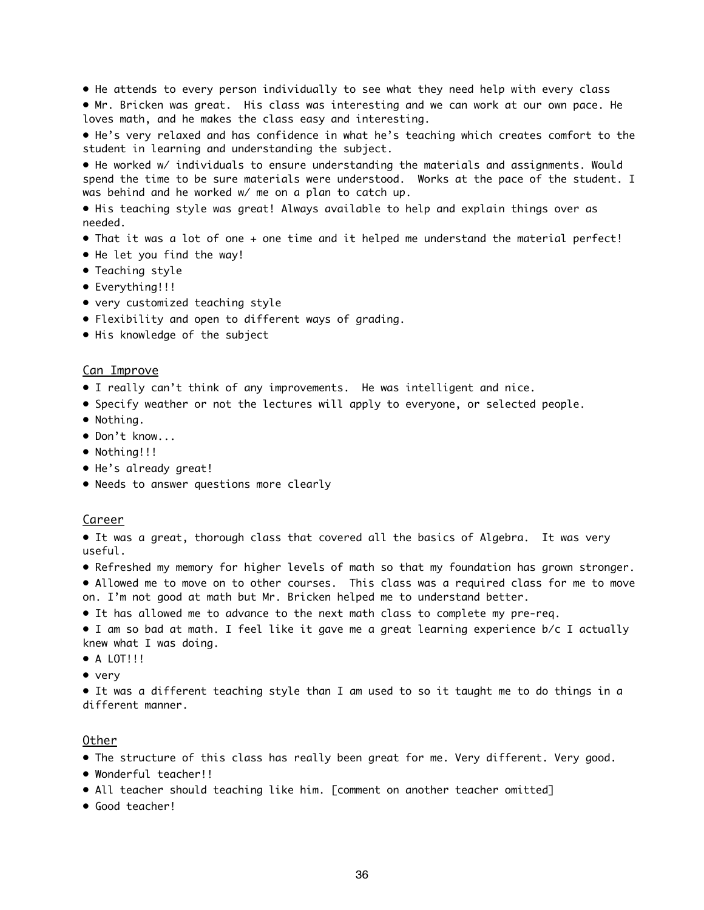- He attends to every person individually to see what they need help with every class
- Mr. Bricken was great. His class was interesting and we can work at our own pace. He loves math, and he makes the class easy and interesting.
- He's very relaxed and has confidence in what he's teaching which creates comfort to the student in learning and understanding the subject.
- He worked w/ individuals to ensure understanding the materials and assignments. Would spend the time to be sure materials were understood. Works at the pace of the student. I was behind and he worked w/ me on a plan to catch up.
- His teaching style was great! Always available to help and explain things over as needed.
- That it was a lot of one + one time and it helped me understand the material perfect!
- He let you find the way!
- Teaching style
- Everything!!!
- very customized teaching style
- Flexibility and open to different ways of grading.
- His knowledge of the subject

Can Improve

- I really can't think of any improvements. He was intelligent and nice.
- Specify weather or not the lectures will apply to everyone, or selected people.
- Nothing.
- Don't know...
- Nothing!!!
- He's already great!
- Needs to answer questions more clearly

Career

- It was a great, thorough class that covered all the basics of Algebra. It was very useful.
- Refreshed my memory for higher levels of math so that my foundation has grown stronger.
- Allowed me to move on to other courses. This class was a required class for me to move on. I'm not good at math but Mr. Bricken helped me to understand better.
- It has allowed me to advance to the next math class to complete my pre-req.
- I am so bad at math. I feel like it gave me a great learning experience b/c I actually knew what I was doing.
- A LOT!!!
- very
- It was a different teaching style than I am used to so it taught me to do things in a different manner.

Other

- The structure of this class has really been great for me. Very different. Very good.
- Wonderful teacher!!
- All teacher should teaching like him. [comment on another teacher omitted]
- Good teacher!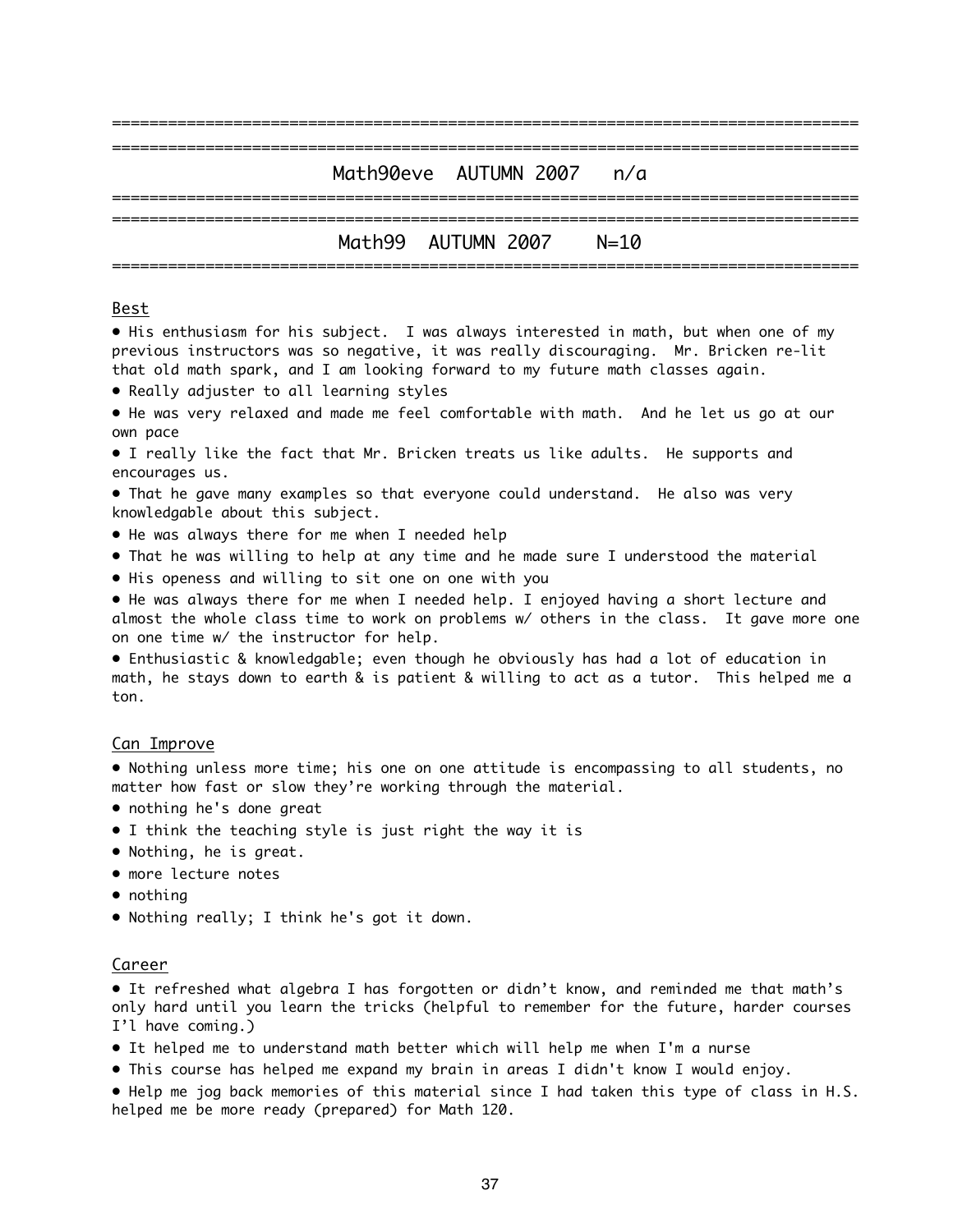================================================================================

================================================================================

## Math90eve AUTUMN 2007 n/a

================================================================================

================================================================================

## Math99 AUTUMN 2007 N=10

================================================================================

### Best

- His enthusiasm for his subject. I was always interested in math, but when one of my previous instructors was so negative, it was really discouraging. Mr. Bricken re-lit that old math spark, and I am looking forward to my future math classes again.
- Really adjuster to all learning styles
- He was very relaxed and made me feel comfortable with math. And he let us go at our own pace
- I really like the fact that Mr. Bricken treats us like adults. He supports and encourages us.
- That he gave many examples so that everyone could understand. He also was very knowledgable about this subject.
- He was always there for me when I needed help
- That he was willing to help at any time and he made sure I understood the material
- His openess and willing to sit one on one with you
- He was always there for me when I needed help. I enjoyed having a short lecture and almost the whole class time to work on problems w/ others in the class. It gave more one on one time w/ the instructor for help.
- Enthusiastic & knowledgable; even though he obviously has had a lot of education in math, he stays down to earth & is patient & willing to act as a tutor. This helped me a ton.

### Can Improve

- Nothing unless more time; his one on one attitude is encompassing to all students, no matter how fast or slow they're working through the material.
- nothing he's done great
- I think the teaching style is just right the way it is
- Nothing, he is great.
- more lecture notes
- nothing
- Nothing really; I think he's got it down.

### Career

- It refreshed what algebra I has forgotten or didn't know, and reminded me that math's only hard until you learn the tricks (helpful to remember for the future, harder courses I'l have coming.)
- It helped me to understand math better which will help me when I'm a nurse
- This course has helped me expand my brain in areas I didn't know I would enjoy.
- Help me jog back memories of this material since I had taken this type of class in H.S. helped me be more ready (prepared) for Math 120.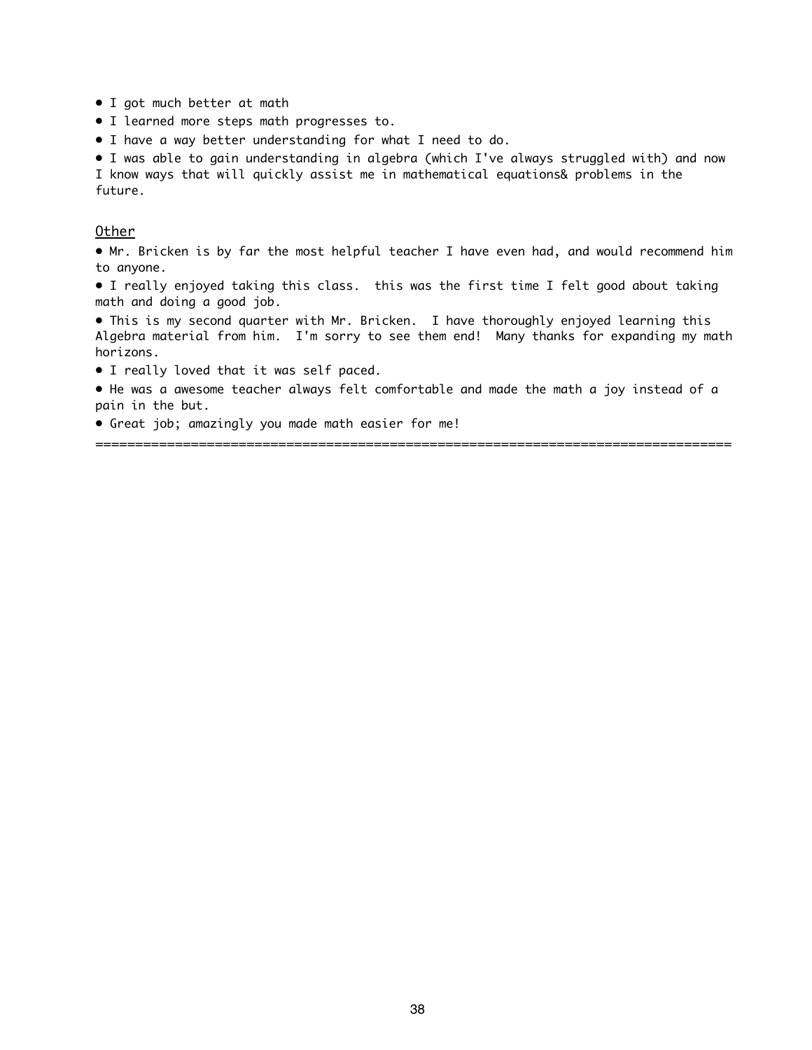- I got much better at math
- I learned more steps math progresses to.
- I have a way better understanding for what I need to do.
- I was able to gain understanding in algebra (which I've always struggled with) and now I know ways that will quickly assist me in mathematical equations& problems in the future.

<u>Other</u>

- Mr. Bricken is by far the most helpful teacher I have even had, and would recommend him to anyone.
- I really enjoyed taking this class.  this was the first time I felt good about taking math and doing a good job.
- This is my second quarter with Mr. Bricken.  I have thoroughly enjoyed learning this Algebra material from him.  I'm sorry to see them end!  Many thanks for expanding my math horizons.
- I really loved that it was self paced.
- He was a awesome teacher always felt comfortable and made the math a joy instead of a pain in the but.
- Great job; amazingly you made math easier for me!

================================================================================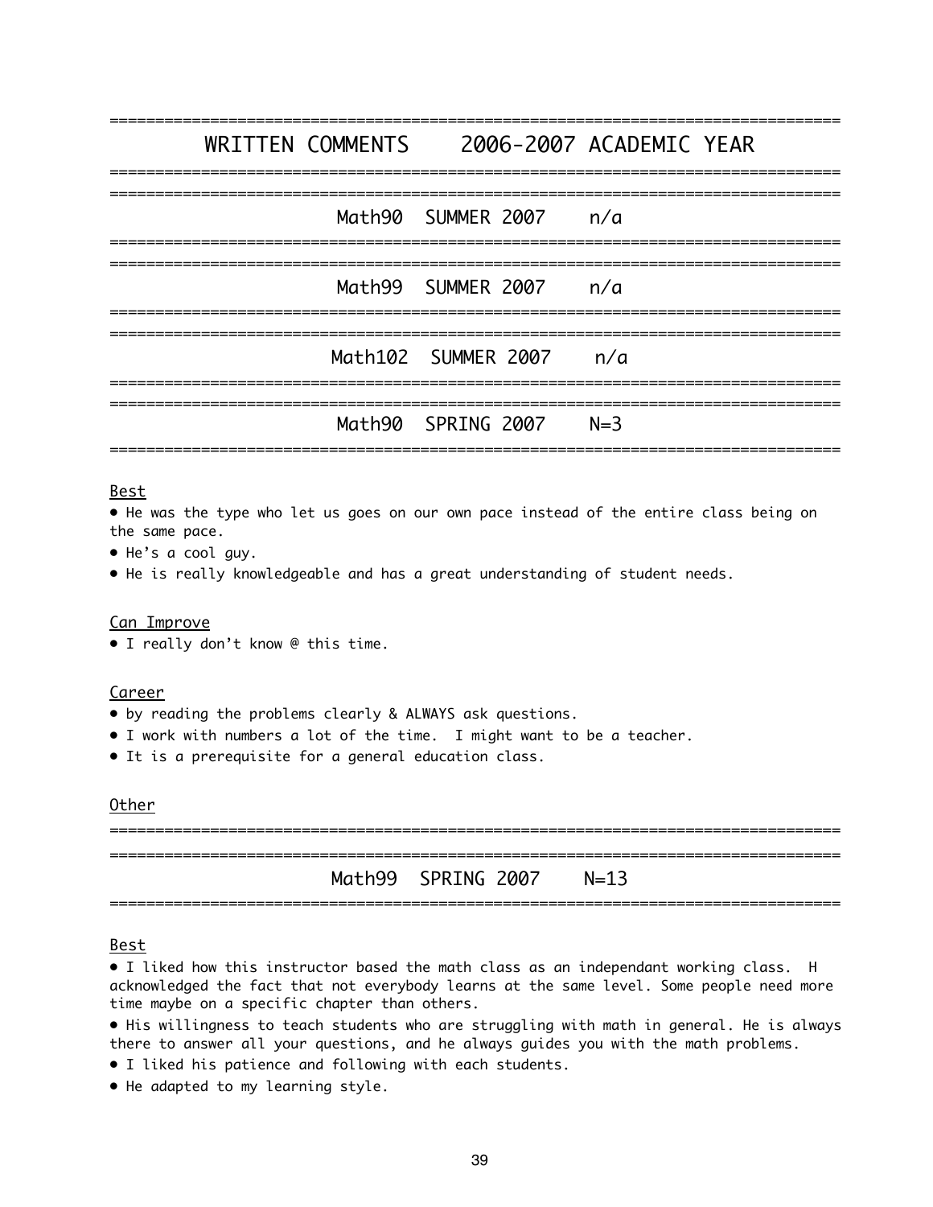# WRITTEN COMMENTS 2006-2007 ACADEMIC YEAR

## Math90 SUMMER 2007 n/a

## Math99 SUMMER 2007 n/a

## Math102 SUMMER 2007 n/a

## Math90 SPRING 2007 N=3

<u>Best</u>

- He was the type who let us goes on our own pace instead of the entire class being on the same pace.
- He's a cool guy.
- He is really knowledgeable and has a great understanding of student needs.

<u>Can Improve</u>

- I really don't know @ this time.

<u>Career</u>

- by reading the problems clearly & ALWAYS ask questions.
- I work with numbers a lot of the time. I might want to be a teacher.
- It is a prerequisite for a general education class.

<u>Other</u>

## Math99 SPRING 2007 N=13

<u>Best</u>

- I liked how this instructor based the math class as an independant working class. H acknowledged the fact that not everybody learns at the same level. Some people need more time maybe on a specific chapter than others.
- His willingness to teach students who are struggling with math in general. He is always there to answer all your questions, and he always guides you with the math problems.
- I liked his patience and following with each students.
- He adapted to my learning style.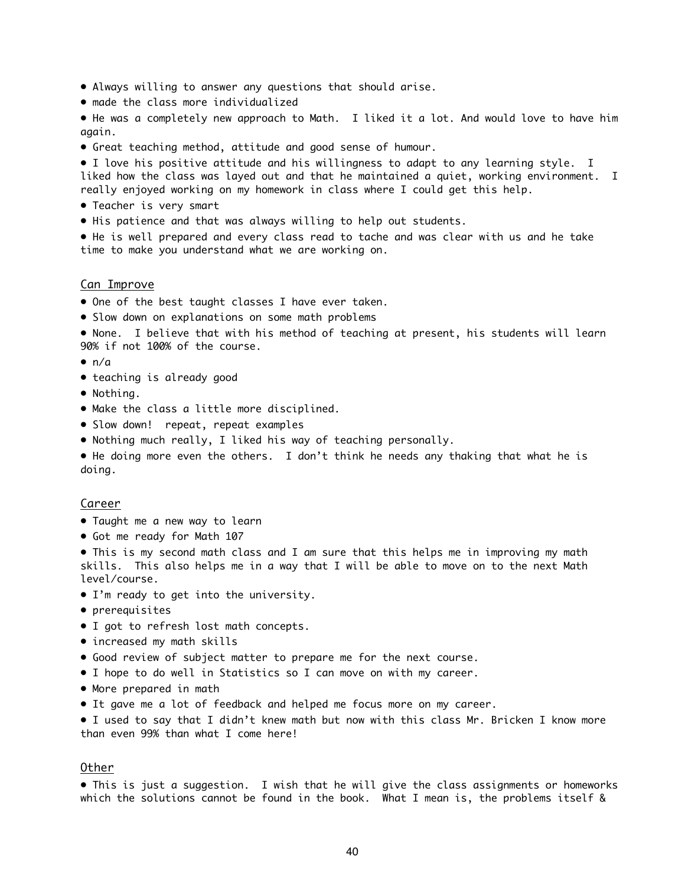- Always willing to answer any questions that should arise.
- made the class more individualized
- He was a completely new approach to Math. I liked it a lot. And would love to have him again.
- Great teaching method, attitude and good sense of humour.
- I love his positive attitude and his willingness to adapt to any learning style. I liked how the class was layed out and that he maintained a quiet, working environment. I really enjoyed working on my homework in class where I could get this help.
- Teacher is very smart
- His patience and that was always willing to help out students.
- He is well prepared and every class read to tache and was clear with us and he take time to make you understand what we are working on.

<u>Can Improve</u>

- One of the best taught classes I have ever taken.
- Slow down on explanations on some math problems
- None. I believe that with his method of teaching at present, his students will learn 90% if not 100% of the course.
- n/a
- teaching is already good
- Nothing.
- Make the class a little more disciplined.
- Slow down! repeat, repeat examples
- Nothing much really, I liked his way of teaching personally.
- He doing more even the others. I don't think he needs any thaking that what he is doing.

<u>Career</u>

- Taught me a new way to learn
- Got me ready for Math 107
- This is my second math class and I am sure that this helps me in improving my math skills. This also helps me in a way that I will be able to move on to the next Math level/course.
- I'm ready to get into the university.
- prerequisites
- I got to refresh lost math concepts.
- increased my math skills
- Good review of subject matter to prepare me for the next course.
- I hope to do well in Statistics so I can move on with my career.
- More prepared in math
- It gave me a lot of feedback and helped me focus more on my career.
- I used to say that I didn't knew math but now with this class Mr. Bricken I know more than even 99% than what I come here!

<u>Other</u>

- This is just a suggestion. I wish that he will give the class assignments or homeworks which the solutions cannot be found in the book. What I mean is, the problems itself &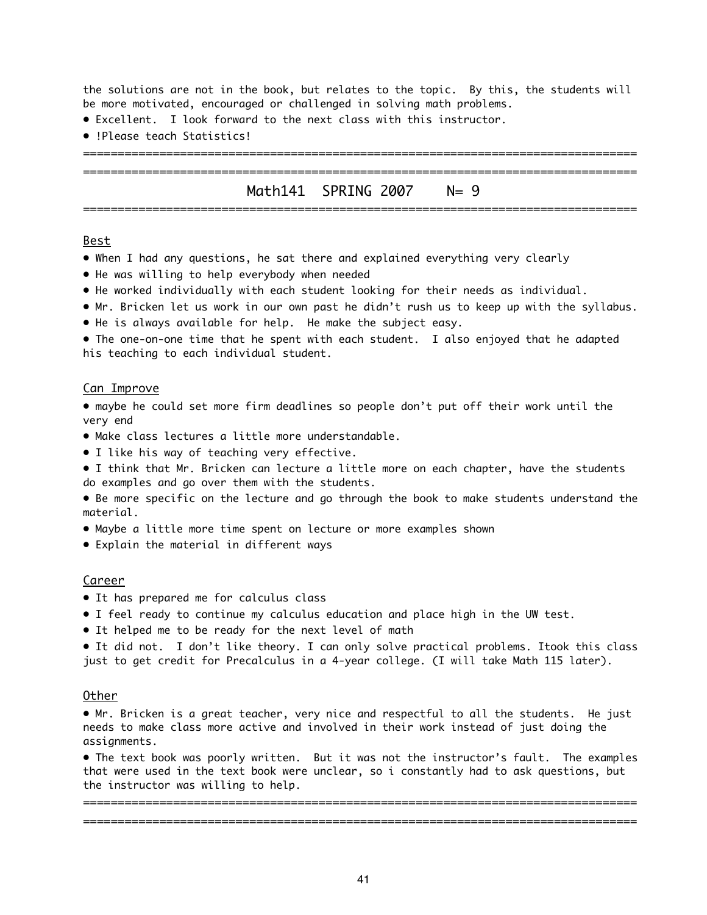the solutions are not in the book, but relates to the topic. By this, the students will be more motivated, encouraged or challenged in solving math problems.

- Excellent. I look forward to the next class with this instructor.
- !Please teach Statistics!

---

## Math141 SPRING 2007 N= 9

---

Best

- When I had any questions, he sat there and explained everything very clearly
- He was willing to help everybody when needed
- He worked individually with each student looking for their needs as individual.
- Mr. Bricken let us work in our own past he didn't rush us to keep up with the syllabus.
- He is always available for help. He make the subject easy.
- The one-on-one time that he spent with each student. I also enjoyed that he adapted his teaching to each individual student.

Can Improve

- maybe he could set more firm deadlines so people don't put off their work until the very end
- Make class lectures a little more understandable.
- I like his way of teaching very effective.
- I think that Mr. Bricken can lecture a little more on each chapter, have the students do examples and go over them with the students.
- Be more specific on the lecture and go through the book to make students understand the material.
- Maybe a little more time spent on lecture or more examples shown
- Explain the material in different ways

Career

- It has prepared me for calculus class
- I feel ready to continue my calculus education and place high in the UW test.
- It helped me to be ready for the next level of math
- It did not. I don't like theory. I can only solve practical problems. Itook this class just to get credit for Precalculus in a 4-year college. (I will take Math 115 later).

Other

- Mr. Bricken is a great teacher, very nice and respectful to all the students. He just needs to make class more active and involved in their work instead of just doing the assignments.
- The text book was poorly written. But it was not the instructor's fault. The examples that were used in the text book were unclear, so i constantly had to ask questions, but the instructor was willing to help.

---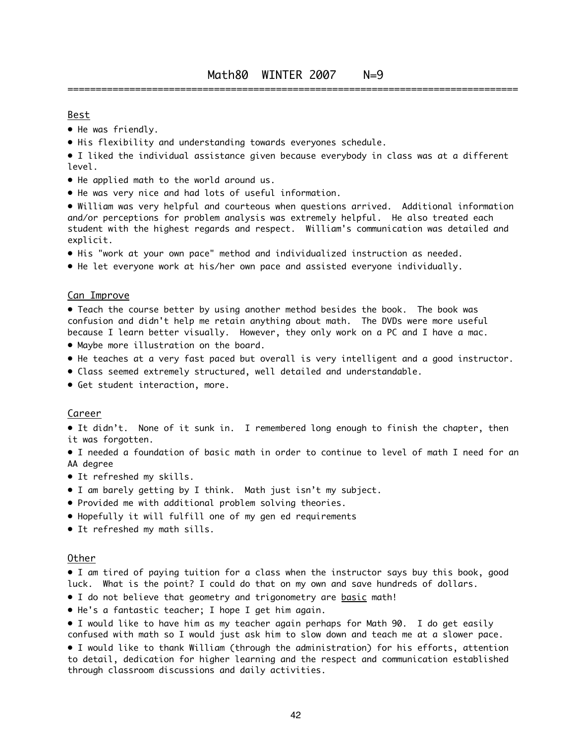## Math80 WINTER 2007 N=9

### Best

- He was friendly.
- His flexibility and understanding towards everyones schedule.
- I liked the individual assistance given because everybody in class was at a different level.
- He applied math to the world around us.
- He was very nice and had lots of useful information.
- William was very helpful and courteous when questions arrived. Additional information and/or perceptions for problem analysis was extremely helpful. He also treated each student with the highest regards and respect. William's communication was detailed and explicit.
- His "work at your own pace" method and individualized instruction as needed.
- He let everyone work at his/her own pace and assisted everyone individually.

### Can Improve

- Teach the course better by using another method besides the book. The book was confusion and didn't help me retain anything about math. The DVDs were more useful because I learn better visually. However, they only work on a PC and I have a mac.
- Maybe more illustration on the board.
- He teaches at a very fast paced but overall is very intelligent and a good instructor.
- Class seemed extremely structured, well detailed and understandable.
- Get student interaction, more.

### Career

- It didn't. None of it sunk in. I remembered long enough to finish the chapter, then it was forgotten.
- I needed a foundation of basic math in order to continue to level of math I need for an AA degree
- It refreshed my skills.
- I am barely getting by I think. Math just isn't my subject.
- Provided me with additional problem solving theories.
- Hopefully it will fulfill one of my gen ed requirements
- It refreshed my math sills.

### Other

- I am tired of paying tuition for a class when the instructor says buy this book, good luck. What is the point? I could do that on my own and save hundreds of dollars.
- I do not believe that geometry and trigonometry are basic math!
- He's a fantastic teacher; I hope I get him again.
- I would like to have him as my teacher again perhaps for Math 90. I do get easily confused with math so I would just ask him to slow down and teach me at a slower pace.
- I would like to thank William (through the administration) for his efforts, attention to detail, dedication for higher learning and the respect and communication established through classroom discussions and daily activities.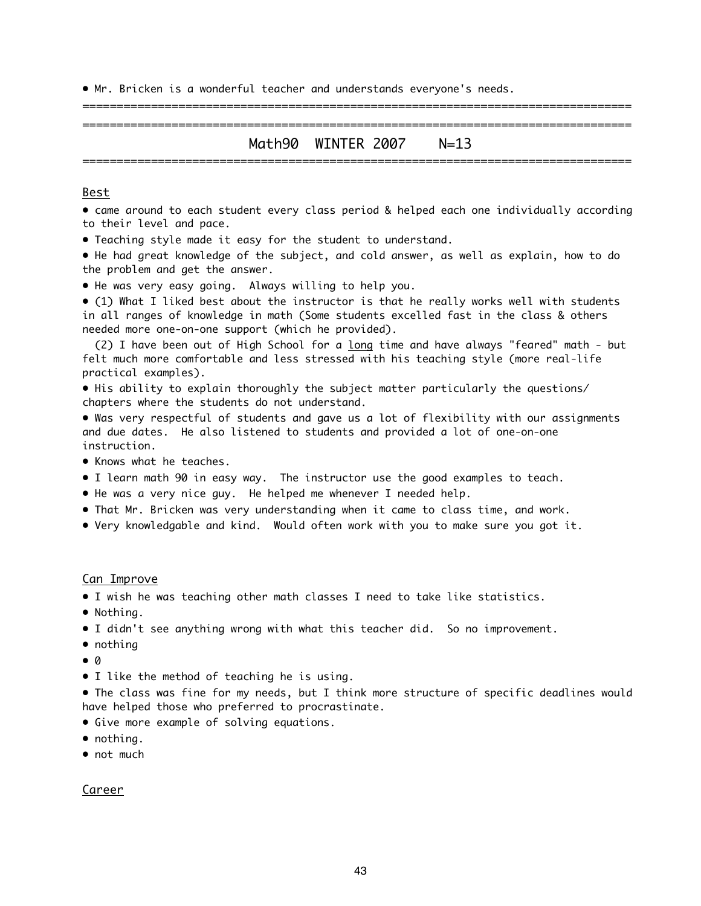• Mr. Bricken is a wonderful teacher and understands everyone's needs.

================================================================================

================================================================================

## Math90 WINTER 2007 N=13

================================================================================

Best

- came around to each student every class period & helped each one individually according to their level and pace.
- Teaching style made it easy for the student to understand.
- He had great knowledge of the subject, and cold answer, as well as explain, how to do the problem and get the answer.
- He was very easy going. Always willing to help you.
- (1) What I liked best about the instructor is that he really works well with students in all ranges of knowledge in math (Some students excelled fast in the class & others needed more one-on-one support (which he provided).

  (2) I have been out of High School for a long time and have always "feared" math - but felt much more comfortable and less stressed with his teaching style (more real-life practical examples).
- His ability to explain thoroughly the subject matter particularly the questions/ chapters where the students do not understand.
- Was very respectful of students and gave us a lot of flexibility with our assignments and due dates. He also listened to students and provided a lot of one-on-one instruction.
- Knows what he teaches.
- I learn math 90 in easy way. The instructor use the good examples to teach.
- He was a very nice guy. He helped me whenever I needed help.
- That Mr. Bricken was very understanding when it came to class time, and work.
- Very knowledgable and kind. Would often work with you to make sure you got it.

Can Improve

- I wish he was teaching other math classes I need to take like statistics.
- Nothing.
- I didn't see anything wrong with what this teacher did. So no improvement.
- nothing
- 0
- I like the method of teaching he is using.
- The class was fine for my needs, but I think more structure of specific deadlines would have helped those who preferred to procrastinate.
- Give more example of solving equations.
- nothing.
- not much

Career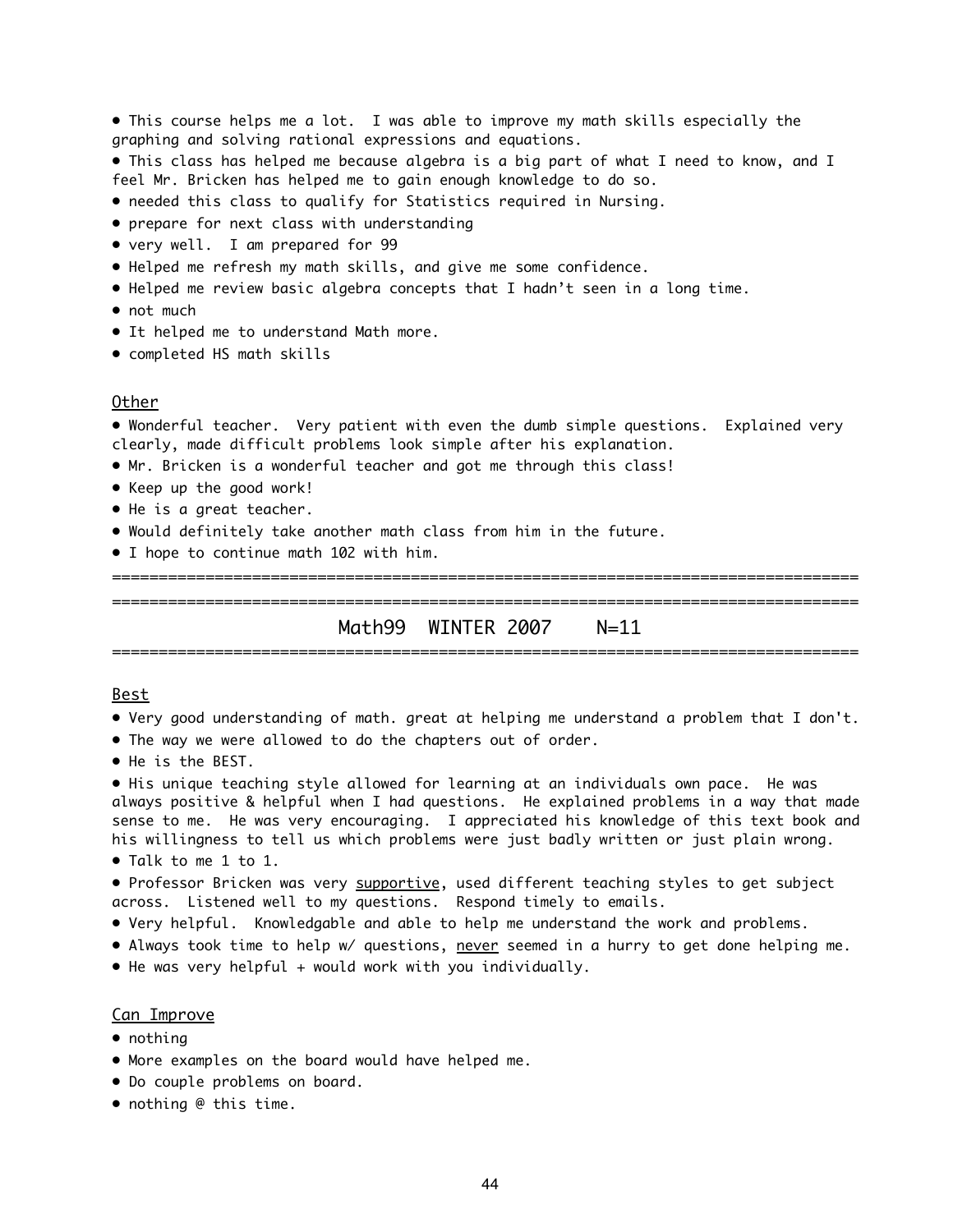- This course helps me a lot. I was able to improve my math skills especially the graphing and solving rational expressions and equations.
- This class has helped me because algebra is a big part of what I need to know, and I feel Mr. Bricken has helped me to gain enough knowledge to do so.
- needed this class to qualify for Statistics required in Nursing.
- prepare for next class with understanding
- very well. I am prepared for 99
- Helped me refresh my math skills, and give me some confidence.
- Helped me review basic algebra concepts that I hadn't seen in a long time.
- not much
- It helped me to understand Math more.
- completed HS math skills

<u>Other</u>

- Wonderful teacher. Very patient with even the dumb simple questions. Explained very clearly, made difficult problems look simple after his explanation.
- Mr. Bricken is a wonderful teacher and got me through this class!
- Keep up the good work!
- He is a great teacher.
- Would definitely take another math class from him in the future.
- I hope to continue math 102 with him.

================================================================================
================================================================================

## Math99 WINTER 2007 N=11

================================================================================

<u>Best</u>

- Very good understanding of math. great at helping me understand a problem that I don't.
- The way we were allowed to do the chapters out of order.
- He is the BEST.
- His unique teaching style allowed for learning at an individuals own pace. He was always positive & helpful when I had questions. He explained problems in a way that made sense to me. He was very encouraging. I appreciated his knowledge of this text book and his willingness to tell us which problems were just badly written or just plain wrong.
- Talk to me 1 to 1.
- Professor Bricken was very <u>supportive</u>, used different teaching styles to get subject across. Listened well to my questions. Respond timely to emails.
- Very helpful. Knowledgable and able to help me understand the work and problems.
- Always took time to help w/ questions, <u>never</u> seemed in a hurry to get done helping me.
- He was very helpful + would work with you individually.

<u>Can Improve</u>

- nothing
- More examples on the board would have helped me.
- Do couple problems on board.
- nothing @ this time.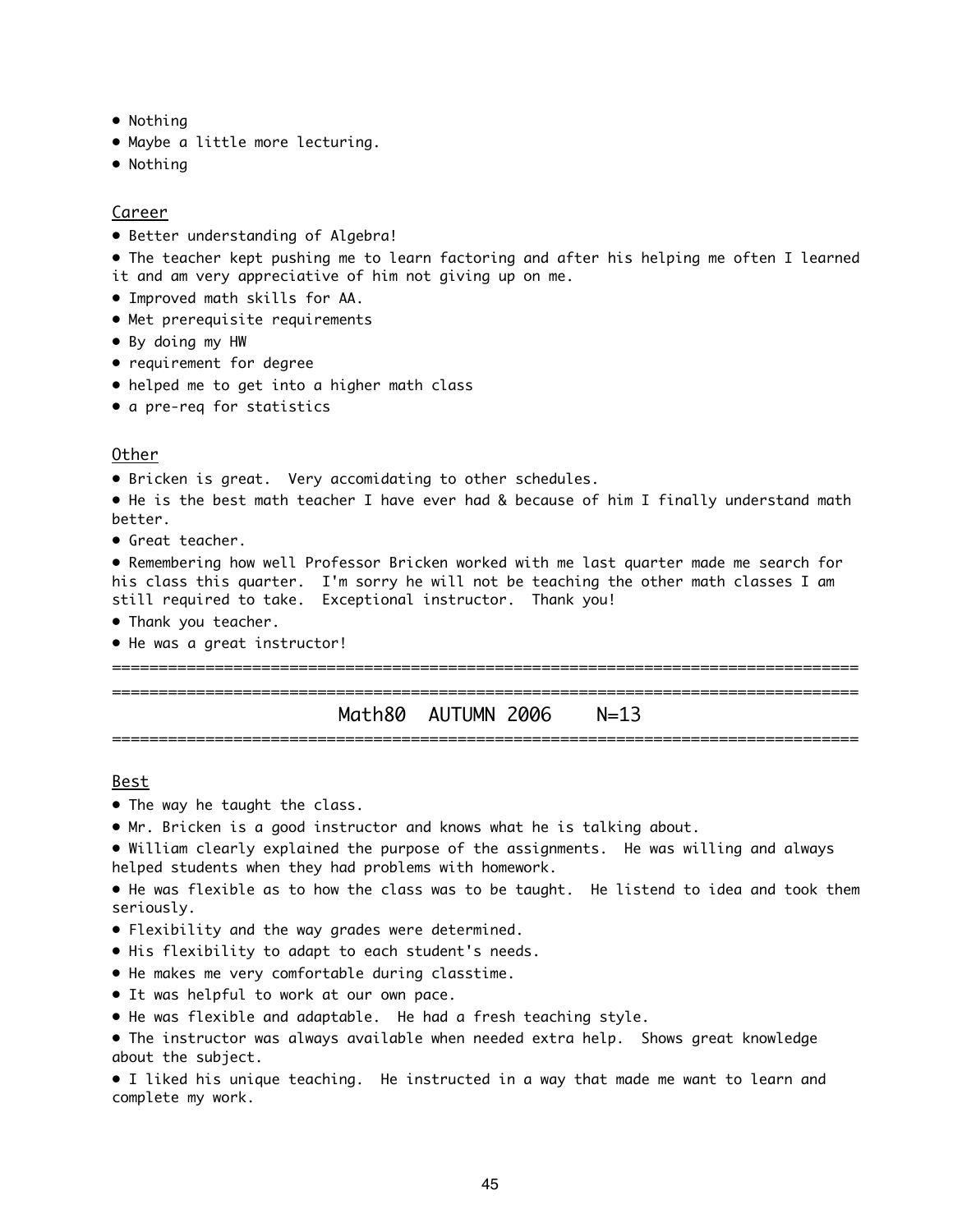- Nothing
- Maybe a little more lecturing.
- Nothing

<u>Career</u>

- Better understanding of Algebra!
- The teacher kept pushing me to learn factoring and after his helping me often I learned it and am very appreciative of him not giving up on me.
- Improved math skills for AA.
- Met prerequisite requirements
- By doing my HW
- requirement for degree
- helped me to get into a higher math class
- a pre-req for statistics

<u>Other</u>

- Bricken is great. Very accomidating to other schedules.
- He is the best math teacher I have ever had & because of him I finally understand math better.
- Great teacher.
- Remembering how well Professor Bricken worked with me last quarter made me search for his class this quarter. I'm sorry he will not be teaching the other math classes I am still required to take. Exceptional instructor. Thank you!
- Thank you teacher.
- He was a great instructor!

---

---

## Math80 AUTUMN 2006 N=13

---

<u>Best</u>

- The way he taught the class.
- Mr. Bricken is a good instructor and knows what he is talking about.
- William clearly explained the purpose of the assignments. He was willing and always helped students when they had problems with homework.
- He was flexible as to how the class was to be taught. He listend to idea and took them seriously.
- Flexibility and the way grades were determined.
- His flexibility to adapt to each student's needs.
- He makes me very comfortable during classtime.
- It was helpful to work at our own pace.
- He was flexible and adaptable. He had a fresh teaching style.
- The instructor was always available when needed extra help. Shows great knowledge about the subject.
- I liked his unique teaching. He instructed in a way that made me want to learn and complete my work.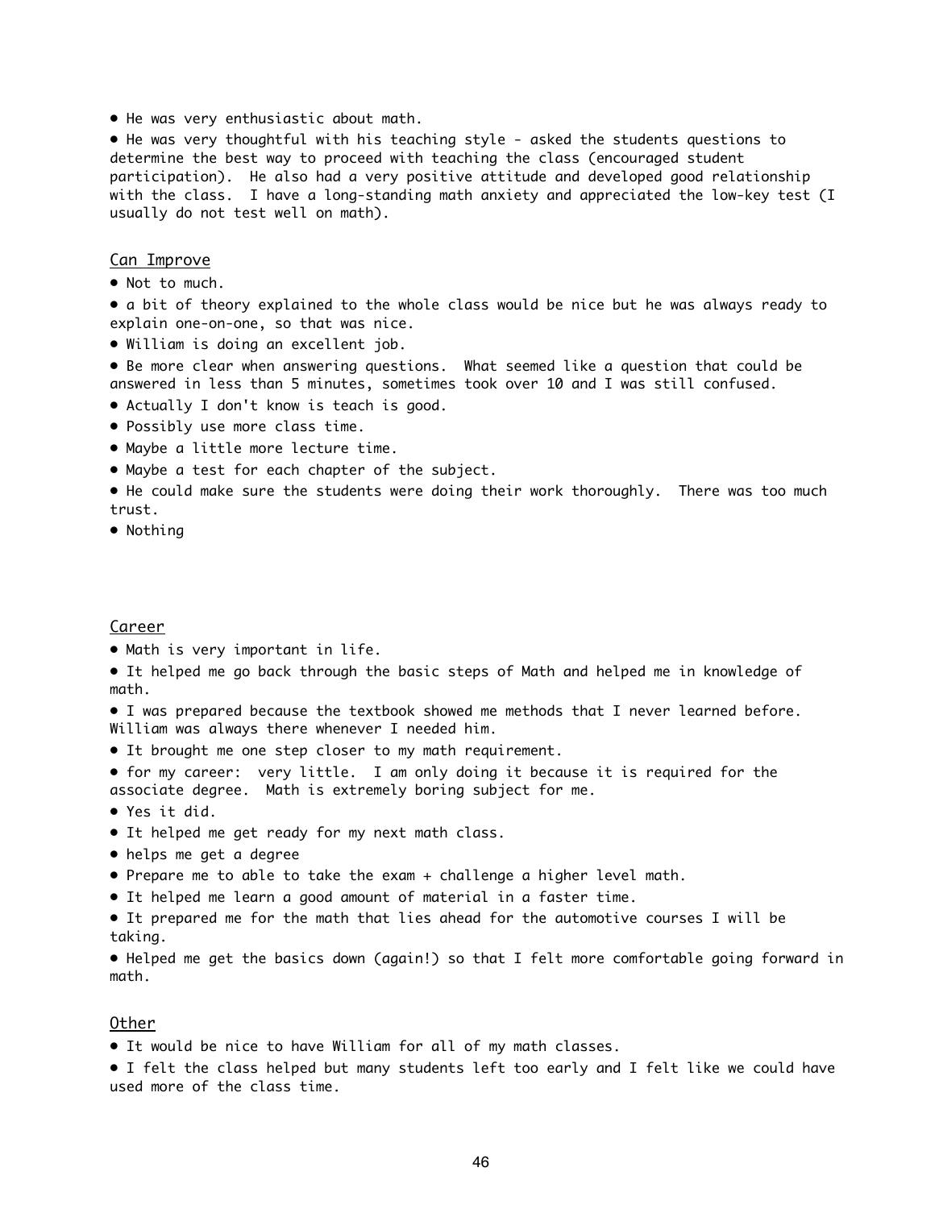- He was very enthusiastic about math.
- He was very thoughtful with his teaching style - asked the students questions to determine the best way to proceed with teaching the class (encouraged student participation). He also had a very positive attitude and developed good relationship with the class. I have a long-standing math anxiety and appreciated the low-key test (I usually do not test well on math).

<u>Can Improve</u>

- Not to much.
- a bit of theory explained to the whole class would be nice but he was always ready to explain one-on-one, so that was nice.
- William is doing an excellent job.
- Be more clear when answering questions. What seemed like a question that could be answered in less than 5 minutes, sometimes took over 10 and I was still confused.
- Actually I don't know is teach is good.
- Possibly use more class time.
- Maybe a little more lecture time.
- Maybe a test for each chapter of the subject.
- He could make sure the students were doing their work thoroughly. There was too much trust.
- Nothing

<u>Career</u>

- Math is very important in life.
- It helped me go back through the basic steps of Math and helped me in knowledge of math.
- I was prepared because the textbook showed me methods that I never learned before. William was always there whenever I needed him.
- It brought me one step closer to my math requirement.
- for my career: very little. I am only doing it because it is required for the associate degree. Math is extremely boring subject for me.
- Yes it did.
- It helped me get ready for my next math class.
- helps me get a degree
- Prepare me to able to take the exam + challenge a higher level math.
- It helped me learn a good amount of material in a faster time.
- It prepared me for the math that lies ahead for the automotive courses I will be taking.
- Helped me get the basics down (again!) so that I felt more comfortable going forward in math.

<u>Other</u>

- It would be nice to have William for all of my math classes.
- I felt the class helped but many students left too early and I felt like we could have used more of the class time.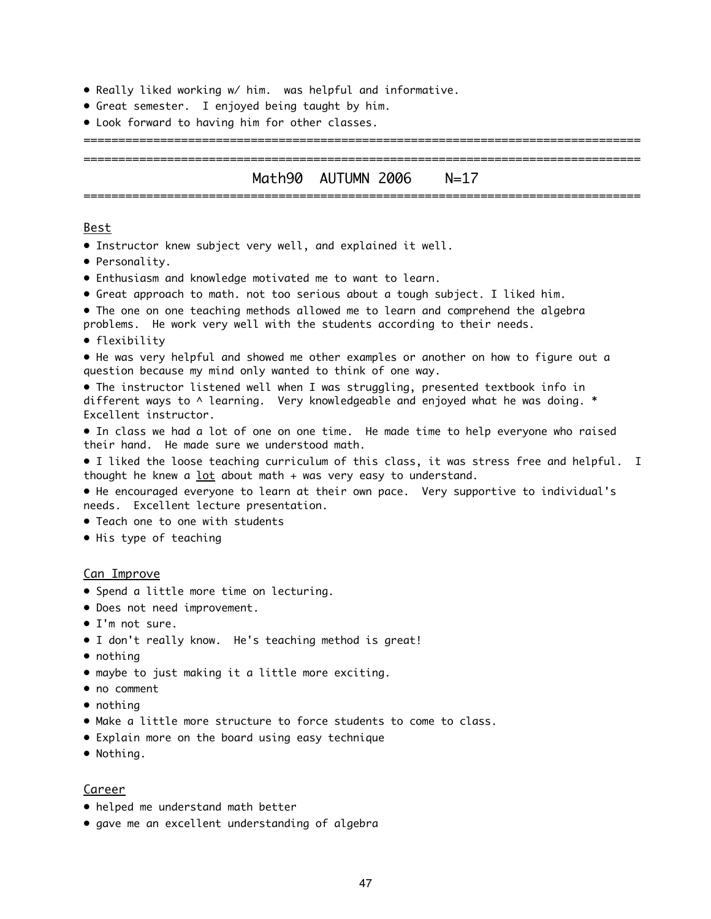- Really liked working w/ him. was helpful and informative.
- Great semester. I enjoyed being taught by him.
- Look forward to having him for other classes.

================================================================================

================================================================================

## Math90 AUTUMN 2006 N=17

================================================================================

Best

- Instructor knew subject very well, and explained it well.
- Personality.
- Enthusiasm and knowledge motivated me to want to learn.
- Great approach to math. not too serious about a tough subject. I liked him.
- The one on one teaching methods allowed me to learn and comprehend the algebra problems. He work very well with the students according to their needs.
- flexibility
- He was very helpful and showed me other examples or another on how to figure out a question because my mind only wanted to think of one way.
- The instructor listened well when I was struggling, presented textbook info in different ways to ^ learning. Very knowledgeable and enjoyed what he was doing. * Excellent instructor.
- In class we had a lot of one on one time. He made time to help everyone who raised their hand. He made sure we understood math.
- I liked the loose teaching curriculum of this class, it was stress free and helpful. I thought he knew a <u>lot</u> about math + was very easy to understand.
- He encouraged everyone to learn at their own pace. Very supportive to individual's needs. Excellent lecture presentation.
- Teach one to one with students
- His type of teaching

Can Improve

- Spend a little more time on lecturing.
- Does not need improvement.
- I'm not sure.
- I don't really know. He's teaching method is great!
- nothing
- maybe to just making it a little more exciting.
- no comment
- nothing
- Make a little more structure to force students to come to class.
- Explain more on the board using easy technique
- Nothing.

Career

- helped me understand math better
- gave me an excellent understanding of algebra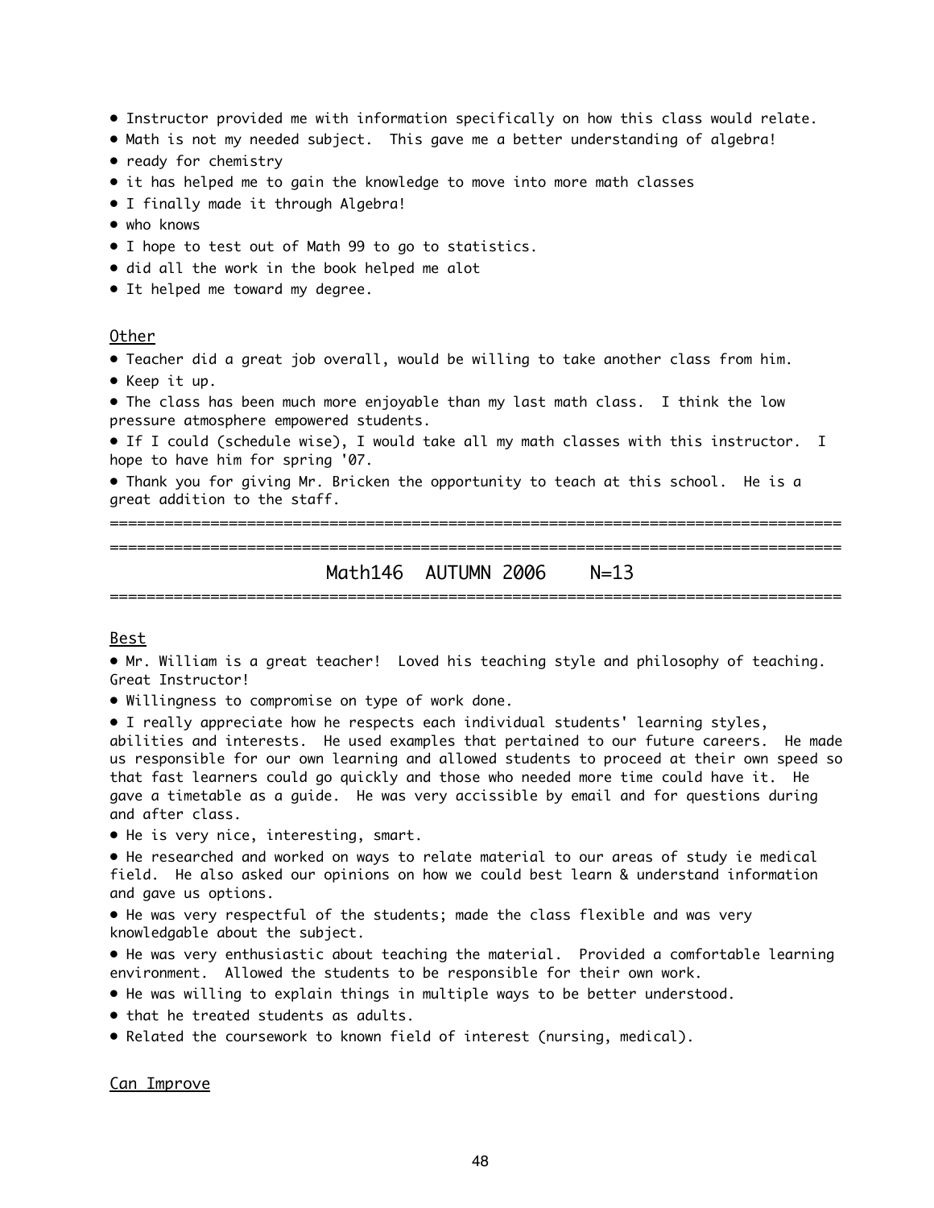- Instructor provided me with information specifically on how this class would relate.
- Math is not my needed subject. This gave me a better understanding of algebra!
- ready for chemistry
- it has helped me to gain the knowledge to move into more math classes
- I finally made it through Algebra!
- who knows
- I hope to test out of Math 99 to go to statistics.
- did all the work in the book helped me alot
- It helped me toward my degree.

Other

- Teacher did a great job overall, would be willing to take another class from him.
- Keep it up.
- The class has been much more enjoyable than my last math class. I think the low pressure atmosphere empowered students.
- If I could (schedule wise), I would take all my math classes with this instructor. I hope to have him for spring '07.
- Thank you for giving Mr. Bricken the opportunity to teach at this school. He is a great addition to the staff.

================================================================================
================================================================================

## Math146 AUTUMN 2006 N=13

================================================================================

Best

- Mr. William is a great teacher! Loved his teaching style and philosophy of teaching. Great Instructor!
- Willingness to compromise on type of work done.
- I really appreciate how he respects each individual students' learning styles, abilities and interests. He used examples that pertained to our future careers. He made us responsible for our own learning and allowed students to proceed at their own speed so that fast learners could go quickly and those who needed more time could have it. He gave a timetable as a guide. He was very accissible by email and for questions during and after class.
- He is very nice, interesting, smart.
- He researched and worked on ways to relate material to our areas of study ie medical field. He also asked our opinions on how we could best learn & understand information and gave us options.
- He was very respectful of the students; made the class flexible and was very knowledgable about the subject.
- He was very enthusiastic about teaching the material. Provided a comfortable learning environment. Allowed the students to be responsible for their own work.
- He was willing to explain things in multiple ways to be better understood.
- that he treated students as adults.
- Related the coursework to known field of interest (nursing, medical).

Can Improve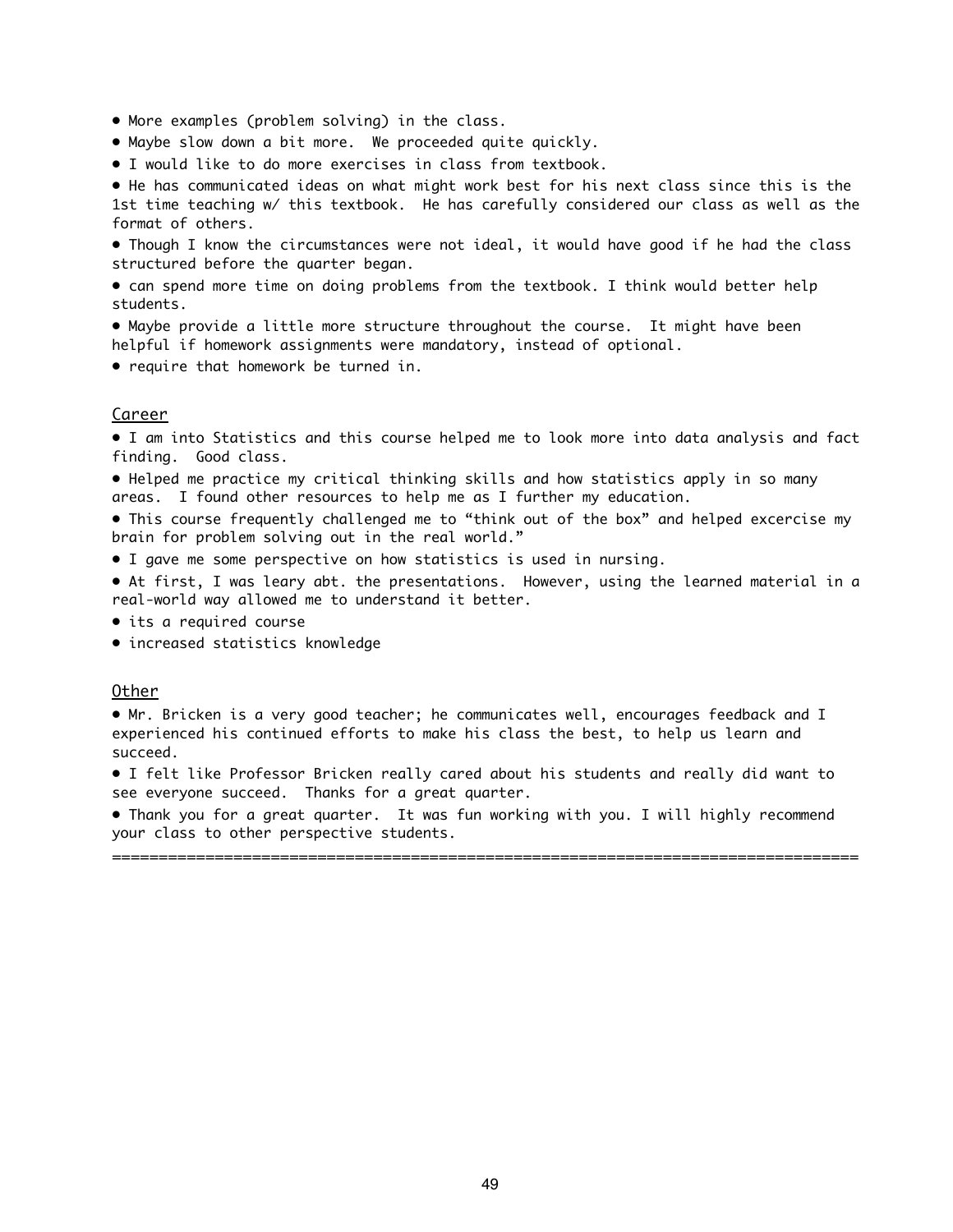- More examples (problem solving) in the class.
- Maybe slow down a bit more. We proceeded quite quickly.
- I would like to do more exercises in class from textbook.
- He has communicated ideas on what might work best for his next class since this is the 1st time teaching w/ this textbook. He has carefully considered our class as well as the format of others.
- Though I know the circumstances were not ideal, it would have good if he had the class structured before the quarter began.
- can spend more time on doing problems from the textbook. I think would better help students.
- Maybe provide a little more structure throughout the course. It might have been helpful if homework assignments were mandatory, instead of optional.
- require that homework be turned in.

<u>Career</u>

- I am into Statistics and this course helped me to look more into data analysis and fact finding. Good class.
- Helped me practice my critical thinking skills and how statistics apply in so many areas. I found other resources to help me as I further my education.
- This course frequently challenged me to "think out of the box" and helped excercise my brain for problem solving out in the real world."
- I gave me some perspective on how statistics is used in nursing.
- At first, I was leary abt. the presentations. However, using the learned material in a real-world way allowed me to understand it better.
- its a required course
- increased statistics knowledge

<u>Other</u>

- Mr. Bricken is a very good teacher; he communicates well, encourages feedback and I experienced his continued efforts to make his class the best, to help us learn and succeed.
- I felt like Professor Bricken really cared about his students and really did want to see everyone succeed. Thanks for a great quarter.
- Thank you for a great quarter. It was fun working with you. I will highly recommend your class to other perspective students.

================================================================================